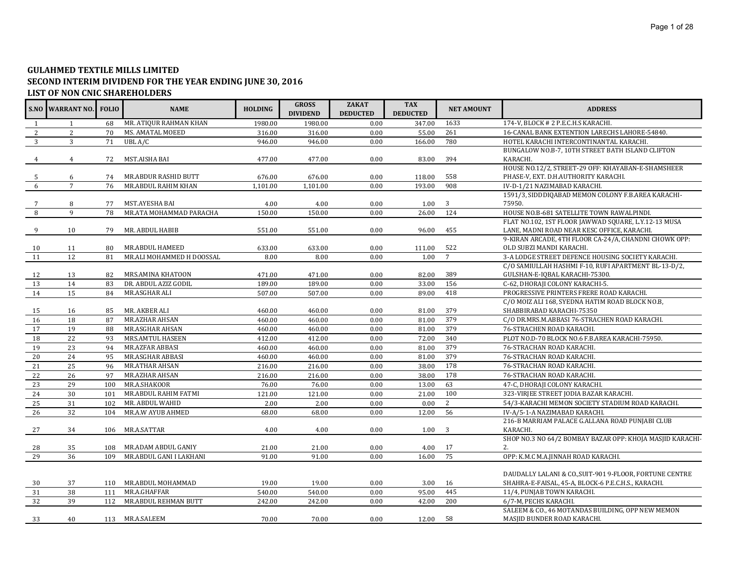# GULAHMED TEXTILE MILLS LIMITED
## SECOND INTERIM DIVIDEND FOR THE YEAR ENDING JUNE 30, 2016
## LIST OF NON CNIC SHAREHOLDERS

| S.NO | WARRANT NO. | FOLIO | NAME | HOLDING | GROSS DIVIDEND | ZAKAT DEDUCTED | TAX DEDUCTED | NET AMOUNT | ADDRESS |
|---|---|---|---|---|---|---|---|---|---|
| 1 | 1 | 68 | MR. ATIQUR RAHMAN KHAN | 1980.00 | 1980.00 | 0.00 | 347.00 | 1633 | 174-V, BLOCK # 2 P.E.C.H.S KARACHI. |
| 2 | 2 | 70 | MS. AMATAL MOEED | 316.00 | 316.00 | 0.00 | 55.00 | 261 | 16-CANAL BANK EXTENTION LARECHS LAHORE-54840. |
| 3 | 3 | 71 | UBL A/C | 946.00 | 946.00 | 0.00 | 166.00 | 780 | HOTEL KARACHI INTERCONTINANTAL KARACHI. |
| 4 | 4 | 72 | MST.AISHA BAI | 477.00 | 477.00 | 0.00 | 83.00 | 394 | BUNGALOW NO.B-7, 10TH STREET BATH ISLAND CLIFTON KARACHI. |
| 5 | 6 | 74 | MR.ABDUR RASHID BUTT | 676.00 | 676.00 | 0.00 | 118.00 | 558 | HOUSE NO.12/2, STREET-29 OFF: KHAYABAN-E-SHAMSHEER PHASE-V, EXT. D.H.AUTHORITY KARACHI. |
| 6 | 7 | 76 | MR.ABDUL RAHIM KHAN | 1,101.00 | 1,101.00 | 0.00 | 193.00 | 908 | IV-D-1/21 NAZIMABAD KARACHI. |
| 7 | 8 | 77 | MST.AYESHA BAI | 4.00 | 4.00 | 0.00 | 1.00 | 3 | 1591/3, SIDDDIQABAD MEMON COLONY F.B.AREA KARACHI-75950. |
| 8 | 9 | 78 | MR.ATA MOHAMMAD PARACHA | 150.00 | 150.00 | 0.00 | 26.00 | 124 | HOUSE NO.B-681 SATELLITE TOWN RAWALPINDI. |
| 9 | 10 | 79 | MR. ABDUL HABIB | 551.00 | 551.00 | 0.00 | 96.00 | 455 | FLAT NO.102, 1ST FLOOR JAWWAD SQUARE, L.Y.12-13 MUSA LANE, MADNI ROAD NEAR KESC OFFICE, KARACHI. |
| 10 | 11 | 80 | MR.ABDUL HAMEED | 633.00 | 633.00 | 0.00 | 111.00 | 522 | 9-KIRAN ARCADE, 4TH FLOOR CA-24/A, CHANDNI CHOWK OPP: OLD SUBZI MANDI KARACHI. |
| 11 | 12 | 81 | MR.ALI MOHAMMED H DOOSSAL | 8.00 | 8.00 | 0.00 | 1.00 | 7 | 3-A LODGE STREET DEFENCE HOUSING SOCIETY KARACHI. |
| 12 | 13 | 82 | MRS.AMINA KHATOON | 471.00 | 471.00 | 0.00 | 82.00 | 389 | C/O SAMIULLAH HASHMI F-10, RUFI APARTMENT BL-13-D/2, GULSHAN-E-IQBAL KARACHI-75300. |
| 13 | 14 | 83 | DR. ABDUL AZIZ GODIL | 189.00 | 189.00 | 0.00 | 33.00 | 156 | C-62, DHORAJI COLONY KARACHI-5. |
| 14 | 15 | 84 | MR.ASGHAR ALI | 507.00 | 507.00 | 0.00 | 89.00 | 418 | PROGRESSIVE PRINTERS FRERE ROAD KARACHI. |
| 15 | 16 | 85 | MR. AKBER ALI | 460.00 | 460.00 | 0.00 | 81.00 | 379 | C/O MOIZ ALI 168, SYEDNA HATIM ROAD BLOCK NO.B, SHABBIRABAD KARACHI-75350 |
| 16 | 18 | 87 | MR.AZHAR AHSAN | 460.00 | 460.00 | 0.00 | 81.00 | 379 | C/O DR.MRS.M.ABBASI 76-STRACHEN ROAD KARACHI. |
| 17 | 19 | 88 | MR.ASGHAR AHSAN | 460.00 | 460.00 | 0.00 | 81.00 | 379 | 76-STRACHEN ROAD KARACHI. |
| 18 | 22 | 93 | MRS.AMTUL HASEEN | 412.00 | 412.00 | 0.00 | 72.00 | 340 | PLOT NO.D-70 BLOCK NO.6 F.B.AREA KARACHI-75950. |
| 19 | 23 | 94 | MR.AZFAR ABBASI | 460.00 | 460.00 | 0.00 | 81.00 | 379 | 76-STRACHAN ROAD KARACHI. |
| 20 | 24 | 95 | MR.ASGHAR ABBASI | 460.00 | 460.00 | 0.00 | 81.00 | 379 | 76-STRACHAN ROAD KARACHI. |
| 21 | 25 | 96 | MR.ATHAR AHSAN | 216.00 | 216.00 | 0.00 | 38.00 | 178 | 76-STRACHAN ROAD KARACHI. |
| 22 | 26 | 97 | MR.AZHAR AHSAN | 216.00 | 216.00 | 0.00 | 38.00 | 178 | 76-STRACHAN ROAD KARACHI. |
| 23 | 29 | 100 | MR.A.SHAKOOR | 76.00 | 76.00 | 0.00 | 13.00 | 63 | 47-C, DHORAJI COLONY KARACHI. |
| 24 | 30 | 101 | MR.ABDUL RAHIM FATMI | 121.00 | 121.00 | 0.00 | 21.00 | 100 | 323-VIRJEE STREET JODIA BAZAR KARACHI. |
| 25 | 31 | 102 | MR. ABDUL WAHID | 2.00 | 2.00 | 0.00 | 0.00 | 2 | 54/3-KARACHI MEMON SOCIETY STADIUM ROAD KARACHI. |
| 26 | 32 | 104 | MR.A.W AYUB AHMED | 68.00 | 68.00 | 0.00 | 12.00 | 56 | IV-A/5-1-A NAZIMABAD KARACHI. |
| 27 | 34 | 106 | MR.A.SATTAR | 4.00 | 4.00 | 0.00 | 1.00 | 3 | 216-B MARRIAM PALACE G.ALLANA ROAD PUNJABI CLUB KARACHI. |
| 28 | 35 | 108 | MR.ADAM ABDUL GANIY | 21.00 | 21.00 | 0.00 | 4.00 | 17 | SHOP NO.3 NO 64/2 BOMBAY BAZAR OPP: KHOJA MASJID KARACHI-2. |
| 29 | 36 | 109 | MR.ABDUL GANI I LAKHANI | 91.00 | 91.00 | 0.00 | 16.00 | 75 | OPP: K.M.C M.A.JINNAH ROAD KARACHI. |
| 30 | 37 | 110 | MR.ABDUL MOHAMMAD | 19.00 | 19.00 | 0.00 | 3.00 | 16 | DAUDALLY LALANI & CO.,SUIT-901 9-FLOOR, FORTUNE CENTRE SHAHRA-E-FAISAL, 45-A, BLOCK-6 P.E.C.H.S., KARACHI. |
| 31 | 38 | 111 | MR.A.GHAFFAR | 540.00 | 540.00 | 0.00 | 95.00 | 445 | 11/4, PUNJAB TOWN KARACHI. |
| 32 | 39 | 112 | MR.ABDUL REHMAN BUTT | 242.00 | 242.00 | 0.00 | 42.00 | 200 | 6/7-M, PECHS KARACHI. |
| 33 | 40 | 113 | MR.A.SALEEM | 70.00 | 70.00 | 0.00 | 12.00 | 58 | SALEEM & CO., 46 MOTANDAS BUILDING, OPP NEW MEMON MASJID BUNDER ROAD KARACHI. |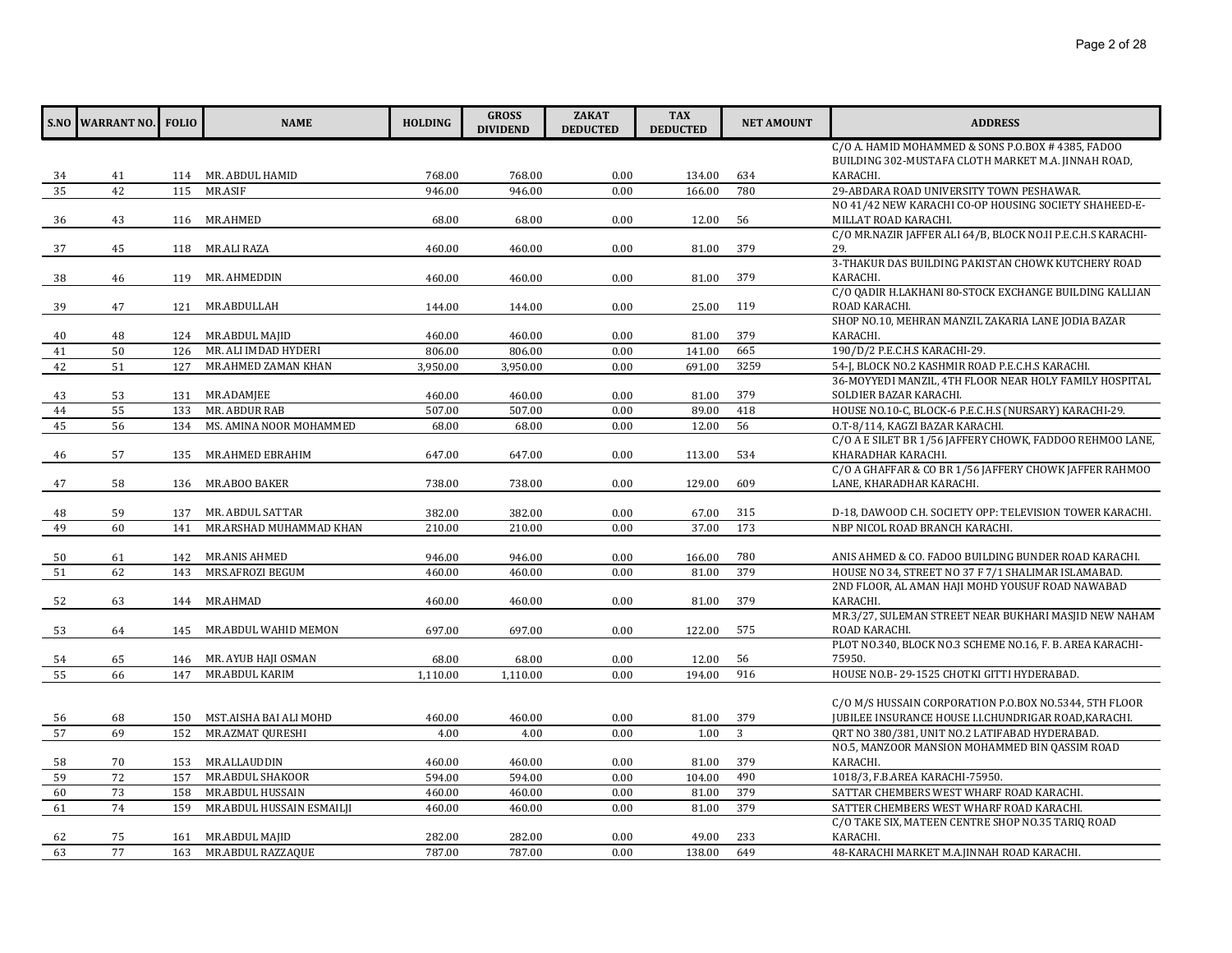| S.NO | WARRANT NO. | FOLIO | NAME | HOLDING | GROSS DIVIDEND | ZAKAT DEDUCTED | TAX DEDUCTED | NET AMOUNT | ADDRESS |
|---|---|---|---|---|---|---|---|---|---|
| 34 | 41 | 114 | MR. ABDUL HAMID | 768.00 | 768.00 | 0.00 | 134.00 | 634 | C/O A. HAMID MOHAMMED & SONS P.O.BOX # 4385, FADOO BUILDING 302-MUSTAFA CLOTH MARKET M.A. JINNAH ROAD, KARACHI. |
| 35 | 42 | 115 | MR.ASIF | 946.00 | 946.00 | 0.00 | 166.00 | 780 | 29-ABDARA ROAD UNIVERSITY TOWN PESHAWAR. |
| 36 | 43 | 116 | MR.AHMED | 68.00 | 68.00 | 0.00 | 12.00 | 56 | NO 41/42 NEW KARACHI CO-OP HOUSING SOCIETY SHAHEED-E-MILLAT ROAD KARACHI. |
| 37 | 45 | 118 | MR.ALI RAZA | 460.00 | 460.00 | 0.00 | 81.00 | 379 | C/O MR.NAZIR JAFFER ALI 64/B, BLOCK NO.II P.E.C.H.S KARACHI-29. |
| 38 | 46 | 119 | MR. AHMEDDIN | 460.00 | 460.00 | 0.00 | 81.00 | 379 | 3-THAKUR DAS BUILDING PAKISTAN CHOWK KUTCHERY ROAD KARACHI. |
| 39 | 47 | 121 | MR.ABDULLAH | 144.00 | 144.00 | 0.00 | 25.00 | 119 | C/O QADIR H.LAKHANI 80-STOCK EXCHANGE BUILDING KALLIAN ROAD KARACHI. |
| 40 | 48 | 124 | MR.ABDUL MAJID | 460.00 | 460.00 | 0.00 | 81.00 | 379 | SHOP NO.10, MEHRAN MANZIL ZAKARIA LANE JODIA BAZAR KARACHI. |
| 41 | 50 | 126 | MR. ALI IMDAD HYDERI | 806.00 | 806.00 | 0.00 | 141.00 | 665 | 190/D/2 P.E.C.H.S KARACHI-29. |
| 42 | 51 | 127 | MR.AHMED ZAMAN KHAN | 3,950.00 | 3,950.00 | 0.00 | 691.00 | 3259 | 54-J, BLOCK NO.2 KASHMIR ROAD P.E.C.H.S KARACHI. |
| 43 | 53 | 131 | MR.ADAMJEE | 460.00 | 460.00 | 0.00 | 81.00 | 379 | 36-MOYYEDI MANZIL, 4TH FLOOR NEAR HOLY FAMILY HOSPITAL SOLDIER BAZAR KARACHI. |
| 44 | 55 | 133 | MR. ABDUR RAB | 507.00 | 507.00 | 0.00 | 89.00 | 418 | HOUSE NO.10-C, BLOCK-6 P.E.C.H.S (NURSARY) KARACHI-29. |
| 45 | 56 | 134 | MS. AMINA NOOR MOHAMMED | 68.00 | 68.00 | 0.00 | 12.00 | 56 | O.T-8/114, KAGZI BAZAR KARACHI. |
| 46 | 57 | 135 | MR.AHMED EBRAHIM | 647.00 | 647.00 | 0.00 | 113.00 | 534 | C/O A E SILET BR 1/56 JAFFERY CHOWK, FADDOO REHMOO LANE, KHARADHAR KARACHI. |
| 47 | 58 | 136 | MR.ABOO BAKER | 738.00 | 738.00 | 0.00 | 129.00 | 609 | C/O A GHAFFAR & CO BR 1/56 JAFFERY CHOWK JAFFER RAHMOO LANE, KHARADHAR KARACHI. |
| 48 | 59 | 137 | MR. ABDUL SATTAR | 382.00 | 382.00 | 0.00 | 67.00 | 315 | D-18, DAWOOD C.H. SOCIETY OPP: TELEVISION TOWER KARACHI. |
| 49 | 60 | 141 | MR.ARSHAD MUHAMMAD KHAN | 210.00 | 210.00 | 0.00 | 37.00 | 173 | NBP NICOL ROAD BRANCH KARACHI. |
| 50 | 61 | 142 | MR.ANIS AHMED | 946.00 | 946.00 | 0.00 | 166.00 | 780 | ANIS AHMED & CO. FADOO BUILDING BUNDER ROAD KARACHI. |
| 51 | 62 | 143 | MRS.AFROZI BEGUM | 460.00 | 460.00 | 0.00 | 81.00 | 379 | HOUSE NO 34, STREET NO 37 F 7/1 SHALIMAR ISLAMABAD. |
| 52 | 63 | 144 | MR.AHMAD | 460.00 | 460.00 | 0.00 | 81.00 | 379 | 2ND FLOOR, AL AMAN HAJI MOHD YOUSUF ROAD NAWABAD KARACHI. |
| 53 | 64 | 145 | MR.ABDUL WAHID MEMON | 697.00 | 697.00 | 0.00 | 122.00 | 575 | MR.3/27, SULEMAN STREET NEAR BUKHARI MASJID NEW NAHAM ROAD KARACHI. |
| 54 | 65 | 146 | MR. AYUB HAJI OSMAN | 68.00 | 68.00 | 0.00 | 12.00 | 56 | PLOT NO.340, BLOCK NO.3 SCHEME NO.16, F. B. AREA KARACHI-75950. |
| 55 | 66 | 147 | MR.ABDUL KARIM | 1,110.00 | 1,110.00 | 0.00 | 194.00 | 916 | HOUSE NO.B- 29-1525 CHOTKI GITTI HYDERABAD. |
| 56 | 68 | 150 | MST.AISHA BAI ALI MOHD | 460.00 | 460.00 | 0.00 | 81.00 | 379 | C/O M/S HUSSAIN CORPORATION P.O.BOX NO.5344, 5TH FLOOR JUBILEE INSURANCE HOUSE I.I.CHUNDRIGAR ROAD,KARACHI. |
| 57 | 69 | 152 | MR.AZMAT QURESHI | 4.00 | 4.00 | 0.00 | 1.00 | 3 | QRT NO 380/381, UNIT NO.2 LATIFABAD HYDERABAD. |
| 58 | 70 | 153 | MR.ALLAUDDIN | 460.00 | 460.00 | 0.00 | 81.00 | 379 | NO.5, MANZOOR MANSION MOHAMMED BIN QASSIM ROAD KARACHI. |
| 59 | 72 | 157 | MR.ABDUL SHAKOOR | 594.00 | 594.00 | 0.00 | 104.00 | 490 | 1018/3, F.B.AREA KARACHI-75950. |
| 60 | 73 | 158 | MR.ABDUL HUSSAIN | 460.00 | 460.00 | 0.00 | 81.00 | 379 | SATTAR CHEMBERS WEST WHARF ROAD KARACHI. |
| 61 | 74 | 159 | MR.ABDUL HUSSAIN ESMAILJI | 460.00 | 460.00 | 0.00 | 81.00 | 379 | SATTER CHEMBERS WEST WHARF ROAD KARACHI. |
| 62 | 75 | 161 | MR.ABDUL MAJID | 282.00 | 282.00 | 0.00 | 49.00 | 233 | C/O TAKE SIX, MATEEN CENTRE SHOP NO.35 TARIQ ROAD KARACHI. |
| 63 | 77 | 163 | MR.ABDUL RAZZAQUE | 787.00 | 787.00 | 0.00 | 138.00 | 649 | 48-KARACHI MARKET M.A.JINNAH ROAD KARACHI. |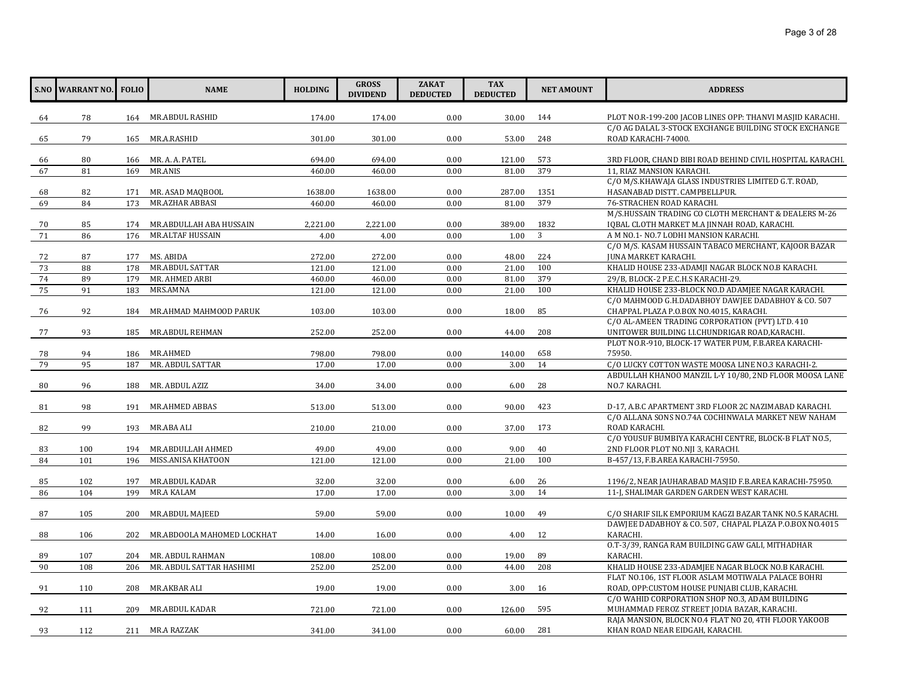| S.NO | WARRANT NO. | FOLIO | NAME | HOLDING | GROSS DIVIDEND | ZAKAT DEDUCTED | TAX DEDUCTED | NET AMOUNT | ADDRESS |
|---|---|---|---|---|---|---|---|---|---|
| 64 | 78 | 164 | MR.ABDUL RASHID | 174.00 | 174.00 | 0.00 | 30.00 | 144 | PLOT NO.R-199-200 JACOB LINES OPP: THANVI MASJID KARACHI. |
| 65 | 79 | 165 | MR.A.RASHID | 301.00 | 301.00 | 0.00 | 53.00 | 248 | C/O AG DALAL 3-STOCK EXCHANGE BUILDING STOCK EXCHANGE ROAD KARACHI-74000. |
| 66 | 80 | 166 | MR. A. A. PATEL | 694.00 | 694.00 | 0.00 | 121.00 | 573 | 3RD FLOOR, CHAND BIBI ROAD BEHIND CIVIL HOSPITAL KARACHI. |
| 67 | 81 | 169 | MR.ANIS | 460.00 | 460.00 | 0.00 | 81.00 | 379 | 11, RIAZ MANSION KARACHI. |
| 68 | 82 | 171 | MR. ASAD MAQBOOL | 1638.00 | 1638.00 | 0.00 | 287.00 | 1351 | C/O M/S.KHAWAJA GLASS INDUSTRIES LIMITED G.T. ROAD, HASANABAD DISTT. CAMPBELLPUR. |
| 69 | 84 | 173 | MR.AZHAR ABBASI | 460.00 | 460.00 | 0.00 | 81.00 | 379 | 76-STRACHEN ROAD KARACHI. |
| 70 | 85 | 174 | MR.ABDULLAH ABA HUSSAIN | 2,221.00 | 2,221.00 | 0.00 | 389.00 | 1832 | M/S.HUSSAIN TRADING CO CLOTH MERCHANT & DEALERS M-26 IQBAL CLOTH MARKET M.A JINNAH ROAD, KARACHI. |
| 71 | 86 | 176 | MR.ALTAF HUSSAIN | 4.00 | 4.00 | 0.00 | 1.00 | 3 | A M NO.1- NO.7 LODHI MANSION KARACHI. |
| 72 | 87 | 177 | MS. ABIDA | 272.00 | 272.00 | 0.00 | 48.00 | 224 | C/O M/S. KASAM HUSSAIN TABACO MERCHANT, KAJOOR BAZAR JUNA MARKET KARACHI. |
| 73 | 88 | 178 | MR.ABDUL SATTAR | 121.00 | 121.00 | 0.00 | 21.00 | 100 | KHALID HOUSE 233-ADAMJI NAGAR BLOCK NO.B KARACHI. |
| 74 | 89 | 179 | MR. AHMED ARBI | 460.00 | 460.00 | 0.00 | 81.00 | 379 | 29/B, BLOCK-2 P.E.C.H.S KARACHI-29. |
| 75 | 91 | 183 | MRS.AMNA | 121.00 | 121.00 | 0.00 | 21.00 | 100 | KHALID HOUSE 233-BLOCK NO.D ADAMJEE NAGAR KARACHI. |
| 76 | 92 | 184 | MR.AHMAD MAHMOOD PARUK | 103.00 | 103.00 | 0.00 | 18.00 | 85 | C/O MAHMOOD G.H.DADABHOY DAWJEE DADABHOY & CO. 507 CHAPPAL PLAZA P.O.BOX NO.4015, KARACHI. |
| 77 | 93 | 185 | MR.ABDUL REHMAN | 252.00 | 252.00 | 0.00 | 44.00 | 208 | C/O AL-AMEEN TRADING CORPORATION (PVT) LTD. 410 UNITOWER BUILDING I.I.CHUNDRIGAR ROAD,KARACHI. |
| 78 | 94 | 186 | MR.AHMED | 798.00 | 798.00 | 0.00 | 140.00 | 658 | PLOT NO.R-910, BLOCK-17 WATER PUM, F.B.AREA KARACHI-75950. |
| 79 | 95 | 187 | MR. ABDUL SATTAR | 17.00 | 17.00 | 0.00 | 3.00 | 14 | C/O LUCKY COTTON WASTE MOOSA LINE NO.3 KARACHI-2. |
| 80 | 96 | 188 | MR. ABDUL AZIZ | 34.00 | 34.00 | 0.00 | 6.00 | 28 | ABDULLAH KHANOO MANZIL L-Y 10/80, 2ND FLOOR MOOSA LANE NO.7 KARACHI. |
| 81 | 98 | 191 | MR.AHMED ABBAS | 513.00 | 513.00 | 0.00 | 90.00 | 423 | D-17, A.B.C APARTMENT 3RD FLOOR 2C NAZIMABAD KARACHI. |
| 82 | 99 | 193 | MR.ABA ALI | 210.00 | 210.00 | 0.00 | 37.00 | 173 | C/O ALLANA SONS NO.74A COCHINWALA MARKET NEW NAHAM ROAD KARACHI. |
| 83 | 100 | 194 | MR.ABDULLAH AHMED | 49.00 | 49.00 | 0.00 | 9.00 | 40 | C/O YOUSUF BUMBIYA KARACHI CENTRE, BLOCK-B FLAT NO.5, 2ND FLOOR PLOT NO.NJI 3, KARACHI. |
| 84 | 101 | 196 | MISS.ANISA KHATOON | 121.00 | 121.00 | 0.00 | 21.00 | 100 | B-457/13, F.B.AREA KARACHI-75950. |
| 85 | 102 | 197 | MR.ABDUL KADAR | 32.00 | 32.00 | 0.00 | 6.00 | 26 | 1196/2, NEAR JAUHARABAD MASJID F.B.AREA KARACHI-75950. |
| 86 | 104 | 199 | MR.A KALAM | 17.00 | 17.00 | 0.00 | 3.00 | 14 | 11-J, SHALIMAR GARDEN GARDEN WEST KARACHI. |
| 87 | 105 | 200 | MR.ABDUL MAJEED | 59.00 | 59.00 | 0.00 | 10.00 | 49 | C/O SHARIF SILK EMPORIUM KAGZI BAZAR TANK NO.5 KARACHI. |
| 88 | 106 | 202 | MR.ABDOOLA MAHOMED LOCKHAT | 14.00 | 16.00 | 0.00 | 4.00 | 12 | DAWJEE DADABHOY & CO. 507, CHAPAL PLAZA P.O.BOX NO.4015 KARACHI. |
| 89 | 107 | 204 | MR. ABDUL RAHMAN | 108.00 | 108.00 | 0.00 | 19.00 | 89 | O.T-3/39, RANGA RAM BUILDING GAW GALI, MITHADHAR KARACHI. |
| 90 | 108 | 206 | MR. ABDUL SATTAR HASHIMI | 252.00 | 252.00 | 0.00 | 44.00 | 208 | KHALID HOUSE 233-ADAMJEE NAGAR BLOCK NO.B KARACHI. |
| 91 | 110 | 208 | MR.AKBAR ALI | 19.00 | 19.00 | 0.00 | 3.00 | 16 | FLAT NO.106, 1ST FLOOR ASLAM MOTIWALA PALACE BOHRI ROAD, OPP:CUSTOM HOUSE PUNJABI CLUB, KARACHI. |
| 92 | 111 | 209 | MR.ABDUL KADAR | 721.00 | 721.00 | 0.00 | 126.00 | 595 | C/O WAHID CORPORATION SHOP NO.3, ADAM BUILDING MUHAMMAD FEROZ STREET JODIA BAZAR, KARACHI. |
| 93 | 112 | 211 | MR.A RAZZAK | 341.00 | 341.00 | 0.00 | 60.00 | 281 | RAJA MANSION, BLOCK NO.4 FLAT NO 20, 4TH FLOOR YAKOOB KHAN ROAD NEAR EIDGAH, KARACHI. |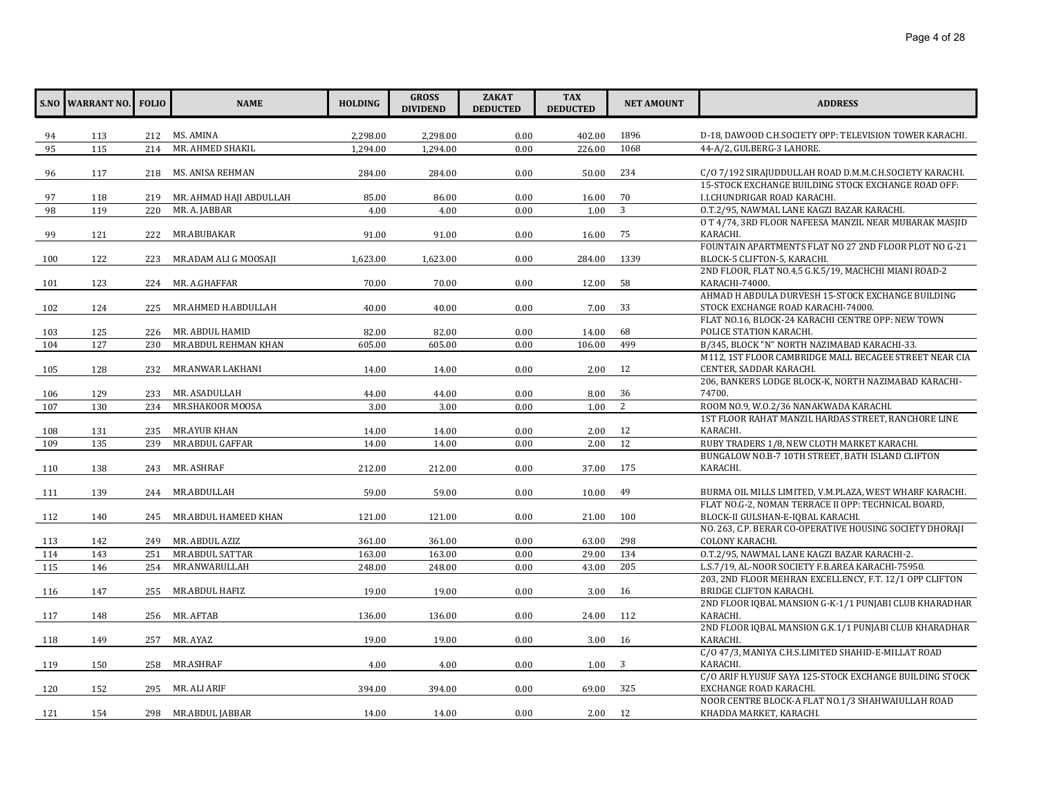| S.NO | WARRANT NO. | FOLIO | NAME | HOLDING | GROSS DIVIDEND | ZAKAT DEDUCTED | TAX DEDUCTED | NET AMOUNT | ADDRESS |
|---|---|---|---|---|---|---|---|---|---|
| 94 | 113 | 212 | MS. AMINA | 2,298.00 | 2,298.00 | 0.00 | 402.00 | 1896 | D-18, DAWOOD C.H.SOCIETY OPP: TELEVISION TOWER KARACHI. |
| 95 | 115 | 214 | MR. AHMED SHAKIL | 1,294.00 | 1,294.00 | 0.00 | 226.00 | 1068 | 44-A/2, GULBERG-3 LAHORE. |
| 96 | 117 | 218 | MS. ANISA REHMAN | 284.00 | 284.00 | 0.00 | 50.00 | 234 | C/O 7/192 SIRAJUDDULLAH ROAD D.M.M.C.H.SOCIETY KARACHI. |
| 97 | 118 | 219 | MR. AHMAD HAJI ABDULLAH | 85.00 | 86.00 | 0.00 | 16.00 | 70 | 15-STOCK EXCHANGE BUILDING STOCK EXCHANGE ROAD OFF: I.I.CHUNDRIGAR ROAD KARACHI. |
| 98 | 119 | 220 | MR. A. JABBAR | 4.00 | 4.00 | 0.00 | 1.00 | 3 | O.T.2/95, NAWMAL LANE KAGZI BAZAR KARACHI. |
| 99 | 121 | 222 | MR.ABUBAKAR | 91.00 | 91.00 | 0.00 | 16.00 | 75 | O T 4/74, 3RD FLOOR NAFEESA MANZIL NEAR MUBARAK MASJID KARACHI. |
| 100 | 122 | 223 | MR.ADAM ALI G MOOSAJI | 1,623.00 | 1,623.00 | 0.00 | 284.00 | 1339 | FOUNTAIN APARTMENTS FLAT NO 27 2ND FLOOR PLOT NO G-21 BLOCK-5 CLIFTON-5, KARACHI. |
| 101 | 123 | 224 | MR. A.GHAFFAR | 70.00 | 70.00 | 0.00 | 12.00 | 58 | 2ND FLOOR, FLAT NO.4,5 G.K.5/19, MACHCHI MIANI ROAD-2 KARACHI-74000. |
| 102 | 124 | 225 | MR.AHMED H.ABDULLAH | 40.00 | 40.00 | 0.00 | 7.00 | 33 | AHMAD H ABDULA DURVESH 15-STOCK EXCHANGE BUILDING STOCK EXCHANGE ROAD KARACHI-74000. |
| 103 | 125 | 226 | MR. ABDUL HAMID | 82.00 | 82.00 | 0.00 | 14.00 | 68 | FLAT NO.16, BLOCK-24 KARACHI CENTRE OPP: NEW TOWN POLICE STATION KARACHI. |
| 104 | 127 | 230 | MR.ABDUL REHMAN KHAN | 605.00 | 605.00 | 0.00 | 106.00 | 499 | B/345, BLOCK "N" NORTH NAZIMABAD KARACHI-33. |
| 105 | 128 | 232 | MR.ANWAR LAKHANI | 14.00 | 14.00 | 0.00 | 2.00 | 12 | M112, 1ST FLOOR CAMBRIDGE MALL BECAGEE STREET NEAR CIA CENTER, SADDAR KARACHI. |
| 106 | 129 | 233 | MR. ASADULLAH | 44.00 | 44.00 | 0.00 | 8.00 | 36 | 206, BANKERS LODGE BLOCK-K, NORTH NAZIMABAD KARACHI-74700. |
| 107 | 130 | 234 | MR.SHAKOOR MOOSA | 3.00 | 3.00 | 0.00 | 1.00 | 2 | ROOM NO.9, W.O.2/36 NANAKWADA KARACHI. |
| 108 | 131 | 235 | MR.AYUB KHAN | 14.00 | 14.00 | 0.00 | 2.00 | 12 | 1ST FLOOR RAHAT MANZIL HARDAS STREET, RANCHORE LINE KARACHI. |
| 109 | 135 | 239 | MR.ABDUL GAFFAR | 14.00 | 14.00 | 0.00 | 2.00 | 12 | RUBY TRADERS 1/8, NEW CLOTH MARKET KARACHI. |
| 110 | 138 | 243 | MR. ASHRAF | 212.00 | 212.00 | 0.00 | 37.00 | 175 | BUNGALOW NO.B-7 10TH STREET, BATH ISLAND CLIFTON KARACHI. |
| 111 | 139 | 244 | MR.ABDULLAH | 59.00 | 59.00 | 0.00 | 10.00 | 49 | BURMA OIL MILLS LIMITED, V.M.PLAZA, WEST WHARF KARACHI. |
| 112 | 140 | 245 | MR.ABDUL HAMEED KHAN | 121.00 | 121.00 | 0.00 | 21.00 | 100 | FLAT NO.G-2, NOMAN TERRACE II OPP: TECHNICAL BOARD, BLOCK-II GULSHAN-E-IQBAL KARACHI. |
| 113 | 142 | 249 | MR. ABDUL AZIZ | 361.00 | 361.00 | 0.00 | 63.00 | 298 | NO. 263, C.P. BERAR CO-OPERATIVE HOUSING SOCIETY DHORAJI COLONY KARACHI. |
| 114 | 143 | 251 | MR.ABDUL SATTAR | 163.00 | 163.00 | 0.00 | 29.00 | 134 | O.T.2/95, NAWMAL LANE KAGZI BAZAR KARACHI-2. |
| 115 | 146 | 254 | MR.ANWARULLAH | 248.00 | 248.00 | 0.00 | 43.00 | 205 | L.S.7/19, AL-NOOR SOCIETY F.B.AREA KARACHI-75950. |
| 116 | 147 | 255 | MR.ABDUL HAFIZ | 19.00 | 19.00 | 0.00 | 3.00 | 16 | 203, 2ND FLOOR MEHRAN EXCELLENCY, F.T. 12/1 OPP CLIFTON BRIDGE CLIFTON KARACHI. |
| 117 | 148 | 256 | MR. AFTAB | 136.00 | 136.00 | 0.00 | 24.00 | 112 | 2ND FLOOR IQBAL MANSION G-K-1/1 PUNJABI CLUB KHARADHAR KARACHI. |
| 118 | 149 | 257 | MR. AYAZ | 19.00 | 19.00 | 0.00 | 3.00 | 16 | 2ND FLOOR IQBAL MANSION G.K.1/1 PUNJABI CLUB KHARADHAR KARACHI. |
| 119 | 150 | 258 | MR.ASHRAF | 4.00 | 4.00 | 0.00 | 1.00 | 3 | C/O 47/3, MANIYA C.H.S.LIMITED SHAHID-E-MILLAT ROAD KARACHI. |
| 120 | 152 | 295 | MR. ALI ARIF | 394.00 | 394.00 | 0.00 | 69.00 | 325 | C/O ARIF H.YUSUF SAYA 125-STOCK EXCHANGE BUILDING STOCK EXCHANGE ROAD KARACHI. |
| 121 | 154 | 298 | MR.ABDUL JABBAR | 14.00 | 14.00 | 0.00 | 2.00 | 12 | NOOR CENTRE BLOCK-A FLAT NO.1/3 SHAHWAIULLAH ROAD KHADDA MARKET, KARACHI. |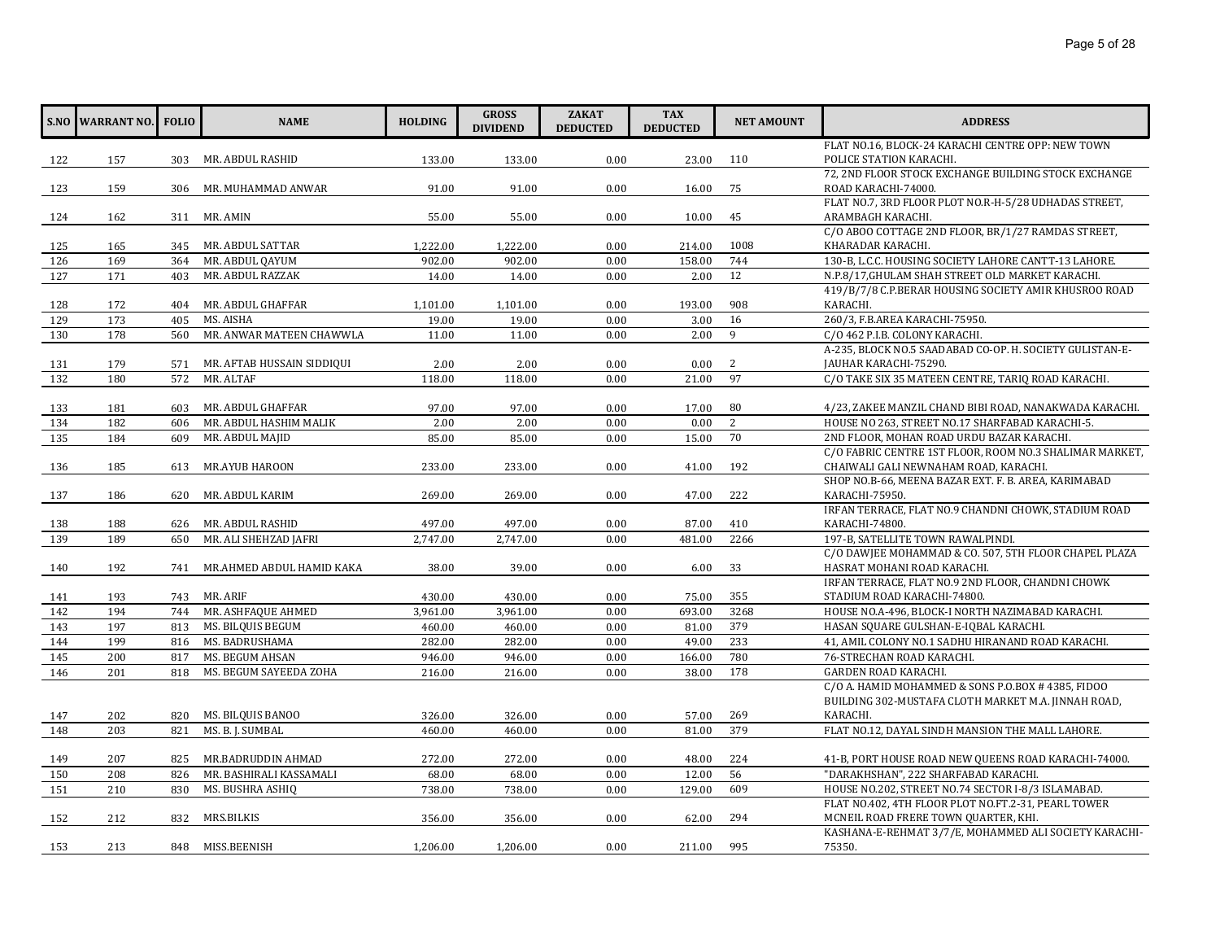| S.NO | WARRANT NO. | FOLIO | NAME | HOLDING | GROSS DIVIDEND | ZAKAT DEDUCTED | TAX DEDUCTED | NET AMOUNT | ADDRESS |
|---|---|---|---|---|---|---|---|---|---|
| 122 | 157 | 303 | MR. ABDUL RASHID | 133.00 | 133.00 | 0.00 | 23.00 | 110 | FLAT NO.16, BLOCK-24 KARACHI CENTRE OPP: NEW TOWN POLICE STATION KARACHI. |
| 123 | 159 | 306 | MR. MUHAMMAD ANWAR | 91.00 | 91.00 | 0.00 | 16.00 | 75 | 72, 2ND FLOOR STOCK EXCHANGE BUILDING STOCK EXCHANGE ROAD KARACHI-74000. |
| 124 | 162 | 311 | MR. AMIN | 55.00 | 55.00 | 0.00 | 10.00 | 45 | FLAT NO.7, 3RD FLOOR PLOT NO.R-H-5/28 UDHADAS STREET, ARAMBAGH KARACHI. |
| 125 | 165 | 345 | MR. ABDUL SATTAR | 1,222.00 | 1,222.00 | 0.00 | 214.00 | 1008 | C/O ABOO COTTAGE 2ND FLOOR, BR/1/27 RAMDAS STREET, KHARADAR KARACHI. |
| 126 | 169 | 364 | MR. ABDUL QAYUM | 902.00 | 902.00 | 0.00 | 158.00 | 744 | 130-B, L.C.C. HOUSING SOCIETY LAHORE CANTT-13 LAHORE. |
| 127 | 171 | 403 | MR. ABDUL RAZZAK | 14.00 | 14.00 | 0.00 | 2.00 | 12 | N.P.8/17,GHULAM SHAH STREET OLD MARKET KARACHI. |
| 128 | 172 | 404 | MR. ABDUL GHAFFAR | 1,101.00 | 1,101.00 | 0.00 | 193.00 | 908 | 419/B/7/8 C.P.BERAR HOUSING SOCIETY AMIR KHUSROO ROAD KARACHI. |
| 129 | 173 | 405 | MS. AISHA | 19.00 | 19.00 | 0.00 | 3.00 | 16 | 260/3, F.B.AREA KARACHI-75950. |
| 130 | 178 | 560 | MR. ANWAR MATEEN CHAWWLA | 11.00 | 11.00 | 0.00 | 2.00 | 9 | C/O 462 P.I.B. COLONY KARACHI. |
| 131 | 179 | 571 | MR. AFTAB HUSSAIN SIDDIQUI | 2.00 | 2.00 | 0.00 | 0.00 | 2 | A-235, BLOCK NO.5 SAADABAD CO-OP. H. SOCIETY GULISTAN-E-JAUHAR KARACHI-75290. |
| 132 | 180 | 572 | MR. ALTAF | 118.00 | 118.00 | 0.00 | 21.00 | 97 | C/O TAKE SIX 35 MATEEN CENTRE, TARIQ ROAD KARACHI. |
| 133 | 181 | 603 | MR. ABDUL GHAFFAR | 97.00 | 97.00 | 0.00 | 17.00 | 80 | 4/23, ZAKEE MANZIL CHAND BIBI ROAD, NANAKWADA KARACHI. |
| 134 | 182 | 606 | MR. ABDUL HASHIM MALIK | 2.00 | 2.00 | 0.00 | 0.00 | 2 | HOUSE NO 263, STREET NO.17 SHARFABAD KARACHI-5. |
| 135 | 184 | 609 | MR. ABDUL MAJID | 85.00 | 85.00 | 0.00 | 15.00 | 70 | 2ND FLOOR, MOHAN ROAD URDU BAZAR KARACHI. |
| 136 | 185 | 613 | MR.AYUB HAROON | 233.00 | 233.00 | 0.00 | 41.00 | 192 | C/O FABRIC CENTRE 1ST FLOOR, ROOM NO.3 SHALIMAR MARKET, CHAIWALI GALI NEWNAHAM ROAD, KARACHI. |
| 137 | 186 | 620 | MR. ABDUL KARIM | 269.00 | 269.00 | 0.00 | 47.00 | 222 | SHOP NO.B-66, MEENA BAZAR EXT. F. B. AREA, KARIMABAD KARACHI-75950. |
| 138 | 188 | 626 | MR. ABDUL RASHID | 497.00 | 497.00 | 0.00 | 87.00 | 410 | IRFAN TERRACE, FLAT NO.9 CHANDNI CHOWK, STADIUM ROAD KARACHI-74800. |
| 139 | 189 | 650 | MR. ALI SHEHZAD JAFRI | 2,747.00 | 2,747.00 | 0.00 | 481.00 | 2266 | 197-B, SATELLITE TOWN RAWALPINDI. |
| 140 | 192 | 741 | MR.AHMED ABDUL HAMID KAKA | 38.00 | 39.00 | 0.00 | 6.00 | 33 | C/O DAWJEE MOHAMMAD & CO. 507, 5TH FLOOR CHAPEL PLAZA HASRAT MOHANI ROAD KARACHI. |
| 141 | 193 | 743 | MR. ARIF | 430.00 | 430.00 | 0.00 | 75.00 | 355 | IRFAN TERRACE, FLAT NO.9 2ND FLOOR, CHANDNI CHOWK STADIUM ROAD KARACHI-74800. |
| 142 | 194 | 744 | MR. ASHFAQUE AHMED | 3,961.00 | 3,961.00 | 0.00 | 693.00 | 3268 | HOUSE NO.A-496, BLOCK-I NORTH NAZIMABAD KARACHI. |
| 143 | 197 | 813 | MS. BILQUIS BEGUM | 460.00 | 460.00 | 0.00 | 81.00 | 379 | HASAN SQUARE GULSHAN-E-IQBAL KARACHI. |
| 144 | 199 | 816 | MS. BADRUSHAMA | 282.00 | 282.00 | 0.00 | 49.00 | 233 | 41, AMIL COLONY NO.1 SADHU HIRANAND ROAD KARACHI. |
| 145 | 200 | 817 | MS. BEGUM AHSAN | 946.00 | 946.00 | 0.00 | 166.00 | 780 | 76-STRECHAN ROAD KARACHI. |
| 146 | 201 | 818 | MS. BEGUM SAYEEDA ZOHA | 216.00 | 216.00 | 0.00 | 38.00 | 178 | GARDEN ROAD KARACHI. |
| 147 | 202 | 820 | MS. BILQUIS BANOO | 326.00 | 326.00 | 0.00 | 57.00 | 269 | C/O A. HAMID MOHAMMED & SONS P.O.BOX # 4385, FIDOO BUILDING 302-MUSTAFA CLOTH MARKET M.A. JINNAH ROAD, KARACHI. |
| 148 | 203 | 821 | MS. B. J. SUMBAL | 460.00 | 460.00 | 0.00 | 81.00 | 379 | FLAT NO.12, DAYAL SINDH MANSION THE MALL LAHORE. |
| 149 | 207 | 825 | MR.BADRUDDIN AHMAD | 272.00 | 272.00 | 0.00 | 48.00 | 224 | 41-B, PORT HOUSE ROAD NEW QUEENS ROAD KARACHI-74000. |
| 150 | 208 | 826 | MR. BASHIRALI KASSAMALI | 68.00 | 68.00 | 0.00 | 12.00 | 56 | "DARAKHSHAN", 222 SHARFABAD KARACHI. |
| 151 | 210 | 830 | MS. BUSHRA ASHIQ | 738.00 | 738.00 | 0.00 | 129.00 | 609 | HOUSE NO.202, STREET NO.74 SECTOR I-8/3 ISLAMABAD. |
| 152 | 212 | 832 | MRS.BILKIS | 356.00 | 356.00 | 0.00 | 62.00 | 294 | FLAT NO.402, 4TH FLOOR PLOT NO.FT.2-31, PEARL TOWER MCNEIL ROAD FRERE TOWN QUARTER, KHI. |
| 153 | 213 | 848 | MISS.BEENISH | 1,206.00 | 1,206.00 | 0.00 | 211.00 | 995 | KASHANA-E-REHMAT 3/7/E, MOHAMMED ALI SOCIETY KARACHI-75350. |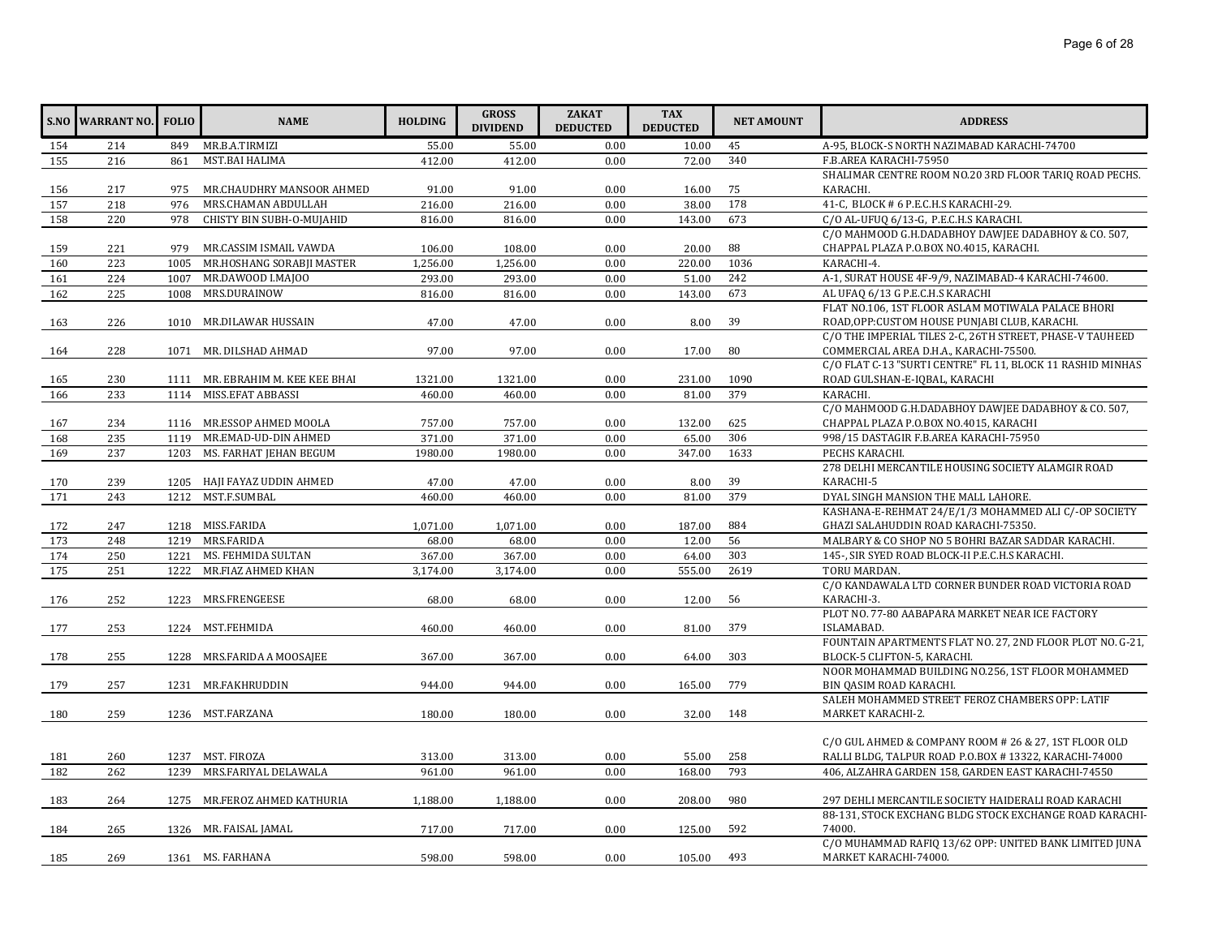| S.NO | WARRANT NO. | FOLIO | NAME | HOLDING | GROSS DIVIDEND | ZAKAT DEDUCTED | TAX DEDUCTED | NET AMOUNT | ADDRESS |
|---|---|---|---|---|---|---|---|---|---|
| 154 | 214 | 849 | MR.B.A.TIRMIZI | 55.00 | 55.00 | 0.00 | 10.00 | 45 | A-95, BLOCK-S NORTH NAZIMABAD KARACHI-74700 |
| 155 | 216 | 861 | MST.BAI HALIMA | 412.00 | 412.00 | 0.00 | 72.00 | 340 | F.B.AREA KARACHI-75950 |
| 156 | 217 | 975 | MR.CHAUDHRY MANSOOR AHMED | 91.00 | 91.00 | 0.00 | 16.00 | 75 | SHALIMAR CENTRE ROOM NO.20 3RD FLOOR TARIQ ROAD PECHS. KARACHI. |
| 157 | 218 | 976 | MRS.CHAMAN ABDULLAH | 216.00 | 216.00 | 0.00 | 38.00 | 178 | 41-C, BLOCK # 6 P.E.C.H.S KARACHI-29. |
| 158 | 220 | 978 | CHISTY BIN SUBH-O-MUJAHID | 816.00 | 816.00 | 0.00 | 143.00 | 673 | C/O AL-UFUQ 6/13-G, P.E.C.H.S KARACHI. |
| 159 | 221 | 979 | MR.CASSIM ISMAIL VAWDA | 106.00 | 108.00 | 0.00 | 20.00 | 88 | C/O MAHMOOD G.H.DADABHOY DAWJEE DADABHOY & CO. 507, CHAPPAL PLAZA P.O.BOX NO.4015, KARACHI. |
| 160 | 223 | 1005 | MR.HOSHANG SORABJI MASTER | 1,256.00 | 1,256.00 | 0.00 | 220.00 | 1036 | KARACHI-4. |
| 161 | 224 | 1007 | MR.DAWOOD I.MAJOO | 293.00 | 293.00 | 0.00 | 51.00 | 242 | A-1, SURAT HOUSE 4F-9/9, NAZIMABAD-4 KARACHI-74600. |
| 162 | 225 | 1008 | MRS.DURAINOW | 816.00 | 816.00 | 0.00 | 143.00 | 673 | AL UFAQ 6/13 G P.E.C.H.S KARACHI |
| 163 | 226 | 1010 | MR.DILAWAR HUSSAIN | 47.00 | 47.00 | 0.00 | 8.00 | 39 | FLAT NO.106, 1ST FLOOR ASLAM MOTIWALA PALACE BHORI ROAD,OPP:CUSTOM HOUSE PUNJABI CLUB, KARACHI. |
| 164 | 228 | 1071 | MR. DILSHAD AHMAD | 97.00 | 97.00 | 0.00 | 17.00 | 80 | C/O THE IMPERIAL TILES 2-C, 26TH STREET, PHASE-V TAUHEED COMMERCIAL AREA D.H.A., KARACHI-75500. |
| 165 | 230 | 1111 | MR. EBRAHIM M. KEE KEE BHAI | 1321.00 | 1321.00 | 0.00 | 231.00 | 1090 | C/O FLAT C-13 "SURTI CENTRE" FL 11, BLOCK 11 RASHID MINHAS ROAD GULSHAN-E-IQBAL, KARACHI |
| 166 | 233 | 1114 | MISS.EFAT ABBASSI | 460.00 | 460.00 | 0.00 | 81.00 | 379 | KARACHI. |
| 167 | 234 | 1116 | MR.ESSOP AHMED MOOLA | 757.00 | 757.00 | 0.00 | 132.00 | 625 | C/O MAHMOOD G.H.DADABHOY DAWJEE DADABHOY & CO. 507, CHAPPAL PLAZA P.O.BOX NO.4015, KARACHI |
| 168 | 235 | 1119 | MR.EMAD-UD-DIN AHMED | 371.00 | 371.00 | 0.00 | 65.00 | 306 | 998/15 DASTAGIR F.B.AREA KARACHI-75950 |
| 169 | 237 | 1203 | MS. FARHAT JEHAN BEGUM | 1980.00 | 1980.00 | 0.00 | 347.00 | 1633 | PECHS KARACHI. |
| 170 | 239 | 1205 | HAJI FAYAZ UDDIN AHMED | 47.00 | 47.00 | 0.00 | 8.00 | 39 | 278 DELHI MERCANTILE HOUSING SOCIETY ALAMGIR ROAD KARACHI-5 |
| 171 | 243 | 1212 | MST.F.SUMBAL | 460.00 | 460.00 | 0.00 | 81.00 | 379 | DYAL SINGH MANSION THE MALL LAHORE. |
| 172 | 247 | 1218 | MISS.FARIDA | 1,071.00 | 1,071.00 | 0.00 | 187.00 | 884 | KASHANA-E-REHMAT 24/E/1/3 MOHAMMED ALI C/-OP SOCIETY GHAZI SALAHUDDIN ROAD KARACHI-75350. |
| 173 | 248 | 1219 | MRS.FARIDA | 68.00 | 68.00 | 0.00 | 12.00 | 56 | MALBARY & CO SHOP NO 5 BOHRI BAZAR SADDAR KARACHI. |
| 174 | 250 | 1221 | MS. FEHMIDA SULTAN | 367.00 | 367.00 | 0.00 | 64.00 | 303 | 145-, SIR SYED ROAD BLOCK-II P.E.C.H.S KARACHI. |
| 175 | 251 | 1222 | MR.FIAZ AHMED KHAN | 3,174.00 | 3,174.00 | 0.00 | 555.00 | 2619 | TORU MARDAN. |
| 176 | 252 | 1223 | MRS.FRENGEESE | 68.00 | 68.00 | 0.00 | 12.00 | 56 | C/O KANDAWALA LTD CORNER BUNDER ROAD VICTORIA ROAD KARACHI-3. |
| 177 | 253 | 1224 | MST.FEHMIDA | 460.00 | 460.00 | 0.00 | 81.00 | 379 | PLOT NO. 77-80 AABAPARA MARKET NEAR ICE FACTORY ISLAMABAD. |
| 178 | 255 | 1228 | MRS.FARIDA A MOOSAJEE | 367.00 | 367.00 | 0.00 | 64.00 | 303 | FOUNTAIN APARTMENTS FLAT NO. 27, 2ND FLOOR PLOT NO. G-21, BLOCK-5 CLIFTON-5, KARACHI. |
| 179 | 257 | 1231 | MR.FAKHRUDDIN | 944.00 | 944.00 | 0.00 | 165.00 | 779 | NOOR MOHAMMAD BUILDING NO.256, 1ST FLOOR MOHAMMED BIN QASIM ROAD KARACHI. |
| 180 | 259 | 1236 | MST.FARZANA | 180.00 | 180.00 | 0.00 | 32.00 | 148 | SALEH MOHAMMED STREET FEROZ CHAMBERS OPP: LATIF MARKET KARACHI-2. |
| 181 | 260 | 1237 | MST. FIROZA | 313.00 | 313.00 | 0.00 | 55.00 | 258 | C/O GUL AHMED & COMPANY ROOM # 26 & 27, 1ST FLOOR OLD RALLI BLDG, TALPUR ROAD P.O.BOX # 13322, KARACHI-74000 |
| 182 | 262 | 1239 | MRS.FARIYAL DELAWALA | 961.00 | 961.00 | 0.00 | 168.00 | 793 | 406, ALZAHRA GARDEN 158, GARDEN EAST KARACHI-74550 |
| 183 | 264 | 1275 | MR.FEROZ AHMED KATHURIA | 1,188.00 | 1,188.00 | 0.00 | 208.00 | 980 | 297 DEHLI MERCANTILE SOCIETY HAIDERALI ROAD KARACHI |
| 184 | 265 | 1326 | MR. FAISAL JAMAL | 717.00 | 717.00 | 0.00 | 125.00 | 592 | 88-131, STOCK EXCHANG BLDG STOCK EXCHANGE ROAD KARACHI-74000. |
| 185 | 269 | 1361 | MS. FARHANA | 598.00 | 598.00 | 0.00 | 105.00 | 493 | C/O MUHAMMAD RAFIQ 13/62 OPP: UNITED BANK LIMITED JUNA MARKET KARACHI-74000. |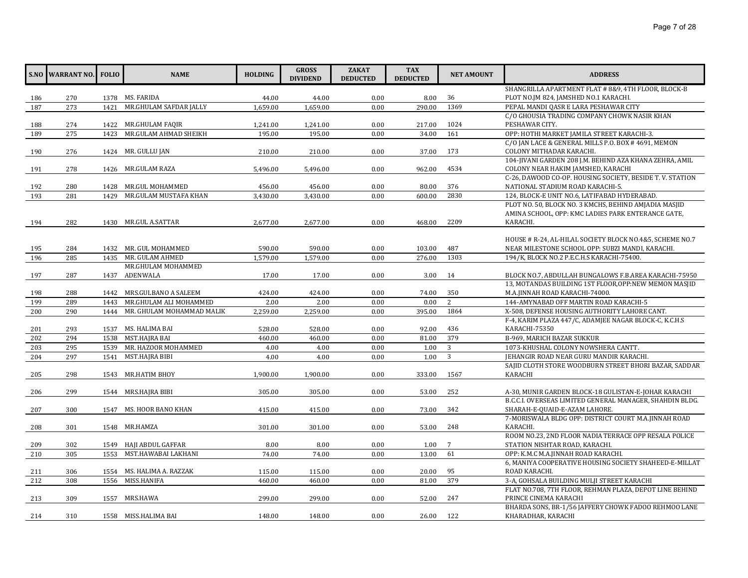| S.NO | WARRANT NO. | FOLIO | NAME | HOLDING | GROSS DIVIDEND | ZAKAT DEDUCTED | TAX DEDUCTED | NET AMOUNT | ADDRESS |
|---|---|---|---|---|---|---|---|---|---|
| 186 | 270 | 1378 | MS. FARIDA | 44.00 | 44.00 | 0.00 | 8.00 | 36 | SHANGRILLA APARTMENT FLAT # 8&9, 4TH FLOOR, BLOCK-B PLOT NO.JM 824, JAMSHED NO.1 KARACHI. |
| 187 | 273 | 1421 | MR.GHULAM SAFDAR JALLY | 1,659.00 | 1,659.00 | 0.00 | 290.00 | 1369 | PEPAL MANDI QASR E LARA PESHAWAR CITY |
| 188 | 274 | 1422 | MR.GHULAM FAQIR | 1,241.00 | 1,241.00 | 0.00 | 217.00 | 1024 | C/O GHOUSIA TRADING COMPANY CHOWK NASIR KHAN PESHAWAR CITY. |
| 189 | 275 | 1423 | MR.GULAM AHMAD SHEIKH | 195.00 | 195.00 | 0.00 | 34.00 | 161 | OPP: HOTHI MARKET JAMILA STREET KARACHI-3. |
| 190 | 276 | 1424 | MR. GULLU JAN | 210.00 | 210.00 | 0.00 | 37.00 | 173 | C/O JAN LACE & GENERAL MILLS P.O. BOX # 4691, MEMON COLONY MITHADAR KARACHI. |
| 191 | 278 | 1426 | MR.GULAM RAZA | 5,496.00 | 5,496.00 | 0.00 | 962.00 | 4534 | 104-JIVANI GARDEN 208 J.M. BEHIND AZA KHANA ZEHRA, AMIL COLONY NEAR HAKIM JAMSHED, KARACHI |
| 192 | 280 | 1428 | MR.GUL MOHAMMED | 456.00 | 456.00 | 0.00 | 80.00 | 376 | C-26, DAWOOD CO-OP. HOUSING SOCIETY, BESIDE T. V. STATION NATIONAL STADIUM ROAD KARACHI-5. |
| 193 | 281 | 1429 | MR.GULAM MUSTAFA KHAN | 3,430.00 | 3,430.00 | 0.00 | 600.00 | 2830 | 124, BLOCK-E UNIT NO.6, LATIFABAD HYDERABAD. |
| 194 | 282 | 1430 | MR.GUL A.SATTAR | 2,677.00 | 2,677.00 | 0.00 | 468.00 | 2209 | PLOT NO. 50, BLOCK NO. 3 KMCHS, BEHIND AMJADIA MASJID AMINA SCHOOL, OPP: KMC LADIES PARK ENTERANCE GATE, KARACHI. |
| 195 | 284 | 1432 | MR. GUL MOHAMMED | 590.00 | 590.00 | 0.00 | 103.00 | 487 | HOUSE # R-24, AL-HILAL SOCIETY BLOCK NO.4&5, SCHEME NO.7 NEAR MILESTONE SCHOOL OPP: SUBZI MANDI, KARACHI. |
| 196 | 285 | 1435 | MR. GULAM AHMED | 1,579.00 | 1,579.00 | 0.00 | 276.00 | 1303 | 194/K, BLOCK NO.2 P.E.C.H.S KARACHI-75400. |
| 197 | 287 | 1437 | MR.GHULAM MOHAMMED ADENWALA | 17.00 | 17.00 | 0.00 | 3.00 | 14 | BLOCK NO.7, ABDULLAH BUNGALOWS F.B.AREA KARACHI-75950 |
| 198 | 288 | 1442 | MRS.GULBANO A SALEEM | 424.00 | 424.00 | 0.00 | 74.00 | 350 | 13, MOTANDAS BUILDING 1ST FLOOR,OPP:NEW MEMON MASJID M.A.JINNAH ROAD KARACHI-74000. |
| 199 | 289 | 1443 | MR.GHULAM ALI MOHAMMED | 2.00 | 2.00 | 0.00 | 0.00 | 2 | 144-AMYNABAD OFF MARTIN ROAD KARACHI-5 |
| 200 | 290 | 1444 | MR. GHULAM MOHAMMAD MALIK | 2,259.00 | 2,259.00 | 0.00 | 395.00 | 1864 | X-508, DEFENSE HOUSING AUTHORITY LAHORE CANT. |
| 201 | 293 | 1537 | MS. HALIMA BAI | 528.00 | 528.00 | 0.00 | 92.00 | 436 | F-4, KARIM PLAZA 447/C, ADAMJEE NAGAR BLOCK-C, K.C.H.S KARACHI-75350 |
| 202 | 294 | 1538 | MST.HAJRA BAI | 460.00 | 460.00 | 0.00 | 81.00 | 379 | B-969, MARICH BAZAR SUKKUR |
| 203 | 295 | 1539 | MR. HAZOOR MOHAMMED | 4.00 | 4.00 | 0.00 | 1.00 | 3 | 1073-KHUSHAL COLONY NOWSHERA CANTT. |
| 204 | 297 | 1541 | MST.HAJRA BIBI | 4.00 | 4.00 | 0.00 | 1.00 | 3 | JEHANGIR ROAD NEAR GURU MANDIR KARACHI. |
| 205 | 298 | 1543 | MR.HATIM BHOY | 1,900.00 | 1,900.00 | 0.00 | 333.00 | 1567 | SAJID CLOTH STORE WOODBURN STREET BHORI BAZAR, SADDAR KARACHI |
| 206 | 299 | 1544 | MRS.HAJRA BIBI | 305.00 | 305.00 | 0.00 | 53.00 | 252 | A-30, MUNIR GARDEN BLOCK-18 GULISTAN-E-JOHAR KARACHI |
| 207 | 300 | 1547 | MS. HOOR BANO KHAN | 415.00 | 415.00 | 0.00 | 73.00 | 342 | B.C.C.I. OVERSEAS LIMITED GENERAL MANAGER, SHAHDIN BLDG. SHARAH-E-QUAID-E-AZAM LAHORE. |
| 208 | 301 | 1548 | MR.HAMZA | 301.00 | 301.00 | 0.00 | 53.00 | 248 | 7-MORISWALA BLDG OPP: DISTRICT COURT M.A.JINNAH ROAD KARACHI. |
| 209 | 302 | 1549 | HAJI ABDUL GAFFAR | 8.00 | 8.00 | 0.00 | 1.00 | 7 | ROOM NO.23, 2ND FLOOR NADIA TERRACE OPP RESALA POLICE STATION NISHTAR ROAD, KARACHI. |
| 210 | 305 | 1553 | MST.HAWABAI LAKHANI | 74.00 | 74.00 | 0.00 | 13.00 | 61 | OPP: K.M.C M.A.JINNAH ROAD KARACHI. |
| 211 | 306 | 1554 | MS. HALIMA A. RAZZAK | 115.00 | 115.00 | 0.00 | 20.00 | 95 | 6, MANIYA COOPERATIVE HOUSING SOCIETY SHAHEED-E-MILLAT ROAD KARACHI. |
| 212 | 308 | 1556 | MISS.HANIFA | 460.00 | 460.00 | 0.00 | 81.00 | 379 | 3-A, GOHSALA BUILDING MULJI STREET KARACHI |
| 213 | 309 | 1557 | MRS.HAWA | 299.00 | 299.00 | 0.00 | 52.00 | 247 | FLAT NO.708, 7TH FLOOR, REHMAN PLAZA, DEPOT LINE BEHIND PRINCE CINEMA KARACHI |
| 214 | 310 | 1558 | MISS.HALIMA BAI | 148.00 | 148.00 | 0.00 | 26.00 | 122 | BHARDA SONS, BR-1/56 JAFFERY CHOWK FADOO REHMOO LANE KHARADHAR, KARACHI |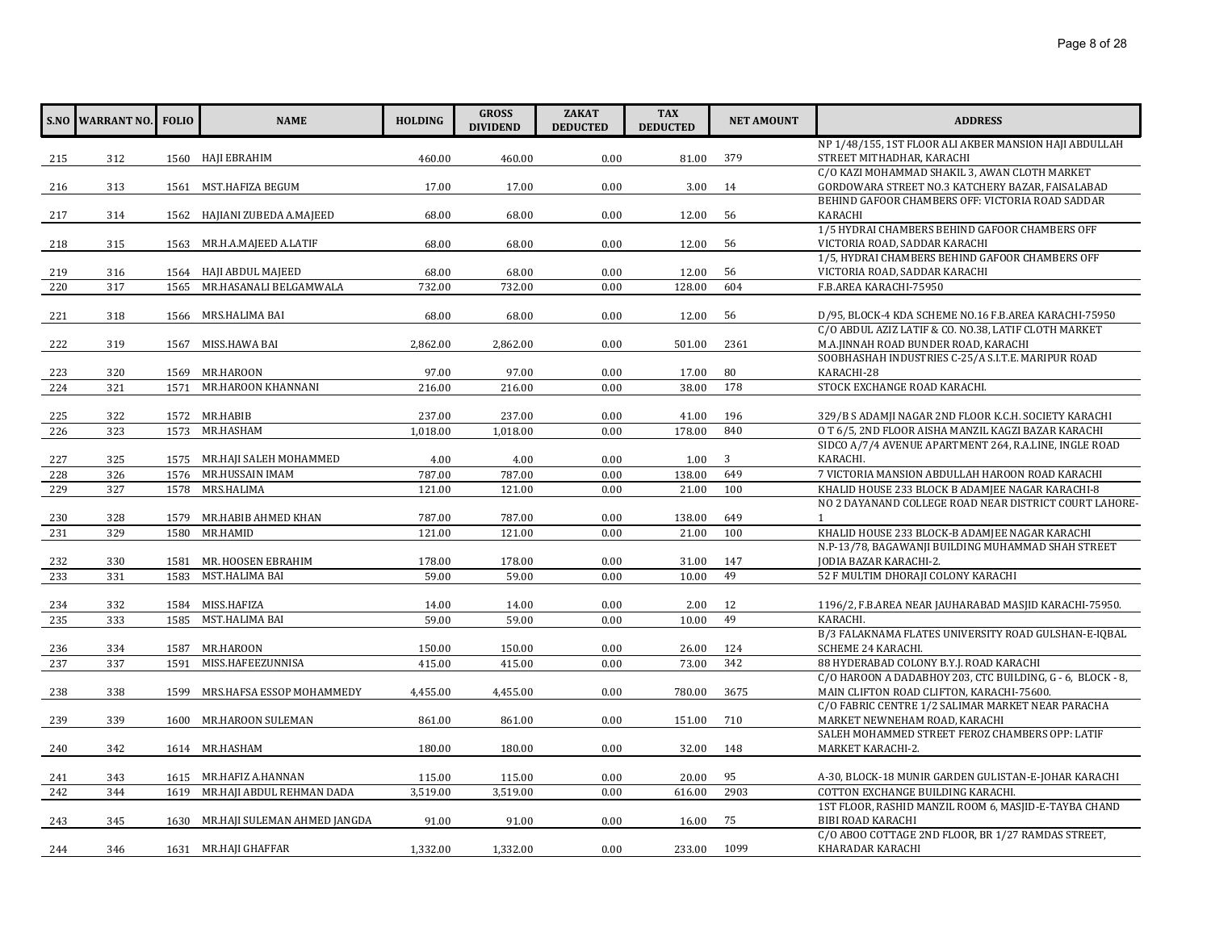| S.NO | WARRANT NO. | FOLIO | NAME | HOLDING | GROSS DIVIDEND | ZAKAT DEDUCTED | TAX DEDUCTED | NET AMOUNT | ADDRESS |
|---|---|---|---|---|---|---|---|---|---|
| 215 | 312 | 1560 | HAJI EBRAHIM | 460.00 | 460.00 | 0.00 | 81.00 | 379 | NP 1/48/155, 1ST FLOOR ALI AKBER MANSION HAJI ABDULLAH STREET MITHADHAR, KARACHI |
| 216 | 313 | 1561 | MST.HAFIZA BEGUM | 17.00 | 17.00 | 0.00 | 3.00 | 14 | C/O KAZI MOHAMMAD SHAKIL 3, AWAN CLOTH MARKET GORDOWARA STREET NO.3 KATCHERY BAZAR, FAISALABAD |
| 217 | 314 | 1562 | HAJIANI ZUBEDA A.MAJEED | 68.00 | 68.00 | 0.00 | 12.00 | 56 | BEHIND GAFOOR CHAMBERS OFF: VICTORIA ROAD SADDAR KARACHI |
| 218 | 315 | 1563 | MR.H.A.MAJEED A.LATIF | 68.00 | 68.00 | 0.00 | 12.00 | 56 | 1/5 HYDRAI CHAMBERS BEHIND GAFOOR CHAMBERS OFF VICTORIA ROAD, SADDAR KARACHI |
| 219 | 316 | 1564 | HAJI ABDUL MAJEED | 68.00 | 68.00 | 0.00 | 12.00 | 56 | 1/5, HYDRAI CHAMBERS BEHIND GAFOOR CHAMBERS OFF VICTORIA ROAD, SADDAR KARACHI |
| 220 | 317 | 1565 | MR.HASANALI BELGAMWALA | 732.00 | 732.00 | 0.00 | 128.00 | 604 | F.B.AREA KARACHI-75950 |
| 221 | 318 | 1566 | MRS.HALIMA BAI | 68.00 | 68.00 | 0.00 | 12.00 | 56 | D/95, BLOCK-4 KDA SCHEME NO.16 F.B.AREA KARACHI-75950 |
| 222 | 319 | 1567 | MISS.HAWA BAI | 2,862.00 | 2,862.00 | 0.00 | 501.00 | 2361 | C/O ABDUL AZIZ LATIF & CO. NO.38, LATIF CLOTH MARKET M.A.JINNAH ROAD BUNDER ROAD, KARACHI |
| 223 | 320 | 1569 | MR.HAROON | 97.00 | 97.00 | 0.00 | 17.00 | 80 | SOOBHASHAH INDUSTRIES C-25/A S.I.T.E. MARIPUR ROAD KARACHI-28 |
| 224 | 321 | 1571 | MR.HAROON KHANNANI | 216.00 | 216.00 | 0.00 | 38.00 | 178 | STOCK EXCHANGE ROAD KARACHI. |
| 225 | 322 | 1572 | MR.HABIB | 237.00 | 237.00 | 0.00 | 41.00 | 196 | 329/B S ADAMJI NAGAR 2ND FLOOR K.C.H. SOCIETY KARACHI |
| 226 | 323 | 1573 | MR.HASHAM | 1,018.00 | 1,018.00 | 0.00 | 178.00 | 840 | O T 6/5, 2ND FLOOR AISHA MANZIL KAGZI BAZAR KARACHI |
| 227 | 325 | 1575 | MR.HAJI SALEH MOHAMMED | 4.00 | 4.00 | 0.00 | 1.00 | 3 | SIDCO A/7/4 AVENUE APARTMENT 264, R.A.LINE, INGLE ROAD KARACHI. |
| 228 | 326 | 1576 | MR.HUSSAIN IMAM | 787.00 | 787.00 | 0.00 | 138.00 | 649 | 7 VICTORIA MANSION ABDULLAH HAROON ROAD KARACHI |
| 229 | 327 | 1578 | MRS.HALIMA | 121.00 | 121.00 | 0.00 | 21.00 | 100 | KHALID HOUSE 233 BLOCK B ADAMJEE NAGAR KARACHI-8 |
| 230 | 328 | 1579 | MR.HABIB AHMED KHAN | 787.00 | 787.00 | 0.00 | 138.00 | 649 | NO 2 DAYANAND COLLEGE ROAD NEAR DISTRICT COURT LAHORE-1 |
| 231 | 329 | 1580 | MR.HAMID | 121.00 | 121.00 | 0.00 | 21.00 | 100 | KHALID HOUSE 233 BLOCK-B ADAMJEE NAGAR KARACHI |
| 232 | 330 | 1581 | MR. HOOSEN EBRAHIM | 178.00 | 178.00 | 0.00 | 31.00 | 147 | N.P-13/78, BAGAWANJI BUILDING MUHAMMAD SHAH STREET JODIA BAZAR KARACHI-2. |
| 233 | 331 | 1583 | MST.HALIMA BAI | 59.00 | 59.00 | 0.00 | 10.00 | 49 | 52 F MULTIM DHORAJI COLONY KARACHI |
| 234 | 332 | 1584 | MISS.HAFIZA | 14.00 | 14.00 | 0.00 | 2.00 | 12 | 1196/2, F.B.AREA NEAR JAUHARABAD MASJID KARACHI-75950. |
| 235 | 333 | 1585 | MST.HALIMA BAI | 59.00 | 59.00 | 0.00 | 10.00 | 49 | KARACHI. |
| 236 | 334 | 1587 | MR.HAROON | 150.00 | 150.00 | 0.00 | 26.00 | 124 | B/3 FALAKNAMA FLATES UNIVERSITY ROAD GULSHAN-E-IQBAL SCHEME 24 KARACHI. |
| 237 | 337 | 1591 | MISS.HAFEEZUNNISA | 415.00 | 415.00 | 0.00 | 73.00 | 342 | 88 HYDERABAD COLONY B.Y.J. ROAD KARACHI |
| 238 | 338 | 1599 | MRS.HAFSA ESSOP MOHAMMEDY | 4,455.00 | 4,455.00 | 0.00 | 780.00 | 3675 | C/O HAROON A DADABHOY 203, CTC BUILDING, G - 6, BLOCK - 8, MAIN CLIFTON ROAD CLIFTON, KARACHI-75600. |
| 239 | 339 | 1600 | MR.HAROON SULEMAN | 861.00 | 861.00 | 0.00 | 151.00 | 710 | C/O FABRIC CENTRE 1/2 SALIMAR MARKET NEAR PARACHA MARKET NEWNEHAM ROAD, KARACHI |
| 240 | 342 | 1614 | MR.HASHAM | 180.00 | 180.00 | 0.00 | 32.00 | 148 | SALEH MOHAMMED STREET FEROZ CHAMBERS OPP: LATIF MARKET KARACHI-2. |
| 241 | 343 | 1615 | MR.HAFIZ A.HANNAN | 115.00 | 115.00 | 0.00 | 20.00 | 95 | A-30, BLOCK-18 MUNIR GARDEN GULISTAN-E-JOHAR KARACHI |
| 242 | 344 | 1619 | MR.HAJI ABDUL REHMAN DADA | 3,519.00 | 3,519.00 | 0.00 | 616.00 | 2903 | COTTON EXCHANGE BUILDING KARACHI. |
| 243 | 345 | 1630 | MR.HAJI SULEMAN AHMED JANGDA | 91.00 | 91.00 | 0.00 | 16.00 | 75 | 1ST FLOOR, RASHID MANZIL ROOM 6, MASJID-E-TAYBA CHAND BIBI ROAD KARACHI |
| 244 | 346 | 1631 | MR.HAJI GHAFFAR | 1,332.00 | 1,332.00 | 0.00 | 233.00 | 1099 | C/O ABOO COTTAGE 2ND FLOOR, BR 1/27 RAMDAS STREET, KHARADAR KARACHI |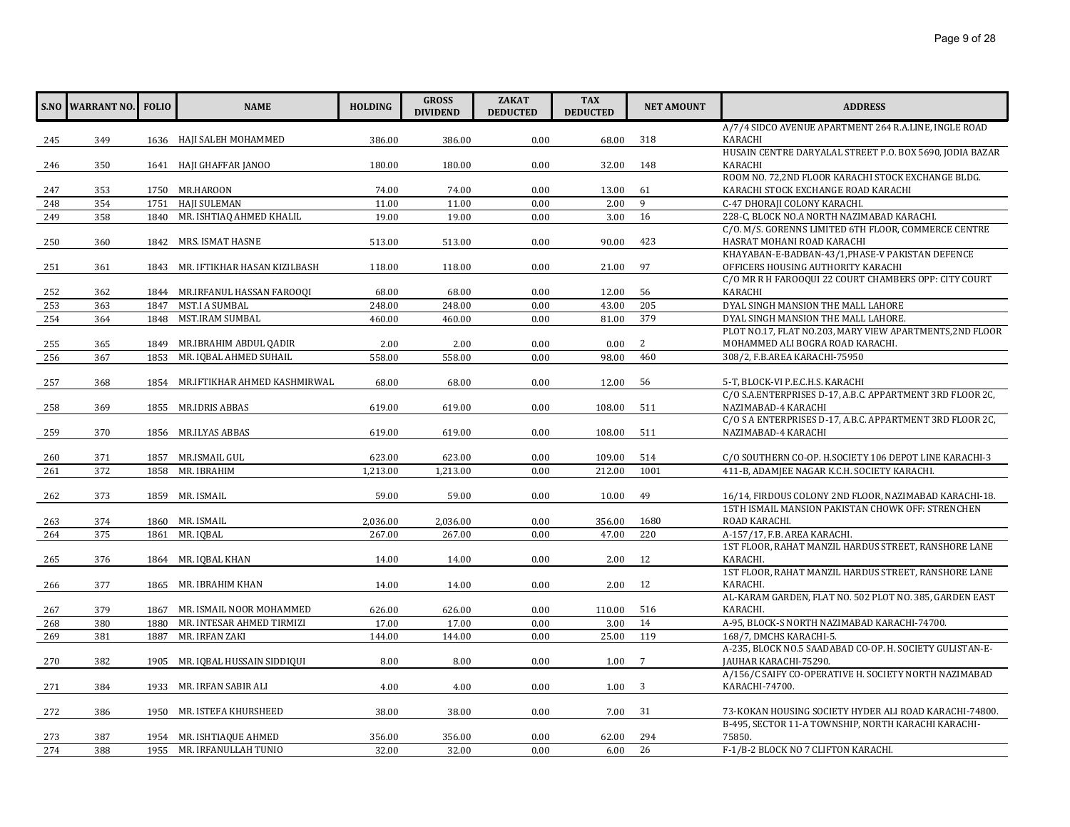| S.NO | WARRANT NO. | FOLIO | NAME | HOLDING | GROSS DIVIDEND | ZAKAT DEDUCTED | TAX DEDUCTED | NET AMOUNT | ADDRESS |
|---|---|---|---|---|---|---|---|---|---|
| 245 | 349 | 1636 | HAJI SALEH MOHAMMED | 386.00 | 386.00 | 0.00 | 68.00 | 318 | A/7/4 SIDCO AVENUE APARTMENT 264 R.A.LINE, INGLE ROAD KARACHI |
| 246 | 350 | 1641 | HAJI GHAFFAR JANOO | 180.00 | 180.00 | 0.00 | 32.00 | 148 | HUSAIN CENTRE DARYALAL STREET P.O. BOX 5690, JODIA BAZAR KARACHI |
| 247 | 353 | 1750 | MR.HAROON | 74.00 | 74.00 | 0.00 | 13.00 | 61 | ROOM NO. 72,2ND FLOOR KARACHI STOCK EXCHANGE BLDG. KARACHI STOCK EXCHANGE ROAD KARACHI |
| 248 | 354 | 1751 | HAJI SULEMAN | 11.00 | 11.00 | 0.00 | 2.00 | 9 | C-47 DHORAJI COLONY KARACHI. |
| 249 | 358 | 1840 | MR. ISHTIAQ AHMED KHALIL | 19.00 | 19.00 | 0.00 | 3.00 | 16 | 228-C, BLOCK NO.A NORTH NAZIMABAD KARACHI. |
| 250 | 360 | 1842 | MRS. ISMAT HASNE | 513.00 | 513.00 | 0.00 | 90.00 | 423 | C/O. M/S. GORENNS LIMITED 6TH FLOOR, COMMERCE CENTRE HASRAT MOHANI ROAD KARACHI |
| 251 | 361 | 1843 | MR. IFTIKHAR HASAN KIZILBASH | 118.00 | 118.00 | 0.00 | 21.00 | 97 | KHAYABAN-E-BADBAN-43/1,PHASE-V PAKISTAN DEFENCE OFFICERS HOUSING AUTHORITY KARACHI |
| 252 | 362 | 1844 | MR.IRFANUL HASSAN FAROOQI | 68.00 | 68.00 | 0.00 | 12.00 | 56 | C/O MR R H FAROOQUI 22 COURT CHAMBERS OPP: CITY COURT KARACHI |
| 253 | 363 | 1847 | MST.I A SUMBAL | 248.00 | 248.00 | 0.00 | 43.00 | 205 | DYAL SINGH MANSION THE MALL LAHORE |
| 254 | 364 | 1848 | MST.IRAM SUMBAL | 460.00 | 460.00 | 0.00 | 81.00 | 379 | DYAL SINGH MANSION THE MALL LAHORE. |
| 255 | 365 | 1849 | MR.IBRAHIM ABDUL QADIR | 2.00 | 2.00 | 0.00 | 0.00 | 2 | PLOT NO.17, FLAT NO.203, MARY VIEW APARTMENTS,2ND FLOOR MOHAMMED ALI BOGRA ROAD KARACHI. |
| 256 | 367 | 1853 | MR. IQBAL AHMED SUHAIL | 558.00 | 558.00 | 0.00 | 98.00 | 460 | 308/2, F.B.AREA KARACHI-75950 |
| 257 | 368 | 1854 | MR.IFTIKHAR AHMED KASHMIRWAL | 68.00 | 68.00 | 0.00 | 12.00 | 56 | 5-T, BLOCK-VI P.E.C.H.S. KARACHI |
| 258 | 369 | 1855 | MR.IDRIS ABBAS | 619.00 | 619.00 | 0.00 | 108.00 | 511 | C/O S.A.ENTERPRISES D-17, A.B.C. APPARTMENT 3RD FLOOR 2C, NAZIMABAD-4 KARACHI |
| 259 | 370 | 1856 | MR.ILYAS ABBAS | 619.00 | 619.00 | 0.00 | 108.00 | 511 | C/O S A ENTERPRISES D-17, A.B.C. APPARTMENT 3RD FLOOR 2C, NAZIMABAD-4 KARACHI |
| 260 | 371 | 1857 | MR.ISMAIL GUL | 623.00 | 623.00 | 0.00 | 109.00 | 514 | C/O SOUTHERN CO-OP. H.SOCIETY 106 DEPOT LINE KARACHI-3 |
| 261 | 372 | 1858 | MR. IBRAHIM | 1,213.00 | 1,213.00 | 0.00 | 212.00 | 1001 | 411-B, ADAMJEE NAGAR K.C.H. SOCIETY KARACHI. |
| 262 | 373 | 1859 | MR. ISMAIL | 59.00 | 59.00 | 0.00 | 10.00 | 49 | 16/14, FIRDOUS COLONY 2ND FLOOR, NAZIMABAD KARACHI-18. |
| 263 | 374 | 1860 | MR. ISMAIL | 2,036.00 | 2,036.00 | 0.00 | 356.00 | 1680 | 15TH ISMAIL MANSION PAKISTAN CHOWK OFF: STRENCHEN ROAD KARACHI. |
| 264 | 375 | 1861 | MR. IQBAL | 267.00 | 267.00 | 0.00 | 47.00 | 220 | A-157/17, F.B. AREA KARACHI. |
| 265 | 376 | 1864 | MR. IQBAL KHAN | 14.00 | 14.00 | 0.00 | 2.00 | 12 | 1ST FLOOR, RAHAT MANZIL HARDUS STREET, RANSHORE LANE KARACHI. |
| 266 | 377 | 1865 | MR. IBRAHIM KHAN | 14.00 | 14.00 | 0.00 | 2.00 | 12 | 1ST FLOOR, RAHAT MANZIL HARDUS STREET, RANSHORE LANE KARACHI. |
| 267 | 379 | 1867 | MR. ISMAIL NOOR MOHAMMED | 626.00 | 626.00 | 0.00 | 110.00 | 516 | AL-KARAM GARDEN, FLAT NO. 502 PLOT NO. 385, GARDEN EAST KARACHI. |
| 268 | 380 | 1880 | MR. INTESAR AHMED TIRMIZI | 17.00 | 17.00 | 0.00 | 3.00 | 14 | A-95, BLOCK-S NORTH NAZIMABAD KARACHI-74700. |
| 269 | 381 | 1887 | MR. IRFAN ZAKI | 144.00 | 144.00 | 0.00 | 25.00 | 119 | 168/7, DMCHS KARACHI-5. |
| 270 | 382 | 1905 | MR. IQBAL HUSSAIN SIDDIQUI | 8.00 | 8.00 | 0.00 | 1.00 | 7 | A-235, BLOCK NO.5 SAADABAD CO-OP. H. SOCIETY GULISTAN-E-JAUHAR KARACHI-75290. |
| 271 | 384 | 1933 | MR. IRFAN SABIR ALI | 4.00 | 4.00 | 0.00 | 1.00 | 3 | A/156/C SAIFY CO-OPERATIVE H. SOCIETY NORTH NAZIMABAD KARACHI-74700. |
| 272 | 386 | 1950 | MR. ISTEFA KHURSHEED | 38.00 | 38.00 | 0.00 | 7.00 | 31 | 73-KOKAN HOUSING SOCIETY HYDER ALI ROAD KARACHI-74800. |
| 273 | 387 | 1954 | MR. ISHTIAQUE AHMED | 356.00 | 356.00 | 0.00 | 62.00 | 294 | B-495, SECTOR 11-A TOWNSHIP, NORTH KARACHI KARACHI-75850. |
| 274 | 388 | 1955 | MR. IRFANULLAH TUNIO | 32.00 | 32.00 | 0.00 | 6.00 | 26 | F-1/B-2 BLOCK NO 7 CLIFTON KARACHI. |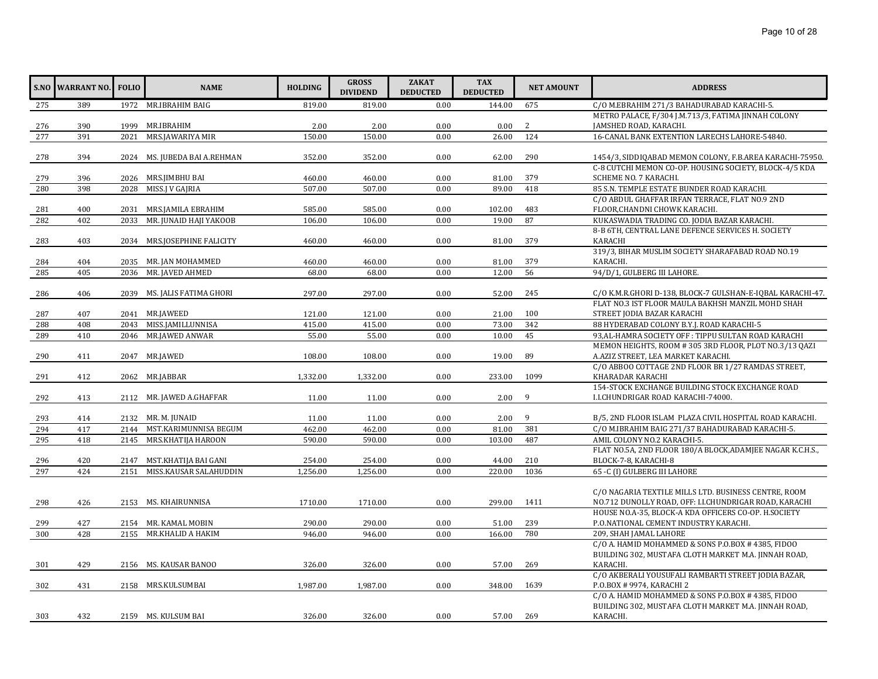| S.NO | WARRANT NO. | FOLIO | NAME | HOLDING | GROSS DIVIDEND | ZAKAT DEDUCTED | TAX DEDUCTED | NET AMOUNT | ADDRESS |
|---|---|---|---|---|---|---|---|---|---|
| 275 | 389 | 1972 | MR.IBRAHIM BAIG | 819.00 | 819.00 | 0.00 | 144.00 | 675 | C/O M.EBRAHIM 271/3 BAHADURABAD KARACHI-5. |
| 276 | 390 | 1999 | MR.IBRAHIM | 2.00 | 2.00 | 0.00 | 0.00 | 2 | METRO PALACE, F/304 J.M.713/3, FATIMA JINNAH COLONY JAMSHED ROAD, KARACHI. |
| 277 | 391 | 2021 | MRS.JAWARIYA MIR | 150.00 | 150.00 | 0.00 | 26.00 | 124 | 16-CANAL BANK EXTENTION LARECHS LAHORE-54840. |
| 278 | 394 | 2024 | MS. JUBEDA BAI A.REHMAN | 352.00 | 352.00 | 0.00 | 62.00 | 290 | 1454/3, SIDDIQABAD MEMON COLONY, F.B.AREA KARACHI-75950. |
| 279 | 396 | 2026 | MRS.JIMBHU BAI | 460.00 | 460.00 | 0.00 | 81.00 | 379 | C-8 CUTCHI MEMON CO-OP. HOUSING SOCIETY, BLOCK-4/5 KDA SCHEME NO. 7 KARACHI. |
| 280 | 398 | 2028 | MISS.J V GAJRIA | 507.00 | 507.00 | 0.00 | 89.00 | 418 | 85 S.N. TEMPLE ESTATE BUNDER ROAD KARACHI. |
| 281 | 400 | 2031 | MRS.JAMILA EBRAHIM | 585.00 | 585.00 | 0.00 | 102.00 | 483 | C/O ABDUL GHAFFAR IRFAN TERRACE, FLAT NO.9 2ND FLOOR,CHANDNI CHOWK KARACHI. |
| 282 | 402 | 2033 | MR. JUNAID HAJI YAKOOB | 106.00 | 106.00 | 0.00 | 19.00 | 87 | KUKASWADIA TRADING CO. JODIA BAZAR KARACHI. |
| 283 | 403 | 2034 | MRS.JOSEPHINE FALICITY | 460.00 | 460.00 | 0.00 | 81.00 | 379 | 8-B 6TH, CENTRAL LANE DEFENCE SERVICES H. SOCIETY KARACHI |
| 284 | 404 | 2035 | MR. JAN MOHAMMED | 460.00 | 460.00 | 0.00 | 81.00 | 379 | 319/3, BIHAR MUSLIM SOCIETY SHARAFABAD ROAD NO.19 KARACHI. |
| 285 | 405 | 2036 | MR. JAVED AHMED | 68.00 | 68.00 | 0.00 | 12.00 | 56 | 94/D/1, GULBERG III LAHORE. |
| 286 | 406 | 2039 | MS. JALIS FATIMA GHORI | 297.00 | 297.00 | 0.00 | 52.00 | 245 | C/O K.M.R.GHORI D-138, BLOCK-7 GULSHAN-E-IQBAL KARACHI-47. |
| 287 | 407 | 2041 | MR.JAWEED | 121.00 | 121.00 | 0.00 | 21.00 | 100 | FLAT NO.3 IST FLOOR MAULA BAKHSH MANZIL MOHD SHAH STREET JODIA BAZAR KARACHI |
| 288 | 408 | 2043 | MISS.JAMILLUNNISA | 415.00 | 415.00 | 0.00 | 73.00 | 342 | 88 HYDERABAD COLONY B.Y.J. ROAD KARACHI-5 |
| 289 | 410 | 2046 | MR.JAWED ANWAR | 55.00 | 55.00 | 0.00 | 10.00 | 45 | 93,AL-HAMRA SOCIETY OFF : TIPPU SULTAN ROAD KARACHI |
| 290 | 411 | 2047 | MR.JAWED | 108.00 | 108.00 | 0.00 | 19.00 | 89 | MEMON HEIGHTS, ROOM # 305 3RD FLOOR, PLOT NO.3/13 QAZI A.AZIZ STREET, LEA MARKET KARACHI. |
| 291 | 412 | 2062 | MR.JABBAR | 1,332.00 | 1,332.00 | 0.00 | 233.00 | 1099 | C/O ABBOO COTTAGE 2ND FLOOR BR 1/27 RAMDAS STREET, KHARADAR KARACHI |
| 292 | 413 | 2112 | MR. JAWED A.GHAFFAR | 11.00 | 11.00 | 0.00 | 2.00 | 9 | 154-STOCK EXCHANGE BUILDING STOCK EXCHANGE ROAD I.I.CHUNDRIGAR ROAD KARACHI-74000. |
| 293 | 414 | 2132 | MR. M. JUNAID | 11.00 | 11.00 | 0.00 | 2.00 | 9 | B/5, 2ND FLOOR ISLAM PLAZA CIVIL HOSPITAL ROAD KARACHI. |
| 294 | 417 | 2144 | MST.KARIMUNNISA BEGUM | 462.00 | 462.00 | 0.00 | 81.00 | 381 | C/O M.IBRAHIM BAIG 271/37 BAHADURABAD KARACHI-5. |
| 295 | 418 | 2145 | MRS.KHATIJA HAROON | 590.00 | 590.00 | 0.00 | 103.00 | 487 | AMIL COLONY NO.2 KARACHI-5. |
| 296 | 420 | 2147 | MST.KHATIJA BAI GANI | 254.00 | 254.00 | 0.00 | 44.00 | 210 | FLAT NO.5A, 2ND FLOOR 180/A BLOCK,ADAMJEE NAGAR K.C.H.S., BLOCK-7-8, KARACHI-8 |
| 297 | 424 | 2151 | MISS.KAUSAR SALAHUDDIN | 1,256.00 | 1,256.00 | 0.00 | 220.00 | 1036 | 65 -C (I) GULBERG III LAHORE |
| 298 | 426 | 2153 | MS. KHAIRUNNISA | 1710.00 | 1710.00 | 0.00 | 299.00 | 1411 | C/O NAGARIA TEXTILE MILLS LTD. BUSINESS CENTRE, ROOM NO.712 DUNOLLY ROAD, OFF: I.I.CHUNDRIGAR ROAD, KARACHI |
| 299 | 427 | 2154 | MR. KAMAL MOBIN | 290.00 | 290.00 | 0.00 | 51.00 | 239 | HOUSE NO.A-35, BLOCK-A KDA OFFICERS CO-OP. H.SOCIETY P.O.NATIONAL CEMENT INDUSTRY KARACHI. |
| 300 | 428 | 2155 | MR.KHALID A HAKIM | 946.00 | 946.00 | 0.00 | 166.00 | 780 | 209, SHAH JAMAL LAHORE |
| 301 | 429 | 2156 | MS. KAUSAR BANOO | 326.00 | 326.00 | 0.00 | 57.00 | 269 | C/O A. HAMID MOHAMMED & SONS P.O.BOX # 4385, FIDOO BUILDING 302, MUSTAFA CLOTH MARKET M.A. JINNAH ROAD, KARACHI. |
| 302 | 431 | 2158 | MRS.KULSUMBAI | 1,987.00 | 1,987.00 | 0.00 | 348.00 | 1639 | C/O AKBERALI YOUSUFALI RAMBARTI STREET JODIA BAZAR, P.O.BOX # 9974, KARACHI 2 |
| 303 | 432 | 2159 | MS. KULSUM BAI | 326.00 | 326.00 | 0.00 | 57.00 | 269 | C/O A. HAMID MOHAMMED & SONS P.O.BOX # 4385, FIDOO BUILDING 302, MUSTAFA CLOTH MARKET M.A. JINNAH ROAD, KARACHI. |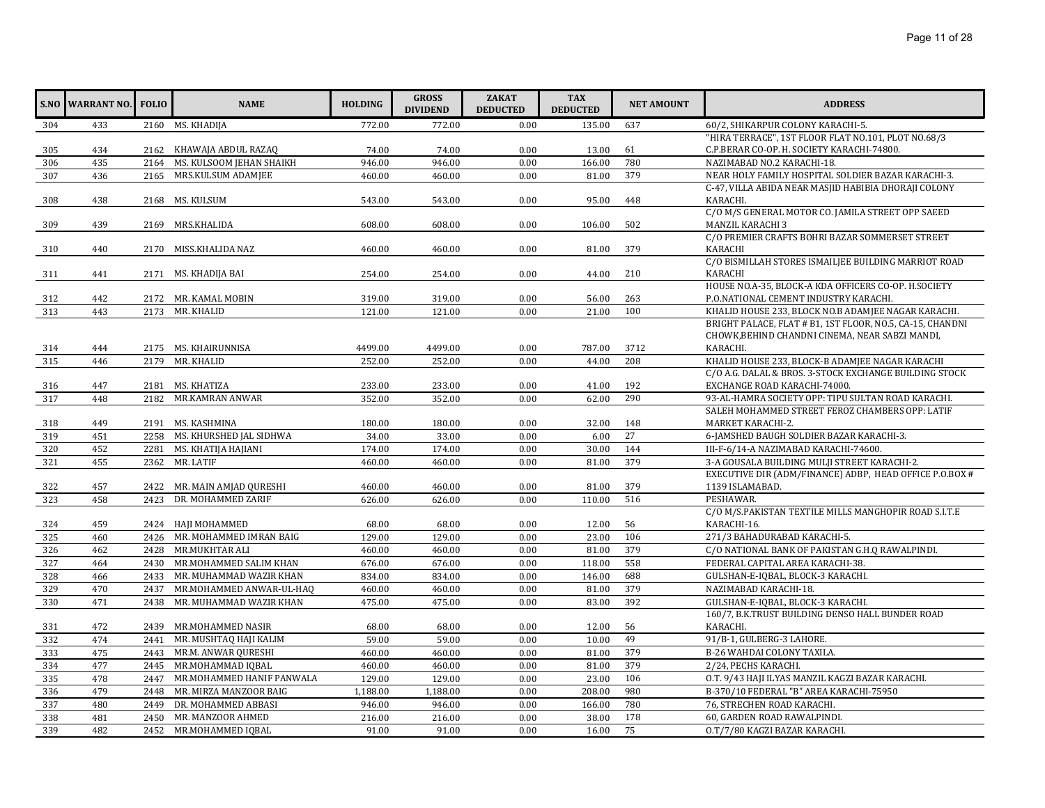| S.NO | WARRANT NO. | FOLIO | NAME | HOLDING | GROSS DIVIDEND | ZAKAT DEDUCTED | TAX DEDUCTED | NET AMOUNT | ADDRESS |
|---|---|---|---|---|---|---|---|---|---|
| 304 | 433 | 2160 | MS. KHADIJA | 772.00 | 772.00 | 0.00 | 135.00 | 637 | 60/2, SHIKARPUR COLONY KARACHI-5. |
| 305 | 434 | 2162 | KHAWAJA ABDUL RAZAQ | 74.00 | 74.00 | 0.00 | 13.00 | 61 | "HIRA TERRACE", 1ST FLOOR FLAT NO.101, PLOT NO.68/3 C.P.BERAR CO-OP. H. SOCIETY KARACHI-74800. |
| 306 | 435 | 2164 | MS. KULSOOM JEHAN SHAIKH | 946.00 | 946.00 | 0.00 | 166.00 | 780 | NAZIMABAD NO.2 KARACHI-18. |
| 307 | 436 | 2165 | MRS.KULSUM ADAMJEE | 460.00 | 460.00 | 0.00 | 81.00 | 379 | NEAR HOLY FAMILY HOSPITAL SOLDIER BAZAR KARACHI-3. |
| 308 | 438 | 2168 | MS. KULSUM | 543.00 | 543.00 | 0.00 | 95.00 | 448 | C-47, VILLA ABIDA NEAR MASJID HABIBIA DHORAJI COLONY KARACHI. |
| 309 | 439 | 2169 | MRS.KHALIDA | 608.00 | 608.00 | 0.00 | 106.00 | 502 | C/O M/S GENERAL MOTOR CO. JAMILA STREET OPP SAEED MANZIL KARACHI 3 |
| 310 | 440 | 2170 | MISS.KHALIDA NAZ | 460.00 | 460.00 | 0.00 | 81.00 | 379 | C/O PREMIER CRAFTS BOHRI BAZAR SOMMERSET STREET KARACHI |
| 311 | 441 | 2171 | MS. KHADIJA BAI | 254.00 | 254.00 | 0.00 | 44.00 | 210 | C/O BISMILLAH STORES ISMAILJEE BUILDING MARRIOT ROAD KARACHI |
| 312 | 442 | 2172 | MR. KAMAL MOBIN | 319.00 | 319.00 | 0.00 | 56.00 | 263 | HOUSE NO.A-35, BLOCK-A KDA OFFICERS CO-OP. H.SOCIETY P.O.NATIONAL CEMENT INDUSTRY KARACHI. |
| 313 | 443 | 2173 | MR. KHALID | 121.00 | 121.00 | 0.00 | 21.00 | 100 | KHALID HOUSE 233, BLOCK NO.B ADAMJEE NAGAR KARACHI. |
| 314 | 444 | 2175 | MS. KHAIRUNNISA | 4499.00 | 4499.00 | 0.00 | 787.00 | 3712 | BRIGHT PALACE, FLAT # B1, 1ST FLOOR, NO.5, CA-15, CHANDNI CHOWK,BEHIND CHANDNI CINEMA, NEAR SABZI MANDI, KARACHI. |
| 315 | 446 | 2179 | MR. KHALID | 252.00 | 252.00 | 0.00 | 44.00 | 208 | KHALID HOUSE 233, BLOCK-B ADAMJEE NAGAR KARACHI |
| 316 | 447 | 2181 | MS. KHATIZA | 233.00 | 233.00 | 0.00 | 41.00 | 192 | C/O A.G. DALAL & BROS. 3-STOCK EXCHANGE BUILDING STOCK EXCHANGE ROAD KARACHI-74000. |
| 317 | 448 | 2182 | MR.KAMRAN ANWAR | 352.00 | 352.00 | 0.00 | 62.00 | 290 | 93-AL-HAMRA SOCIETY OPP: TIPU SULTAN ROAD KARACHI. |
| 318 | 449 | 2191 | MS. KASHMINA | 180.00 | 180.00 | 0.00 | 32.00 | 148 | SALEH MOHAMMED STREET FEROZ CHAMBERS OPP: LATIF MARKET KARACHI-2. |
| 319 | 451 | 2258 | MS. KHURSHED JAL SIDHWA | 34.00 | 33.00 | 0.00 | 6.00 | 27 | 6-JAMSHED BAUGH SOLDIER BAZAR KARACHI-3. |
| 320 | 452 | 2281 | MS. KHATIJA HAJIANI | 174.00 | 174.00 | 0.00 | 30.00 | 144 | III-F-6/14-A NAZIMABAD KARACHI-74600. |
| 321 | 455 | 2362 | MR. LATIF | 460.00 | 460.00 | 0.00 | 81.00 | 379 | 3-A GOUSALA BUILDING MULJI STREET KARACHI-2. |
| 322 | 457 | 2422 | MR. MAIN AMJAD QURESHI | 460.00 | 460.00 | 0.00 | 81.00 | 379 | EXECUTIVE DIR (ADM/FINANCE) ADBP, HEAD OFFICE P.O.BOX # 1139 ISLAMABAD. |
| 323 | 458 | 2423 | DR. MOHAMMED ZARIF | 626.00 | 626.00 | 0.00 | 110.00 | 516 | PESHAWAR. |
| 324 | 459 | 2424 | HAJI MOHAMMED | 68.00 | 68.00 | 0.00 | 12.00 | 56 | C/O M/S.PAKISTAN TEXTILE MILLS MANGHOPIR ROAD S.I.T.E KARACHI-16. |
| 325 | 460 | 2426 | MR. MOHAMMED IMRAN BAIG | 129.00 | 129.00 | 0.00 | 23.00 | 106 | 271/3 BAHADURABAD KARACHI-5. |
| 326 | 462 | 2428 | MR.MUKHTAR ALI | 460.00 | 460.00 | 0.00 | 81.00 | 379 | C/O NATIONAL BANK OF PAKISTAN G.H.Q RAWALPINDI. |
| 327 | 464 | 2430 | MR.MOHAMMED SALIM KHAN | 676.00 | 676.00 | 0.00 | 118.00 | 558 | FEDERAL CAPITAL AREA KARACHI-38. |
| 328 | 466 | 2433 | MR. MUHAMMAD WAZIR KHAN | 834.00 | 834.00 | 0.00 | 146.00 | 688 | GULSHAN-E-IQBAL, BLOCK-3 KARACHI. |
| 329 | 470 | 2437 | MR.MOHAMMED ANWAR-UL-HAQ | 460.00 | 460.00 | 0.00 | 81.00 | 379 | NAZIMABAD KARACHI-18. |
| 330 | 471 | 2438 | MR. MUHAMMAD WAZIR KHAN | 475.00 | 475.00 | 0.00 | 83.00 | 392 | GULSHAN-E-IQBAL, BLOCK-3 KARACHI. |
| 331 | 472 | 2439 | MR.MOHAMMED NASIR | 68.00 | 68.00 | 0.00 | 12.00 | 56 | 160/7, B.K.TRUST BUILDING DENSO HALL BUNDER ROAD KARACHI. |
| 332 | 474 | 2441 | MR. MUSHTAQ HAJI KALIM | 59.00 | 59.00 | 0.00 | 10.00 | 49 | 91/B-1, GULBERG-3 LAHORE. |
| 333 | 475 | 2443 | MR.M. ANWAR QURESHI | 460.00 | 460.00 | 0.00 | 81.00 | 379 | B-26 WAHDAI COLONY TAXILA. |
| 334 | 477 | 2445 | MR.MOHAMMAD IQBAL | 460.00 | 460.00 | 0.00 | 81.00 | 379 | 2/24, PECHS KARACHI. |
| 335 | 478 | 2447 | MR.MOHAMMED HANIF PANWALA | 129.00 | 129.00 | 0.00 | 23.00 | 106 | O.T. 9/43 HAJI ILYAS MANZIL KAGZI BAZAR KARACHI. |
| 336 | 479 | 2448 | MR. MIRZA MANZOOR BAIG | 1,188.00 | 1,188.00 | 0.00 | 208.00 | 980 | B-370/10 FEDERAL "B" AREA KARACHI-75950 |
| 337 | 480 | 2449 | DR. MOHAMMED ABBASI | 946.00 | 946.00 | 0.00 | 166.00 | 780 | 76, STRECHEN ROAD KARACHI. |
| 338 | 481 | 2450 | MR. MANZOOR AHMED | 216.00 | 216.00 | 0.00 | 38.00 | 178 | 60, GARDEN ROAD RAWALPINDI. |
| 339 | 482 | 2452 | MR.MOHAMMED IQBAL | 91.00 | 91.00 | 0.00 | 16.00 | 75 | O.T/7/80 KAGZI BAZAR KARACHI. |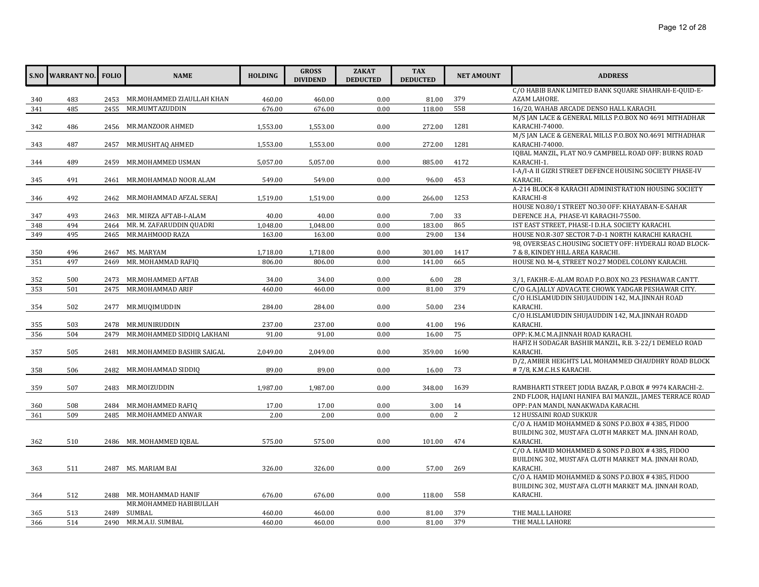| S.NO | WARRANT NO. | FOLIO | NAME | HOLDING | GROSS DIVIDEND | ZAKAT DEDUCTED | TAX DEDUCTED | NET AMOUNT | ADDRESS |
|---|---|---|---|---|---|---|---|---|---|
| 340 | 483 | 2453 | MR.MOHAMMED ZIAULLAH KHAN | 460.00 | 460.00 | 0.00 | 81.00 | 379 | C/O HABIB BANK LIMITED BANK SQUARE SHAHRAH-E-QUID-E-AZAM LAHORE. |
| 341 | 485 | 2455 | MR.MUMTAZUDDIN | 676.00 | 676.00 | 0.00 | 118.00 | 558 | 16/20, WAHAB ARCADE DENSO HALL KARACHI. |
| 342 | 486 | 2456 | MR.MANZOOR AHMED | 1,553.00 | 1,553.00 | 0.00 | 272.00 | 1281 | M/S JAN LACE & GENERAL MILLS P.O.BOX NO 4691 MITHADHAR KARACHI-74000. |
| 343 | 487 | 2457 | MR.MUSHTAQ AHMED | 1,553.00 | 1,553.00 | 0.00 | 272.00 | 1281 | M/S JAN LACE & GENERAL MILLS P.O.BOX NO.4691 MITHADHAR KARACHI-74000. |
| 344 | 489 | 2459 | MR.MOHAMMED USMAN | 5,057.00 | 5,057.00 | 0.00 | 885.00 | 4172 | IQBAL MANZIL, FLAT NO.9 CAMPBELL ROAD OFF: BURNS ROAD KARACHI-1. |
| 345 | 491 | 2461 | MR.MOHAMMAD NOOR ALAM | 549.00 | 549.00 | 0.00 | 96.00 | 453 | I-A/I-A II GIZRI STREET DEFENCE HOUSING SOCIETY PHASE-IV KARACHI. |
| 346 | 492 | 2462 | MR.MOHAMMAD AFZAL SERAJ | 1,519.00 | 1,519.00 | 0.00 | 266.00 | 1253 | A-214 BLOCK-8 KARACHI ADMINISTRATION HOUSING SOCIETY KARACHI-8 |
| 347 | 493 | 2463 | MR. MIRZA AFTAB-I-ALAM | 40.00 | 40.00 | 0.00 | 7.00 | 33 | HOUSE NO.80/1 STREET NO.30 OFF: KHAYABAN-E-SAHAR DEFENCE .H.A, PHASE-VI KARACHI-75500. |
| 348 | 494 | 2464 | MR. M. ZAFARUDDIN QUADRI | 1,048.00 | 1,048.00 | 0.00 | 183.00 | 865 | IST EAST STREET, PHASE-I D.H.A. SOCIETY KARACHI. |
| 349 | 495 | 2465 | MR.MAHMOOD RAZA | 163.00 | 163.00 | 0.00 | 29.00 | 134 | HOUSE NO.R-307 SECTOR 7-D-1 NORTH KARACHI KARACHI. |
| 350 | 496 | 2467 | MS. MARYAM | 1,718.00 | 1,718.00 | 0.00 | 301.00 | 1417 | 98, OVERSEAS C.HOUSING SOCIETY OFF: HYDERALI ROAD BLOCK-7 & 8, KINDEY HILL AREA KARACHI. |
| 351 | 497 | 2469 | MR. MOHAMMAD RAFIQ | 806.00 | 806.00 | 0.00 | 141.00 | 665 | HOUSE NO. M-4, STREET NO.27 MODEL COLONY KARACHI. |
| 352 | 500 | 2473 | MR.MOHAMMED AFTAB | 34.00 | 34.00 | 0.00 | 6.00 | 28 | 3/1, FAKHR-E-ALAM ROAD P.O.BOX NO.23 PESHAWAR CANTT. |
| 353 | 501 | 2475 | MR.MOHAMMAD ARIF | 460.00 | 460.00 | 0.00 | 81.00 | 379 | C/O G.A.JALLY ADVACATE CHOWK YADGAR PESHAWAR CITY. |
| 354 | 502 | 2477 | MR.MUQIMUDDIN | 284.00 | 284.00 | 0.00 | 50.00 | 234 | C/O H.ISLAMUDDIN SHUJAUDDIN 142, M.A.JINNAH ROAD KARACHI. |
| 355 | 503 | 2478 | MR.MUNIRUDDIN | 237.00 | 237.00 | 0.00 | 41.00 | 196 | C/O H.ISLAMUDDIN SHUJAUDDIN 142, M.A.JINNAH ROADD KARACHI. |
| 356 | 504 | 2479 | MR.MOHAMMED SIDDIQ LAKHANI | 91.00 | 91.00 | 0.00 | 16.00 | 75 | OPP: K.M.C M.A.JINNAH ROAD KARACHI. |
| 357 | 505 | 2481 | MR.MOHAMMED BASHIR SAIGAL | 2,049.00 | 2,049.00 | 0.00 | 359.00 | 1690 | HAFIZ H SODAGAR BASHIR MANZIL, R.B. 3-22/1 DEMELO ROAD KARACHI. |
| 358 | 506 | 2482 | MR.MOHAMMAD SIDDIQ | 89.00 | 89.00 | 0.00 | 16.00 | 73 | D/2, AMBER HEIGHTS LAL MOHAMMED CHAUDHRY ROAD BLOCK # 7/8, K.M.C.H.S KARACHI. |
| 359 | 507 | 2483 | MR.MOIZUDDIN | 1,987.00 | 1,987.00 | 0.00 | 348.00 | 1639 | RAMBHARTI STREET JODIA BAZAR, P.O.BOX # 9974 KARACHI-2. |
| 360 | 508 | 2484 | MR.MOHAMMED RAFIQ | 17.00 | 17.00 | 0.00 | 3.00 | 14 | 2ND FLOOR, HAJIANI HANIFA BAI MANZIL, JAMES TERRACE ROAD OPP: PAN MANDI, NANAKWADA KARACHI. |
| 361 | 509 | 2485 | MR.MOHAMMED ANWAR | 2.00 | 2.00 | 0.00 | 0.00 | 2 | 12 HUSSAINI ROAD SUKKUR |
| 362 | 510 | 2486 | MR. MOHAMMED IQBAL | 575.00 | 575.00 | 0.00 | 101.00 | 474 | C/O A. HAMID MOHAMMED & SONS P.O.BOX # 4385, FIDOO BUILDING 302, MUSTAFA CLOTH MARKET M.A. JINNAH ROAD, KARACHI. |
| 363 | 511 | 2487 | MS. MARIAM BAI | 326.00 | 326.00 | 0.00 | 57.00 | 269 | C/O A. HAMID MOHAMMED & SONS P.O.BOX # 4385, FIDOO BUILDING 302, MUSTAFA CLOTH MARKET M.A. JINNAH ROAD, KARACHI. |
| 364 | 512 | 2488 | MR. MOHAMMAD HANIF | 676.00 | 676.00 | 0.00 | 118.00 | 558 | C/O A. HAMID MOHAMMED & SONS P.O.BOX # 4385, FIDOO BUILDING 302, MUSTAFA CLOTH MARKET M.A. JINNAH ROAD, KARACHI. |
| 365 | 513 | 2489 | MR.MOHAMMED HABIBULLAH SUMBAL | 460.00 | 460.00 | 0.00 | 81.00 | 379 | THE MALL LAHORE |
| 366 | 514 | 2490 | MR.M.A.U. SUMBAL | 460.00 | 460.00 | 0.00 | 81.00 | 379 | THE MALL LAHORE |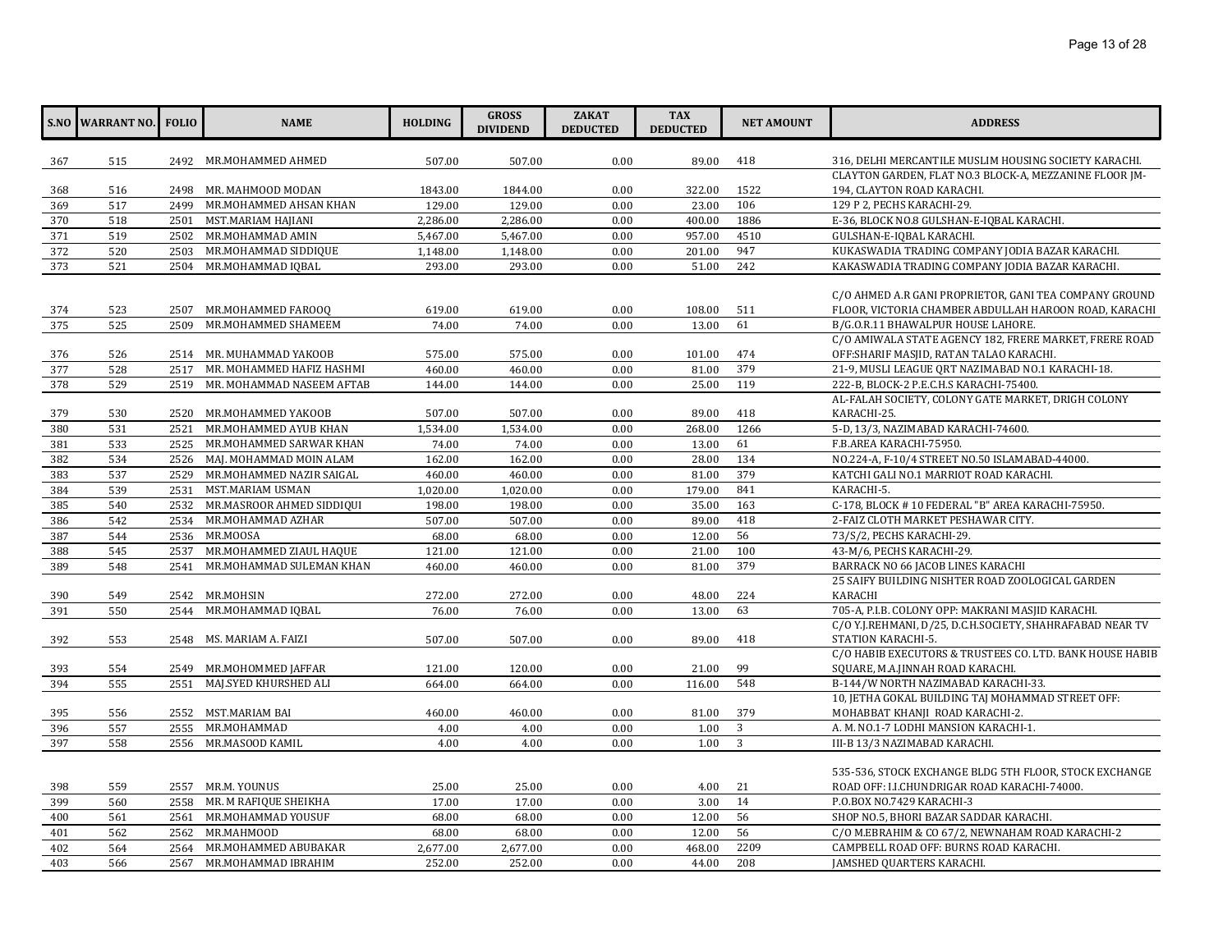| S.NO | WARRANT NO. | FOLIO | NAME | HOLDING | GROSS DIVIDEND | ZAKAT DEDUCTED | TAX DEDUCTED | NET AMOUNT | ADDRESS |
|---|---|---|---|---|---|---|---|---|---|
| 367 | 515 | 2492 | MR.MOHAMMED AHMED | 507.00 | 507.00 | 0.00 | 89.00 | 418 | 316, DELHI MERCANTILE MUSLIM HOUSING SOCIETY KARACHI. |
| 368 | 516 | 2498 | MR. MAHMOOD MODAN | 1843.00 | 1844.00 | 0.00 | 322.00 | 1522 | CLAYTON GARDEN, FLAT NO.3 BLOCK-A, MEZZANINE FLOOR JM-194, CLAYTON ROAD KARACHI. |
| 369 | 517 | 2499 | MR.MOHAMMED AHSAN KHAN | 129.00 | 129.00 | 0.00 | 23.00 | 106 | 129 P 2, PECHS KARACHI-29. |
| 370 | 518 | 2501 | MST.MARIAM HAJIANI | 2,286.00 | 2,286.00 | 0.00 | 400.00 | 1886 | E-36, BLOCK NO.8 GULSHAN-E-IQBAL KARACHI. |
| 371 | 519 | 2502 | MR.MOHAMMAD AMIN | 5,467.00 | 5,467.00 | 0.00 | 957.00 | 4510 | GULSHAN-E-IQBAL KARACHI. |
| 372 | 520 | 2503 | MR.MOHAMMAD SIDDIQUE | 1,148.00 | 1,148.00 | 0.00 | 201.00 | 947 | KUKASWADIA TRADING COMPANY JODIA BAZAR KARACHI. |
| 373 | 521 | 2504 | MR.MOHAMMAD IQBAL | 293.00 | 293.00 | 0.00 | 51.00 | 242 | KAKASWADIA TRADING COMPANY JODIA BAZAR KARACHI. |
| 374 | 523 | 2507 | MR.MOHAMMED FAROOQ | 619.00 | 619.00 | 0.00 | 108.00 | 511 | C/O AHMED A.R GANI PROPRIETOR, GANI TEA COMPANY GROUND FLOOR, VICTORIA CHAMBER ABDULLAH HAROON ROAD, KARACHI |
| 375 | 525 | 2509 | MR.MOHAMMED SHAMEEM | 74.00 | 74.00 | 0.00 | 13.00 | 61 | B/G.O.R.11 BHAWALPUR HOUSE LAHORE. |
| 376 | 526 | 2514 | MR. MUHAMMAD YAKOOB | 575.00 | 575.00 | 0.00 | 101.00 | 474 | C/O AMIWALA STATE AGENCY 182, FRERE MARKET, FRERE ROAD OFF:SHARIF MASJID, RATAN TALAO KARACHI. |
| 377 | 528 | 2517 | MR. MOHAMMED HAFIZ HASHMI | 460.00 | 460.00 | 0.00 | 81.00 | 379 | 21-9, MUSLI LEAGUE QRT NAZIMABAD NO.1 KARACHI-18. |
| 378 | 529 | 2519 | MR. MOHAMMAD NASEEM AFTAB | 144.00 | 144.00 | 0.00 | 25.00 | 119 | 222-B, BLOCK-2 P.E.C.H.S KARACHI-75400. |
| 379 | 530 | 2520 | MR.MOHAMMED YAKOOB | 507.00 | 507.00 | 0.00 | 89.00 | 418 | AL-FALAH SOCIETY, COLONY GATE MARKET, DRIGH COLONY KARACHI-25. |
| 380 | 531 | 2521 | MR.MOHAMMED AYUB KHAN | 1,534.00 | 1,534.00 | 0.00 | 268.00 | 1266 | 5-D, 13/3, NAZIMABAD KARACHI-74600. |
| 381 | 533 | 2525 | MR.MOHAMMED SARWAR KHAN | 74.00 | 74.00 | 0.00 | 13.00 | 61 | F.B.AREA KARACHI-75950. |
| 382 | 534 | 2526 | MAJ. MOHAMMAD MOIN ALAM | 162.00 | 162.00 | 0.00 | 28.00 | 134 | NO.224-A, F-10/4 STREET NO.50 ISLAMABAD-44000. |
| 383 | 537 | 2529 | MR.MOHAMMED NAZIR SAIGAL | 460.00 | 460.00 | 0.00 | 81.00 | 379 | KATCHI GALI NO.1 MARRIOT ROAD KARACHI. |
| 384 | 539 | 2531 | MST.MARIAM USMAN | 1,020.00 | 1,020.00 | 0.00 | 179.00 | 841 | KARACHI-5. |
| 385 | 540 | 2532 | MR.MASROOR AHMED SIDDIQUI | 198.00 | 198.00 | 0.00 | 35.00 | 163 | C-178, BLOCK # 10 FEDERAL "B" AREA KARACHI-75950. |
| 386 | 542 | 2534 | MR.MOHAMMAD AZHAR | 507.00 | 507.00 | 0.00 | 89.00 | 418 | 2-FAIZ CLOTH MARKET PESHAWAR CITY. |
| 387 | 544 | 2536 | MR.MOOSA | 68.00 | 68.00 | 0.00 | 12.00 | 56 | 73/S/2, PECHS KARACHI-29. |
| 388 | 545 | 2537 | MR.MOHAMMED ZIAUL HAQUE | 121.00 | 121.00 | 0.00 | 21.00 | 100 | 43-M/6, PECHS KARACHI-29. |
| 389 | 548 | 2541 | MR.MOHAMMAD SULEMAN KHAN | 460.00 | 460.00 | 0.00 | 81.00 | 379 | BARRACK NO 66 JACOB LINES KARACHI |
| 390 | 549 | 2542 | MR.MOHSIN | 272.00 | 272.00 | 0.00 | 48.00 | 224 | 25 SAIFY BUILDING NISHTER ROAD ZOOLOGICAL GARDEN KARACHI |
| 391 | 550 | 2544 | MR.MOHAMMAD IQBAL | 76.00 | 76.00 | 0.00 | 13.00 | 63 | 705-A, P.I.B. COLONY OPP: MAKRANI MASJID KARACHI. |
| 392 | 553 | 2548 | MS. MARIAM A. FAIZI | 507.00 | 507.00 | 0.00 | 89.00 | 418 | C/O Y.J.REHMANI, D/25, D.C.H.SOCIETY, SHAHRAFABAD NEAR TV STATION KARACHI-5. |
| 393 | 554 | 2549 | MR.MOHOMMED JAFFAR | 121.00 | 120.00 | 0.00 | 21.00 | 99 | C/O HABIB EXECUTORS & TRUSTEES CO. LTD. BANK HOUSE HABIB SQUARE, M.A.JINNAH ROAD KARACHI. |
| 394 | 555 | 2551 | MAJ.SYED KHURSHED ALI | 664.00 | 664.00 | 0.00 | 116.00 | 548 | B-144/W NORTH NAZIMABAD KARACHI-33. |
| 395 | 556 | 2552 | MST.MARIAM BAI | 460.00 | 460.00 | 0.00 | 81.00 | 379 | 10, JETHA GOKAL BUILDING TAJ MOHAMMAD STREET OFF: MOHABBAT KHANJI ROAD KARACHI-2. |
| 396 | 557 | 2555 | MR.MOHAMMAD | 4.00 | 4.00 | 0.00 | 1.00 | 3 | A. M. NO.1-7 LODHI MANSION KARACHI-1. |
| 397 | 558 | 2556 | MR.MASOOD KAMIL | 4.00 | 4.00 | 0.00 | 1.00 | 3 | III-B 13/3 NAZIMABAD KARACHI. |
| 398 | 559 | 2557 | MR.M. YOUNUS | 25.00 | 25.00 | 0.00 | 4.00 | 21 | 535-536, STOCK EXCHANGE BLDG 5TH FLOOR, STOCK EXCHANGE ROAD OFF: I.I.CHUNDRIGAR ROAD KARACHI-74000. |
| 399 | 560 | 2558 | MR. M RAFIQUE SHEIKHA | 17.00 | 17.00 | 0.00 | 3.00 | 14 | P.O.BOX NO.7429 KARACHI-3 |
| 400 | 561 | 2561 | MR.MOHAMMAD YOUSUF | 68.00 | 68.00 | 0.00 | 12.00 | 56 | SHOP NO.5, BHORI BAZAR SADDAR KARACHI. |
| 401 | 562 | 2562 | MR.MAHMOOD | 68.00 | 68.00 | 0.00 | 12.00 | 56 | C/O M.EBRAHIM & CO 67/2, NEWNAHAM ROAD KARACHI-2 |
| 402 | 564 | 2564 | MR.MOHAMMED ABUBAKAR | 2,677.00 | 2,677.00 | 0.00 | 468.00 | 2209 | CAMPBELL ROAD OFF: BURNS ROAD KARACHI. |
| 403 | 566 | 2567 | MR.MOHAMMAD IBRAHIM | 252.00 | 252.00 | 0.00 | 44.00 | 208 | JAMSHED QUARTERS KARACHI. |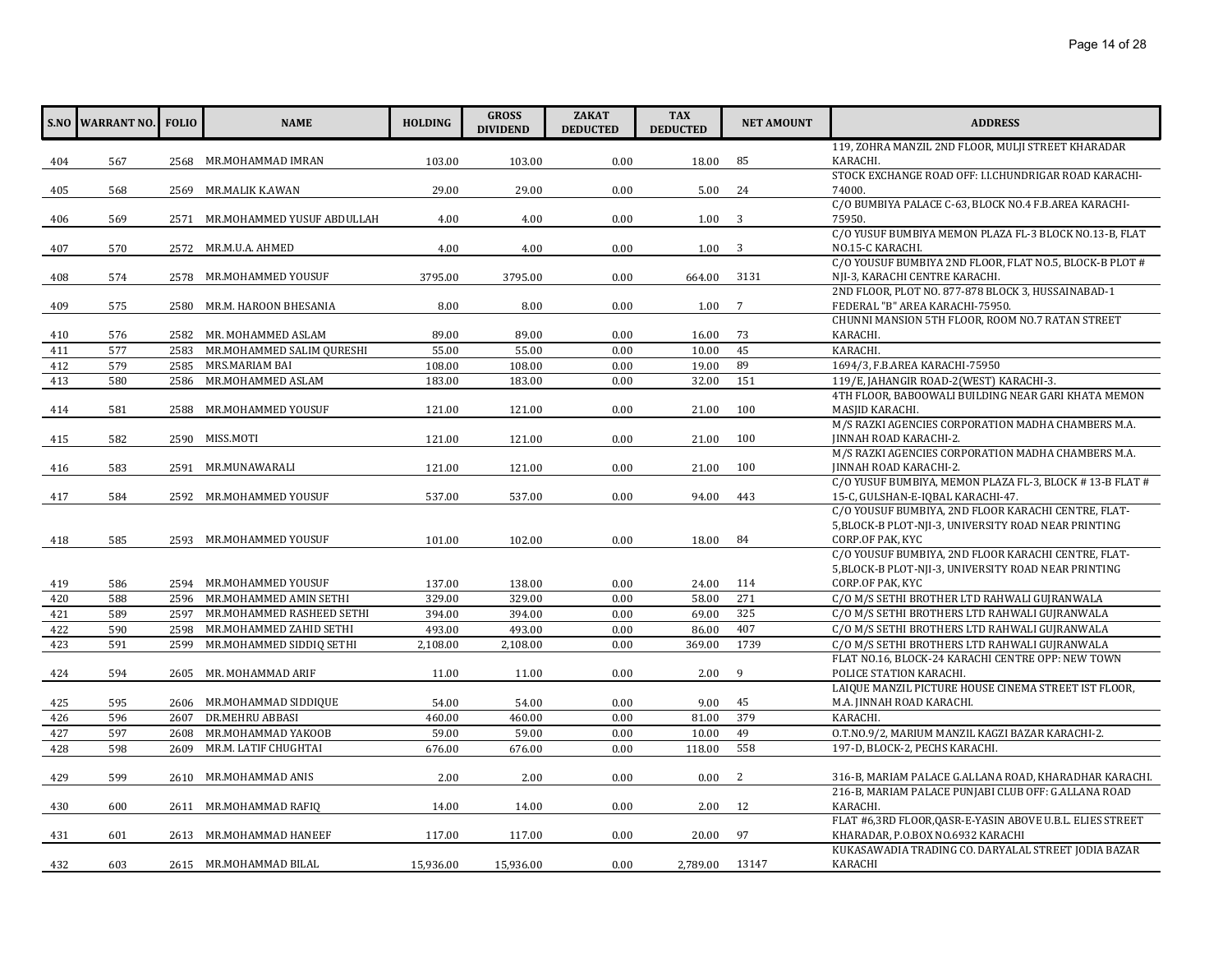| S.NO | WARRANT NO. | FOLIO | NAME | HOLDING | GROSS DIVIDEND | ZAKAT DEDUCTED | TAX DEDUCTED | NET AMOUNT | ADDRESS |
|---|---|---|---|---|---|---|---|---|---|
| 404 | 567 | 2568 | MR.MOHAMMAD IMRAN | 103.00 | 103.00 | 0.00 | 18.00 | 85 | 119, ZOHRA MANZIL 2ND FLOOR, MULJI STREET KHARADAR KARACHI. |
| 405 | 568 | 2569 | MR.MALIK K.AWAN | 29.00 | 29.00 | 0.00 | 5.00 | 24 | STOCK EXCHANGE ROAD OFF: I.I.CHUNDRIGAR ROAD KARACHI-74000. |
| 406 | 569 | 2571 | MR.MOHAMMED YUSUF ABDULLAH | 4.00 | 4.00 | 0.00 | 1.00 | 3 | C/O BUMBIYA PALACE C-63, BLOCK NO.4 F.B.AREA KARACHI-75950. |
| 407 | 570 | 2572 | MR.M.U.A. AHMED | 4.00 | 4.00 | 0.00 | 1.00 | 3 | C/O YUSUF BUMBIYA MEMON PLAZA FL-3 BLOCK NO.13-B, FLAT NO.15-C KARACHI. |
| 408 | 574 | 2578 | MR.MOHAMMED YOUSUF | 3795.00 | 3795.00 | 0.00 | 664.00 | 3131 | C/O YOUSUF BUMBIYA 2ND FLOOR, FLAT NO.5, BLOCK-B PLOT # NJI-3, KARACHI CENTRE KARACHI. |
| 409 | 575 | 2580 | MR.M. HAROON BHESANIA | 8.00 | 8.00 | 0.00 | 1.00 | 7 | 2ND FLOOR, PLOT NO. 877-878 BLOCK 3, HUSSAINABAD-1 FEDERAL "B" AREA KARACHI-75950. |
| 410 | 576 | 2582 | MR. MOHAMMED ASLAM | 89.00 | 89.00 | 0.00 | 16.00 | 73 | CHUNNI MANSION 5TH FLOOR, ROOM NO.7 RATAN STREET KARACHI. |
| 411 | 577 | 2583 | MR.MOHAMMED SALIM QURESHI | 55.00 | 55.00 | 0.00 | 10.00 | 45 | KARACHI. |
| 412 | 579 | 2585 | MRS.MARIAM BAI | 108.00 | 108.00 | 0.00 | 19.00 | 89 | 1694/3, F.B.AREA KARACHI-75950 |
| 413 | 580 | 2586 | MR.MOHAMMED ASLAM | 183.00 | 183.00 | 0.00 | 32.00 | 151 | 119/E, JAHANGIR ROAD-2(WEST) KARACHI-3. |
| 414 | 581 | 2588 | MR.MOHAMMED YOUSUF | 121.00 | 121.00 | 0.00 | 21.00 | 100 | 4TH FLOOR, BABOOWALI BUILDING NEAR GARI KHATA MEMON MASJID KARACHI. |
| 415 | 582 | 2590 | MISS.MOTI | 121.00 | 121.00 | 0.00 | 21.00 | 100 | M/S RAZKI AGENCIES CORPORATION MADHA CHAMBERS M.A. JINNAH ROAD KARACHI-2. |
| 416 | 583 | 2591 | MR.MUNAWARALI | 121.00 | 121.00 | 0.00 | 21.00 | 100 | M/S RAZKI AGENCIES CORPORATION MADHA CHAMBERS M.A. JINNAH ROAD KARACHI-2. |
| 417 | 584 | 2592 | MR.MOHAMMED YOUSUF | 537.00 | 537.00 | 0.00 | 94.00 | 443 | C/O YUSUF BUMBIYA, MEMON PLAZA FL-3, BLOCK # 13-B FLAT # 15-C, GULSHAN-E-IQBAL KARACHI-47. |
| 418 | 585 | 2593 | MR.MOHAMMED YOUSUF | 101.00 | 102.00 | 0.00 | 18.00 | 84 | C/O YOUSUF BUMBIYA, 2ND FLOOR KARACHI CENTRE, FLAT-5,BLOCK-B PLOT-NJI-3, UNIVERSITY ROAD NEAR PRINTING CORP.OF PAK, KYC |
| 419 | 586 | 2594 | MR.MOHAMMED YOUSUF | 137.00 | 138.00 | 0.00 | 24.00 | 114 | C/O YOUSUF BUMBIYA, 2ND FLOOR KARACHI CENTRE, FLAT-5,BLOCK-B PLOT-NJI-3, UNIVERSITY ROAD NEAR PRINTING CORP.OF PAK, KYC |
| 420 | 588 | 2596 | MR.MOHAMMED AMIN SETHI | 329.00 | 329.00 | 0.00 | 58.00 | 271 | C/O M/S SETHI BROTHER LTD RAHWALI GUJRANWALA |
| 421 | 589 | 2597 | MR.MOHAMMED RASHEED SETHI | 394.00 | 394.00 | 0.00 | 69.00 | 325 | C/O M/S SETHI BROTHERS LTD RAHWALI GUJRANWALA |
| 422 | 590 | 2598 | MR.MOHAMMED ZAHID SETHI | 493.00 | 493.00 | 0.00 | 86.00 | 407 | C/O M/S SETHI BROTHERS LTD RAHWALI GUJRANWALA |
| 423 | 591 | 2599 | MR.MOHAMMED SIDDIQ SETHI | 2,108.00 | 2,108.00 | 0.00 | 369.00 | 1739 | C/O M/S SETHI BROTHERS LTD RAHWALI GUJRANWALA |
| 424 | 594 | 2605 | MR. MOHAMMAD ARIF | 11.00 | 11.00 | 0.00 | 2.00 | 9 | FLAT NO.16, BLOCK-24 KARACHI CENTRE OPP: NEW TOWN POLICE STATION KARACHI. |
| 425 | 595 | 2606 | MR.MOHAMMAD SIDDIQUE | 54.00 | 54.00 | 0.00 | 9.00 | 45 | LAIQUE MANZIL PICTURE HOUSE CINEMA STREET IST FLOOR, M.A. JINNAH ROAD KARACHI. |
| 426 | 596 | 2607 | DR.MEHRU ABBASI | 460.00 | 460.00 | 0.00 | 81.00 | 379 | KARACHI. |
| 427 | 597 | 2608 | MR.MOHAMMAD YAKOOB | 59.00 | 59.00 | 0.00 | 10.00 | 49 | O.T.NO.9/2, MARIUM MANZIL KAGZI BAZAR KARACHI-2. |
| 428 | 598 | 2609 | MR.M. LATIF CHUGHTAI | 676.00 | 676.00 | 0.00 | 118.00 | 558 | 197-D, BLOCK-2, PECHS KARACHI. |
| 429 | 599 | 2610 | MR.MOHAMMAD ANIS | 2.00 | 2.00 | 0.00 | 0.00 | 2 | 316-B, MARIAM PALACE G.ALLANA ROAD, KHARADHAR KARACHI. |
| 430 | 600 | 2611 | MR.MOHAMMAD RAFIQ | 14.00 | 14.00 | 0.00 | 2.00 | 12 | 216-B, MARIAM PALACE PUNJABI CLUB OFF: G.ALLANA ROAD KARACHI. |
| 431 | 601 | 2613 | MR.MOHAMMAD HANEEF | 117.00 | 117.00 | 0.00 | 20.00 | 97 | FLAT #6,3RD FLOOR,QASR-E-YASIN ABOVE U.B.L. ELIES STREET KHARADAR, P.O.BOX NO.6932 KARACHI |
| 432 | 603 | 2615 | MR.MOHAMMAD BILAL | 15,936.00 | 15,936.00 | 0.00 | 2,789.00 | 13147 | KUKASAWADIA TRADING CO. DARYALAL STREET JODIA BAZAR KARACHI |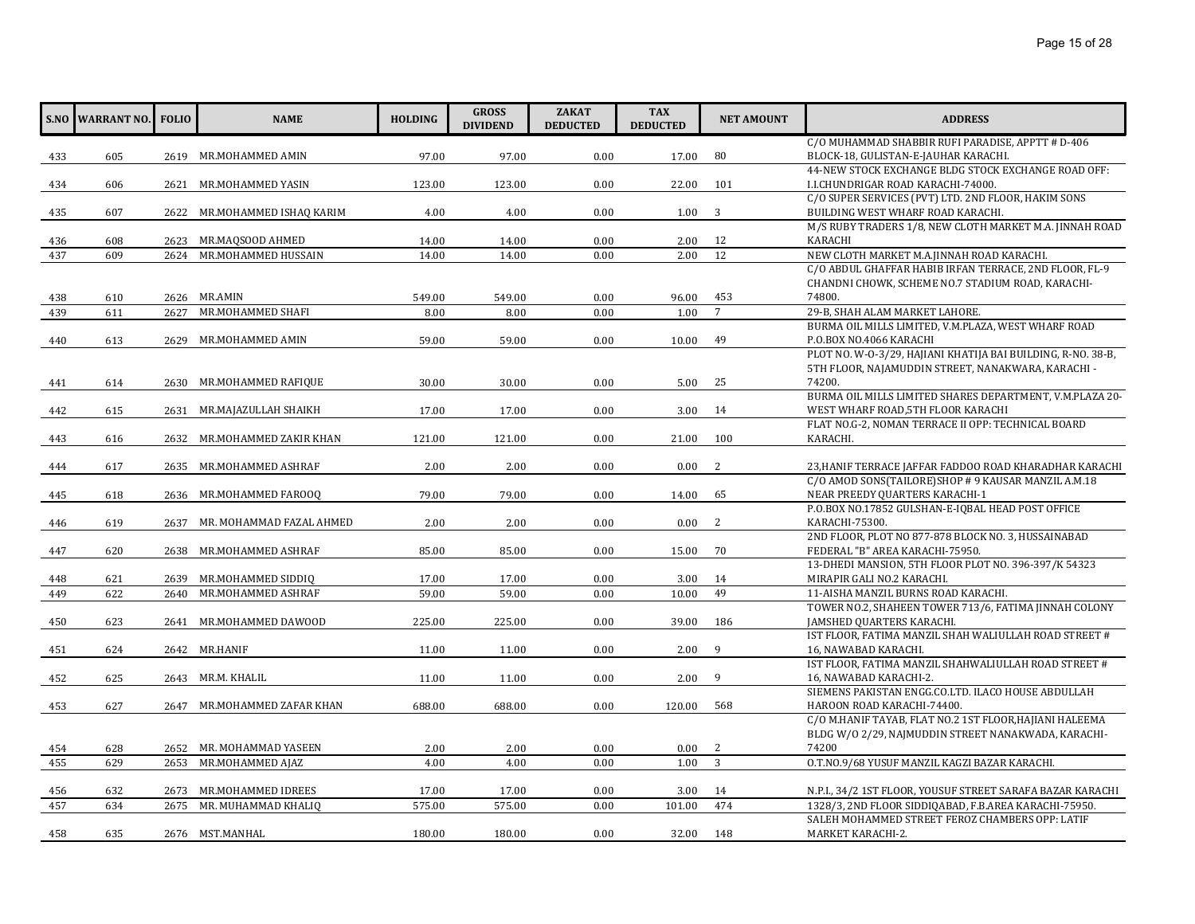| S.NO | WARRANT NO. | FOLIO | NAME | HOLDING | GROSS DIVIDEND | ZAKAT DEDUCTED | TAX DEDUCTED | NET AMOUNT | ADDRESS |
|---|---|---|---|---|---|---|---|---|---|
| 433 | 605 | 2619 | MR.MOHAMMED AMIN | 97.00 | 97.00 | 0.00 | 17.00 | 80 | C/O MUHAMMAD SHABBIR RUFI PARADISE, APPTT # D-406 BLOCK-18, GULISTAN-E-JAUHAR KARACHI. |
| 434 | 606 | 2621 | MR.MOHAMMED YASIN | 123.00 | 123.00 | 0.00 | 22.00 | 101 | 44-NEW STOCK EXCHANGE BLDG STOCK EXCHANGE ROAD OFF: I.I.CHUNDRIGAR ROAD KARACHI-74000. |
| 435 | 607 | 2622 | MR.MOHAMMED ISHAQ KARIM | 4.00 | 4.00 | 0.00 | 1.00 | 3 | C/O SUPER SERVICES (PVT) LTD. 2ND FLOOR, HAKIM SONS BUILDING WEST WHARF ROAD KARACHI. |
| 436 | 608 | 2623 | MR.MAQSOOD AHMED | 14.00 | 14.00 | 0.00 | 2.00 | 12 | M/S RUBY TRADERS 1/8, NEW CLOTH MARKET M.A. JINNAH ROAD KARACHI |
| 437 | 609 | 2624 | MR.MOHAMMED HUSSAIN | 14.00 | 14.00 | 0.00 | 2.00 | 12 | NEW CLOTH MARKET M.A.JINNAH ROAD KARACHI. |
| 438 | 610 | 2626 | MR.AMIN | 549.00 | 549.00 | 0.00 | 96.00 | 453 | C/O ABDUL GHAFFAR HABIB IRFAN TERRACE, 2ND FLOOR, FL-9 CHANDNI CHOWK, SCHEME NO.7 STADIUM ROAD, KARACHI-74800. |
| 439 | 611 | 2627 | MR.MOHAMMED SHAFI | 8.00 | 8.00 | 0.00 | 1.00 | 7 | 29-B, SHAH ALAM MARKET LAHORE. |
| 440 | 613 | 2629 | MR.MOHAMMED AMIN | 59.00 | 59.00 | 0.00 | 10.00 | 49 | BURMA OIL MILLS LIMITED, V.M.PLAZA, WEST WHARF ROAD P.O.BOX NO.4066 KARACHI |
| 441 | 614 | 2630 | MR.MOHAMMED RAFIQUE | 30.00 | 30.00 | 0.00 | 5.00 | 25 | PLOT NO. W-O-3/29, HAJIANI KHATIJA BAI BUILDING, R-NO. 38-B, 5TH FLOOR, NAJAMUDDIN STREET, NANAKWARA, KARACHI - 74200. |
| 442 | 615 | 2631 | MR.MAJAZULLAH SHAIKH | 17.00 | 17.00 | 0.00 | 3.00 | 14 | BURMA OIL MILLS LIMITED SHARES DEPARTMENT, V.M.PLAZA 20-WEST WHARF ROAD,5TH FLOOR KARACHI |
| 443 | 616 | 2632 | MR.MOHAMMED ZAKIR KHAN | 121.00 | 121.00 | 0.00 | 21.00 | 100 | FLAT NO.G-2, NOMAN TERRACE II OPP: TECHNICAL BOARD KARACHI. |
| 444 | 617 | 2635 | MR.MOHAMMED ASHRAF | 2.00 | 2.00 | 0.00 | 0.00 | 2 | 23,HANIF TERRACE JAFFAR FADDOO ROAD KHARADHAR KARACHI |
| 445 | 618 | 2636 | MR.MOHAMMED FAROOQ | 79.00 | 79.00 | 0.00 | 14.00 | 65 | C/O AMOD SONS(TAILORE)SHOP # 9 KAUSAR MANZIL A.M.18 NEAR PREEDY QUARTERS KARACHI-1 |
| 446 | 619 | 2637 | MR. MOHAMMAD FAZAL AHMED | 2.00 | 2.00 | 0.00 | 0.00 | 2 | P.O.BOX NO.17852 GULSHAN-E-IQBAL HEAD POST OFFICE KARACHI-75300. |
| 447 | 620 | 2638 | MR.MOHAMMED ASHRAF | 85.00 | 85.00 | 0.00 | 15.00 | 70 | 2ND FLOOR, PLOT NO 877-878 BLOCK NO. 3, HUSSAINABAD FEDERAL "B" AREA KARACHI-75950. |
| 448 | 621 | 2639 | MR.MOHAMMED SIDDIQ | 17.00 | 17.00 | 0.00 | 3.00 | 14 | 13-DHEDI MANSION, 5TH FLOOR PLOT NO. 396-397/K 54323 MIRAPIR GALI NO.2 KARACHI. |
| 449 | 622 | 2640 | MR.MOHAMMED ASHRAF | 59.00 | 59.00 | 0.00 | 10.00 | 49 | 11-AISHA MANZIL BURNS ROAD KARACHI. |
| 450 | 623 | 2641 | MR.MOHAMMED DAWOOD | 225.00 | 225.00 | 0.00 | 39.00 | 186 | TOWER NO.2, SHAHEEN TOWER 713/6, FATIMA JINNAH COLONY JAMSHED QUARTERS KARACHI. |
| 451 | 624 | 2642 | MR.HANIF | 11.00 | 11.00 | 0.00 | 2.00 | 9 | IST FLOOR, FATIMA MANZIL SHAH WALIULLAH ROAD STREET # 16, NAWABAD KARACHI. |
| 452 | 625 | 2643 | MR.M. KHALIL | 11.00 | 11.00 | 0.00 | 2.00 | 9 | IST FLOOR, FATIMA MANZIL SHAHWALIULLAH ROAD STREET # 16, NAWABAD KARACHI-2. |
| 453 | 627 | 2647 | MR.MOHAMMED ZAFAR KHAN | 688.00 | 688.00 | 0.00 | 120.00 | 568 | SIEMENS PAKISTAN ENGG.CO.LTD. ILACO HOUSE ABDULLAH HAROON ROAD KARACHI-74400. |
| 454 | 628 | 2652 | MR. MOHAMMAD YASEEN | 2.00 | 2.00 | 0.00 | 0.00 | 2 | C/O M.HANIF TAYAB, FLAT NO.2 1ST FLOOR,HAJIANI HALEEMA BLDG W/O 2/29, NAJMUDDIN STREET NANAKWADA, KARACHI-74200 |
| 455 | 629 | 2653 | MR.MOHAMMED AJAZ | 4.00 | 4.00 | 0.00 | 1.00 | 3 | O.T.NO.9/68 YUSUF MANZIL KAGZI BAZAR KARACHI. |
| 456 | 632 | 2673 | MR.MOHAMMED IDREES | 17.00 | 17.00 | 0.00 | 3.00 | 14 | N.P.I., 34/2 1ST FLOOR, YOUSUF STREET SARAFA BAZAR KARACHI |
| 457 | 634 | 2675 | MR. MUHAMMAD KHALIQ | 575.00 | 575.00 | 0.00 | 101.00 | 474 | 1328/3, 2ND FLOOR SIDDIQABAD, F.B.AREA KARACHI-75950. |
| 458 | 635 | 2676 | MST.MANHAL | 180.00 | 180.00 | 0.00 | 32.00 | 148 | SALEH MOHAMMED STREET FEROZ CHAMBERS OPP: LATIF MARKET KARACHI-2. |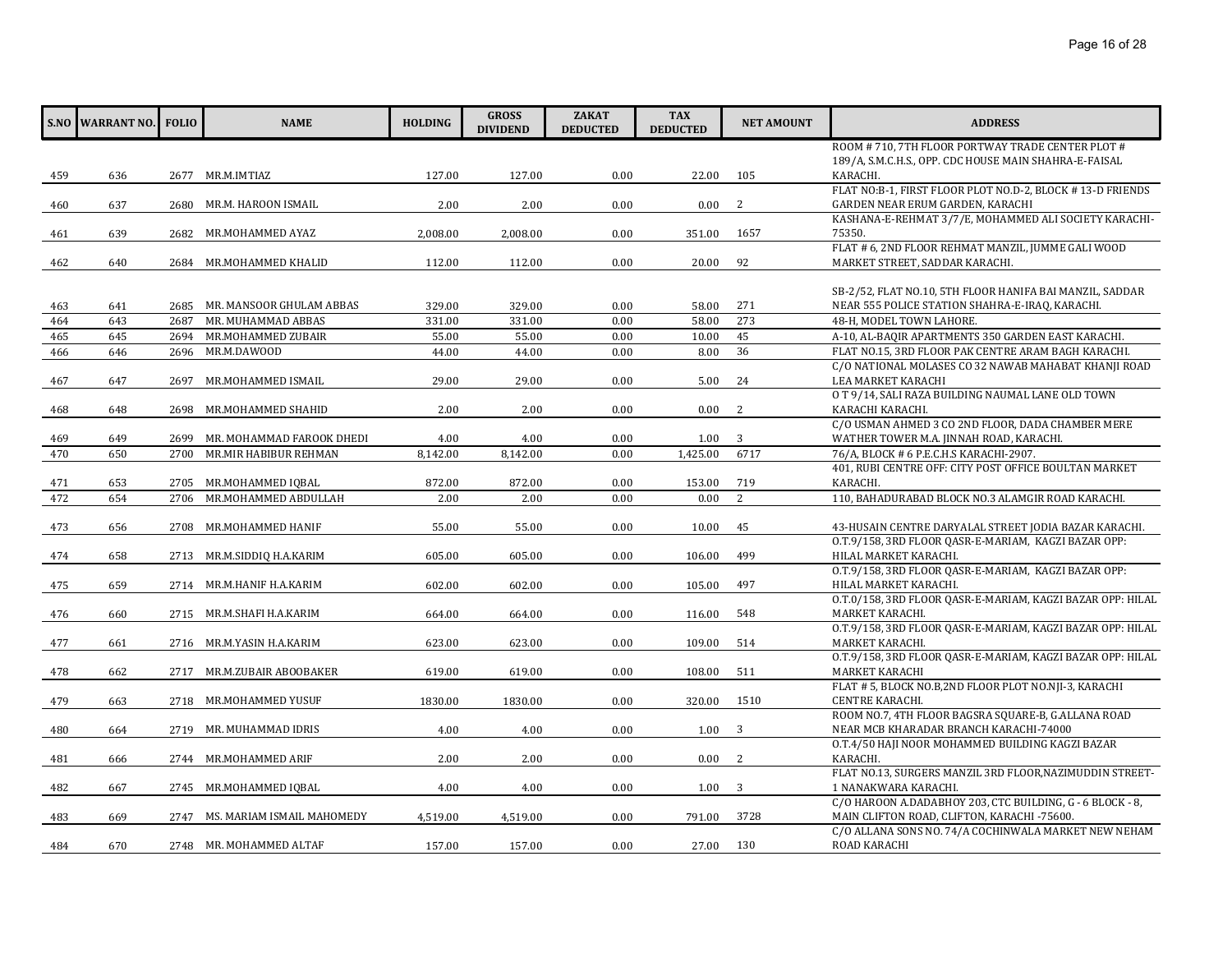| S.NO | WARRANT NO. | FOLIO | NAME | HOLDING | GROSS DIVIDEND | ZAKAT DEDUCTED | TAX DEDUCTED | NET AMOUNT | ADDRESS |
|---|---|---|---|---|---|---|---|---|---|
| 459 | 636 | 2677 | MR.M.IMTIAZ | 127.00 | 127.00 | 0.00 | 22.00 | 105 | ROOM # 710, 7TH FLOOR PORTWAY TRADE CENTER PLOT # 189/A, S.M.C.H.S., OPP. CDC HOUSE MAIN SHAHRA-E-FAISAL KARACHI. |
| 460 | 637 | 2680 | MR.M. HAROON ISMAIL | 2.00 | 2.00 | 0.00 | 0.00 | 2 | FLAT NO:B-1, FIRST FLOOR PLOT NO.D-2, BLOCK # 13-D FRIENDS GARDEN NEAR ERUM GARDEN, KARACHI |
| 461 | 639 | 2682 | MR.MOHAMMED AYAZ | 2,008.00 | 2,008.00 | 0.00 | 351.00 | 1657 | KASHANA-E-REHMAT 3/7/E, MOHAMMED ALI SOCIETY KARACHI-75350. |
| 462 | 640 | 2684 | MR.MOHAMMED KHALID | 112.00 | 112.00 | 0.00 | 20.00 | 92 | FLAT # 6, 2ND FLOOR REHMAT MANZIL, JUMME GALI WOOD MARKET STREET, SADDAR KARACHI. |
| 463 | 641 | 2685 | MR. MANSOOR GHULAM ABBAS | 329.00 | 329.00 | 0.00 | 58.00 | 271 | SB-2/52, FLAT NO.10, 5TH FLOOR HANIFA BAI MANZIL, SADDAR NEAR 555 POLICE STATION SHAHRA-E-IRAQ, KARACHI. |
| 464 | 643 | 2687 | MR. MUHAMMAD ABBAS | 331.00 | 331.00 | 0.00 | 58.00 | 273 | 48-H, MODEL TOWN LAHORE. |
| 465 | 645 | 2694 | MR.MOHAMMED ZUBAIR | 55.00 | 55.00 | 0.00 | 10.00 | 45 | A-10, AL-BAQIR APARTMENTS 350 GARDEN EAST KARACHI. |
| 466 | 646 | 2696 | MR.M.DAWOOD | 44.00 | 44.00 | 0.00 | 8.00 | 36 | FLAT NO.15, 3RD FLOOR PAK CENTRE ARAM BAGH KARACHI. |
| 467 | 647 | 2697 | MR.MOHAMMED ISMAIL | 29.00 | 29.00 | 0.00 | 5.00 | 24 | C/O NATIONAL MOLASES CO 32 NAWAB MAHABAT KHANJI ROAD LEA MARKET KARACHI |
| 468 | 648 | 2698 | MR.MOHAMMED SHAHID | 2.00 | 2.00 | 0.00 | 0.00 | 2 | O T 9/14, SALI RAZA BUILDING NAUMAL LANE OLD TOWN KARACHI KARACHI. |
| 469 | 649 | 2699 | MR. MOHAMMAD FAROOK DHEDI | 4.00 | 4.00 | 0.00 | 1.00 | 3 | C/O USMAN AHMED 3 CO 2ND FLOOR, DADA CHAMBER MERE WATHER TOWER M.A. JINNAH ROAD, KARACHI. |
| 470 | 650 | 2700 | MR.MIR HABIBUR REHMAN | 8,142.00 | 8,142.00 | 0.00 | 1,425.00 | 6717 | 76/A, BLOCK # 6 P.E.C.H.S KARACHI-2907. |
| 471 | 653 | 2705 | MR.MOHAMMED IQBAL | 872.00 | 872.00 | 0.00 | 153.00 | 719 | 401, RUBI CENTRE OFF: CITY POST OFFICE BOULTAN MARKET KARACHI. |
| 472 | 654 | 2706 | MR.MOHAMMED ABDULLAH | 2.00 | 2.00 | 0.00 | 0.00 | 2 | 110, BAHADURABAD BLOCK NO.3 ALAMGIR ROAD KARACHI. |
| 473 | 656 | 2708 | MR.MOHAMMED HANIF | 55.00 | 55.00 | 0.00 | 10.00 | 45 | 43-HUSAIN CENTRE DARYALAL STREET JODIA BAZAR KARACHI. |
| 474 | 658 | 2713 | MR.M.SIDDIQ H.A.KARIM | 605.00 | 605.00 | 0.00 | 106.00 | 499 | O.T.9/158, 3RD FLOOR QASR-E-MARIAM, KAGZI BAZAR OPP: HILAL MARKET KARACHI. |
| 475 | 659 | 2714 | MR.M.HANIF H.A.KARIM | 602.00 | 602.00 | 0.00 | 105.00 | 497 | O.T.9/158, 3RD FLOOR QASR-E-MARIAM, KAGZI BAZAR OPP: HILAL MARKET KARACHI. |
| 476 | 660 | 2715 | MR.M.SHAFI H.A.KARIM | 664.00 | 664.00 | 0.00 | 116.00 | 548 | O.T.0/158, 3RD FLOOR QASR-E-MARIAM, KAGZI BAZAR OPP: HILAL MARKET KARACHI. |
| 477 | 661 | 2716 | MR.M.YASIN H.A.KARIM | 623.00 | 623.00 | 0.00 | 109.00 | 514 | O.T.9/158, 3RD FLOOR QASR-E-MARIAM, KAGZI BAZAR OPP: HILAL MARKET KARACHI. |
| 478 | 662 | 2717 | MR.M.ZUBAIR ABOOBAKER | 619.00 | 619.00 | 0.00 | 108.00 | 511 | O.T.9/158, 3RD FLOOR QASR-E-MARIAM, KAGZI BAZAR OPP: HILAL MARKET KARACHI |
| 479 | 663 | 2718 | MR.MOHAMMED YUSUF | 1830.00 | 1830.00 | 0.00 | 320.00 | 1510 | FLAT # 5, BLOCK NO.B,2ND FLOOR PLOT NO.NJI-3, KARACHI CENTRE KARACHI. |
| 480 | 664 | 2719 | MR. MUHAMMAD IDRIS | 4.00 | 4.00 | 0.00 | 1.00 | 3 | ROOM NO.7, 4TH FLOOR BAGSRA SQUARE-B, G.ALLANA ROAD NEAR MCB KHARADAR BRANCH KARACHI-74000 |
| 481 | 666 | 2744 | MR.MOHAMMED ARIF | 2.00 | 2.00 | 0.00 | 0.00 | 2 | O.T.4/50 HAJI NOOR MOHAMMED BUILDING KAGZI BAZAR KARACHI. |
| 482 | 667 | 2745 | MR.MOHAMMED IQBAL | 4.00 | 4.00 | 0.00 | 1.00 | 3 | FLAT NO.13, SURGERS MANZIL 3RD FLOOR,NAZIMUDDIN STREET-1 NANAKWARA KARACHI. |
| 483 | 669 | 2747 | MS. MARIAM ISMAIL MAHOMEDY | 4,519.00 | 4,519.00 | 0.00 | 791.00 | 3728 | C/O HAROON A.DADABHOY 203, CTC BUILDING, G - 6 BLOCK - 8, MAIN CLIFTON ROAD, CLIFTON, KARACHI -75600. |
| 484 | 670 | 2748 | MR. MOHAMMED ALTAF | 157.00 | 157.00 | 0.00 | 27.00 | 130 | C/O ALLANA SONS NO. 74/A COCHINWALA MARKET NEW NEHAM ROAD KARACHI |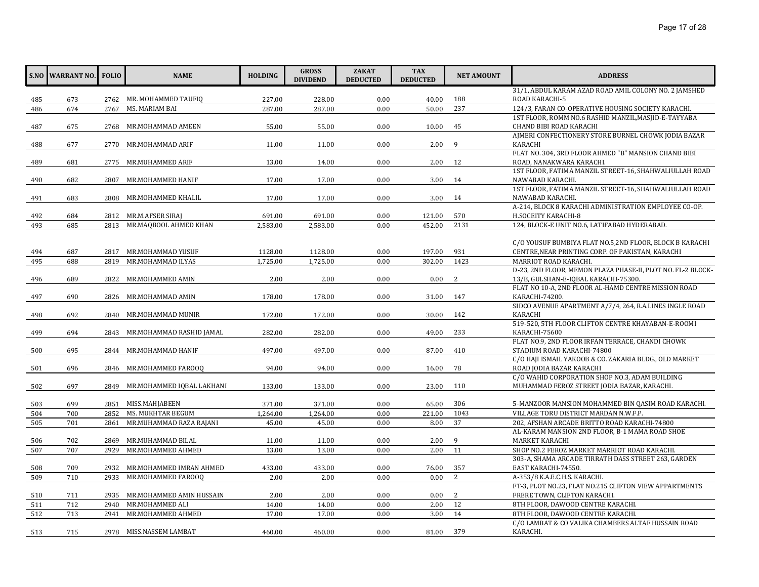| S.NO | WARRANT NO. | FOLIO | NAME | HOLDING | GROSS DIVIDEND | ZAKAT DEDUCTED | TAX DEDUCTED | NET AMOUNT | ADDRESS |
|---|---|---|---|---|---|---|---|---|---|
| 485 | 673 | 2762 | MR. MOHAMMED TAUFIQ | 227.00 | 228.00 | 0.00 | 40.00 | 188 | 31/1, ABDUL KARAM AZAD ROAD AMIL COLONY NO. 2 JAMSHED ROAD KARACHI-5 |
| 486 | 674 | 2767 | MS. MARIAM BAI | 287.00 | 287.00 | 0.00 | 50.00 | 237 | 124/3, FARAN CO-OPERATIVE HOUSING SOCIETY KARACHI. |
| 487 | 675 | 2768 | MR.MOHAMMAD AMEEN | 55.00 | 55.00 | 0.00 | 10.00 | 45 | 1ST FLOOR, ROMM NO.6 RASHID MANZIL,MASJID-E-TAYYABA CHAND BIBI ROAD KARACHI |
| 488 | 677 | 2770 | MR.MOHAMMAD ARIF | 11.00 | 11.00 | 0.00 | 2.00 | 9 | AJMERI CONFECTIONERY STORE BURNEL CHOWK JODIA BAZAR KARACHI |
| 489 | 681 | 2775 | MR.MUHAMMED ARIF | 13.00 | 14.00 | 0.00 | 2.00 | 12 | FLAT NO. 304, 3RD FLOOR AHMED "B" MANSION CHAND BIBI ROAD, NANAKWARA KARACHI. |
| 490 | 682 | 2807 | MR.MOHAMMED HANIF | 17.00 | 17.00 | 0.00 | 3.00 | 14 | 1ST FLOOR, FATIMA MANZIL STREET-16, SHAHWALIULLAH ROAD NAWABAD KARACHI. |
| 491 | 683 | 2808 | MR.MOHAMMED KHALIL | 17.00 | 17.00 | 0.00 | 3.00 | 14 | 1ST FLOOR, FATIMA MANZIL STREET-16, SHAHWALIULLAH ROAD NAWABAD KARACHI. |
| 492 | 684 | 2812 | MR.M.AFSER SIRAJ | 691.00 | 691.00 | 0.00 | 121.00 | 570 | A-214, BLOCK 8 KARACHI ADMINISTRATION EMPLOYEE CO-OP. H.SOCEITY KARACHI-8 |
| 493 | 685 | 2813 | MR.MAQBOOL AHMED KHAN | 2,583.00 | 2,583.00 | 0.00 | 452.00 | 2131 | 124, BLOCK-E UNIT NO.6, LATIFABAD HYDERABAD. |
| 494 | 687 | 2817 | MR.MOHAMMAD YUSUF | 1128.00 | 1128.00 | 0.00 | 197.00 | 931 | C/O YOUSUF BUMBIYA FLAT NO.5,2ND FLOOR, BLOCK B KARACHI CENTRE,NEAR PRINTING CORP. OF PAKISTAN, KARACHI |
| 495 | 688 | 2819 | MR.MOHAMMAD ILYAS | 1,725.00 | 1,725.00 | 0.00 | 302.00 | 1423 | MARRIOT ROAD KARACHI. |
| 496 | 689 | 2822 | MR.MOHAMMED AMIN | 2.00 | 2.00 | 0.00 | 0.00 | 2 | D-23, 2ND FLOOR, MEMON PLAZA PHASE-II, PLOT NO. FL-2 BLOCK-13/B, GULSHAN-E-IQBAL KARACHI-75300. |
| 497 | 690 | 2826 | MR.MOHAMMAD AMIN | 178.00 | 178.00 | 0.00 | 31.00 | 147 | FLAT NO 10-A, 2ND FLOOR AL-HAMD CENTRE MISSION ROAD KARACHI-74200. |
| 498 | 692 | 2840 | MR.MOHAMMAD MUNIR | 172.00 | 172.00 | 0.00 | 30.00 | 142 | SIDCO AVENUE APARTMENT A/7/4, 264, R.A.LINES INGLE ROAD KARACHI |
| 499 | 694 | 2843 | MR.MOHAMMAD RASHID JAMAL | 282.00 | 282.00 | 0.00 | 49.00 | 233 | 519-520, 5TH FLOOR CLIFTON CENTRE KHAYABAN-E-ROOMI KARACHI-75600 |
| 500 | 695 | 2844 | MR.MOHAMMAD HANIF | 497.00 | 497.00 | 0.00 | 87.00 | 410 | FLAT NO.9, 2ND FLOOR IRFAN TERRACE, CHANDI CHOWK STADIUM ROAD KARACHI-74800 |
| 501 | 696 | 2846 | MR.MOHAMMED FAROOQ | 94.00 | 94.00 | 0.00 | 16.00 | 78 | C/O HAJI ISMAIL YAKOOB & CO. ZAKARIA BLDG., OLD MARKET ROAD JODIA BAZAR KARACHI |
| 502 | 697 | 2849 | MR.MOHAMMED IQBAL LAKHANI | 133.00 | 133.00 | 0.00 | 23.00 | 110 | C/O WAHID CORPORATION SHOP NO.3, ADAM BUILDING MUHAMMAD FEROZ STREET JODIA BAZAR, KARACHI. |
| 503 | 699 | 2851 | MISS.MAHJABEEN | 371.00 | 371.00 | 0.00 | 65.00 | 306 | 5-MANZOOR MANSION MOHAMMED BIN QASIM ROAD KARACHI. |
| 504 | 700 | 2852 | MS. MUKHTAR BEGUM | 1,264.00 | 1,264.00 | 0.00 | 221.00 | 1043 | VILLAGE TORU DISTRICT MARDAN N.W.F.P. |
| 505 | 701 | 2861 | MR.MUHAMMAD RAZA RAJANI | 45.00 | 45.00 | 0.00 | 8.00 | 37 | 202, AFSHAN ARCADE BRITTO ROAD KARACHI-74800 |
| 506 | 702 | 2869 | MR.MUHAMMAD BILAL | 11.00 | 11.00 | 0.00 | 2.00 | 9 | AL-KARAM MANSION 2ND FLOOR, B-1 MAMA ROAD SHOE MARKET KARACHI |
| 507 | 707 | 2929 | MR.MOHAMMED AHMED | 13.00 | 13.00 | 0.00 | 2.00 | 11 | SHOP NO.2 FEROZ MARKET MARRIOT ROAD KARACHI. |
| 508 | 709 | 2932 | MR.MOHAMMED IMRAN AHMED | 433.00 | 433.00 | 0.00 | 76.00 | 357 | 303-A, SHAMA ARCADE TIRRATH DASS STREET 263, GARDEN EAST KARACHI-74550. |
| 509 | 710 | 2933 | MR.MOHAMMED FAROOQ | 2.00 | 2.00 | 0.00 | 0.00 | 2 | A-353/8 K.A.E.C.H.S. KARACHI. |
| 510 | 711 | 2935 | MR.MOHAMMED AMIN HUSSAIN | 2.00 | 2.00 | 0.00 | 0.00 | 2 | FT-3, PLOT NO.23, FLAT NO.215 CLIFTON VIEW APPARTMENTS FRERE TOWN, CLIFTON KARACHI. |
| 511 | 712 | 2940 | MR.MOHAMMED ALI | 14.00 | 14.00 | 0.00 | 2.00 | 12 | 8TH FLOOR, DAWOOD CENTRE KARACHI. |
| 512 | 713 | 2941 | MR.MOHAMMED AHMED | 17.00 | 17.00 | 0.00 | 3.00 | 14 | 8TH FLOOR, DAWOOD CENTRE KARACHI. |
| 513 | 715 | 2978 | MISS.NASSEM LAMBAT | 460.00 | 460.00 | 0.00 | 81.00 | 379 | C/O LAMBAT & CO VALIKA CHAMBERS ALTAF HUSSAIN ROAD KARACHI. |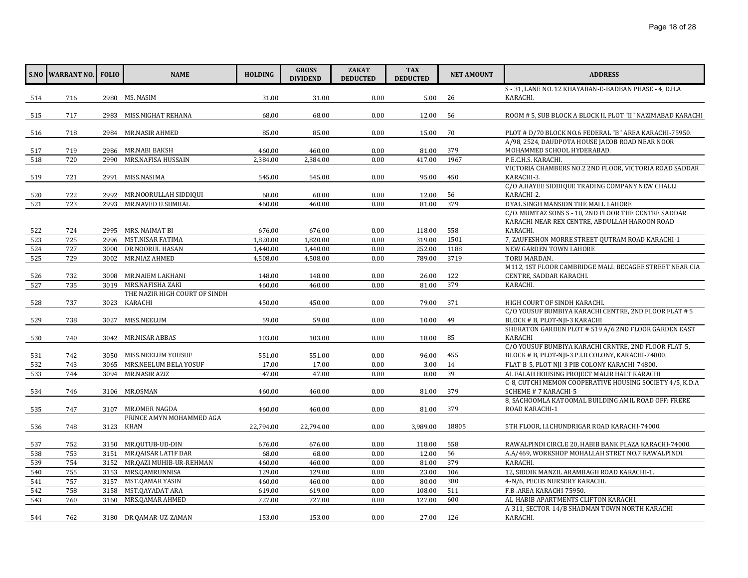| S.NO | WARRANT NO. | FOLIO | NAME | HOLDING | GROSS DIVIDEND | ZAKAT DEDUCTED | TAX DEDUCTED | NET AMOUNT | ADDRESS |
|---|---|---|---|---|---|---|---|---|---|
| 514 | 716 | 2980 | MS. NASIM | 31.00 | 31.00 | 0.00 | 5.00 | 26 | S - 31, LANE NO. 12 KHAYABAN-E-BADBAN PHASE - 4, D.H.A KARACHI. |
| 515 | 717 | 2983 | MISS.NIGHAT REHANA | 68.00 | 68.00 | 0.00 | 12.00 | 56 | ROOM # 5, SUB BLOCK A BLOCK II, PLOT "II" NAZIMABAD KARACHI |
| 516 | 718 | 2984 | MR.NASIR AHMED | 85.00 | 85.00 | 0.00 | 15.00 | 70 | PLOT # D/70 BLOCK NO.6 FEDERAL "B" AREA KARACHI-75950. |
| 517 | 719 | 2986 | MR.NABI BAKSH | 460.00 | 460.00 | 0.00 | 81.00 | 379 | A/98, 2524, DAUDPOTA HOUSE JACOB ROAD NEAR NOOR MOHAMMED SCHOOL HYDERABAD. |
| 518 | 720 | 2990 | MRS.NAFISA HUSSAIN | 2,384.00 | 2,384.00 | 0.00 | 417.00 | 1967 | P.E.C.H.S. KARACHI. |
| 519 | 721 | 2991 | MISS.NASIMA | 545.00 | 545.00 | 0.00 | 95.00 | 450 | VICTORIA CHAMBERS NO.2 2ND FLOOR, VICTORIA ROAD SADDAR KARACHI-3. |
| 520 | 722 | 2992 | MR.NOORULLAH SIDDIQUI | 68.00 | 68.00 | 0.00 | 12.00 | 56 | C/O A.HAYEE SIDDIQUE TRADING COMPANY NEW CHALLI KARACHI-2. |
| 521 | 723 | 2993 | MR.NAVED U.SUMBAL | 460.00 | 460.00 | 0.00 | 81.00 | 379 | DYAL SINGH MANSION THE MALL LAHORE |
| 522 | 724 | 2995 | MRS. NAIMAT BI | 676.00 | 676.00 | 0.00 | 118.00 | 558 | C/O. MUMTAZ SONS S - 10, 2ND FLOOR THE CENTRE SADDAR KARACHI NEAR REX CENTRE, ABDULLAH HAROON ROAD KARACHI. |
| 523 | 725 | 2996 | MST.NISAR FATIMA | 1,820.00 | 1,820.00 | 0.00 | 319.00 | 1501 | 7, ZAUFESHON MORRE STREET QUTRAM ROAD KARACHI-1 |
| 524 | 727 | 3000 | DR.NOORUL HASAN | 1,440.00 | 1,440.00 | 0.00 | 252.00 | 1188 | NEW GARDEN TOWN LAHORE |
| 525 | 729 | 3002 | MR.NIAZ AHMED | 4,508.00 | 4,508.00 | 0.00 | 789.00 | 3719 | TORU MARDAN. |
| 526 | 732 | 3008 | MR.NAIEM LAKHANI | 148.00 | 148.00 | 0.00 | 26.00 | 122 | M112, 1ST FLOOR CAMBRIDGE MALL BECAGEE STREET NEAR CIA CENTRE, SADDAR KARACHI. |
| 527 | 735 | 3019 | MRS.NAFISHA ZAKI | 460.00 | 460.00 | 0.00 | 81.00 | 379 | KARACHI. |
| 528 | 737 | 3023 | THE NAZIR HIGH COURT OF SINDH KARACHI | 450.00 | 450.00 | 0.00 | 79.00 | 371 | HIGH COURT OF SINDH KARACHI. |
| 529 | 738 | 3027 | MISS.NEELUM | 59.00 | 59.00 | 0.00 | 10.00 | 49 | C/O YOUSUF BUMBIYA KARACHI CENTRE, 2ND FLOOR FLAT # 5 BLOCK # B, PLOT-NJI-3 KARACHI |
| 530 | 740 | 3042 | MR.NISAR ABBAS | 103.00 | 103.00 | 0.00 | 18.00 | 85 | SHERATON GARDEN PLOT # 519 A/6 2ND FLOOR GARDEN EAST KARACHI |
| 531 | 742 | 3050 | MISS.NEELUM YOUSUF | 551.00 | 551.00 | 0.00 | 96.00 | 455 | C/O YOUSUF BUMBIYA KARACHI CRNTRE, 2ND FLOOR FLAT-5, BLOCK # B, PLOT-NJI-3 P.I.B COLONY, KARACHI-74800. |
| 532 | 743 | 3065 | MRS.NEELUM BELA YOSUF | 17.00 | 17.00 | 0.00 | 3.00 | 14 | FLAT B-5, PLOT NJI-3 PIB COLONY KARACHI-74800. |
| 533 | 744 | 3094 | MR.NASIR AZIZ | 47.00 | 47.00 | 0.00 | 8.00 | 39 | AL FALAH HOUSING PROJECT MALIR HALT KARACHI |
| 534 | 746 | 3106 | MR.OSMAN | 460.00 | 460.00 | 0.00 | 81.00 | 379 | C-8, CUTCHI MEMON COOPERATIVE HOUSING SOCIETY 4/5, K.D.A SCHEME # 7 KARACHI-5 |
| 535 | 747 | 3107 | MR.OMER NAGDA | 460.00 | 460.00 | 0.00 | 81.00 | 379 | 8, SACHOOMLA KATOOMAL BUILDING AMIL ROAD OFF: FRERE ROAD KARACHI-1 |
| 536 | 748 | 3123 | PRINCE AMYN MOHAMMED AGA KHAN | 22,794.00 | 22,794.00 | 0.00 | 3,989.00 | 18805 | 5TH FLOOR, I.I.CHUNDRIGAR ROAD KARACHI-74000. |
| 537 | 752 | 3150 | MR.QUTUB-UD-DIN | 676.00 | 676.00 | 0.00 | 118.00 | 558 | RAWALPINDI CIRCLE 20, HABIB BANK PLAZA KARACHI-74000. |
| 538 | 753 | 3151 | MR.QAISAR LATIF DAR | 68.00 | 68.00 | 0.00 | 12.00 | 56 | A.A/469, WORKSHOP MOHALLAH STRET NO.7 RAWALPINDI. |
| 539 | 754 | 3152 | MR.QAZI MUHIB-UR-REHMAN | 460.00 | 460.00 | 0.00 | 81.00 | 379 | KARACHI. |
| 540 | 755 | 3153 | MRS.QAMRUNNISA | 129.00 | 129.00 | 0.00 | 23.00 | 106 | 12, SIDDIK MANZIL ARAMBAGH ROAD KARACHI-1. |
| 541 | 757 | 3157 | MST.QAMAR YASIN | 460.00 | 460.00 | 0.00 | 80.00 | 380 | 4-N/6, PECHS NURSERY KARACHI. |
| 542 | 758 | 3158 | MST.QAYADAT ARA | 619.00 | 619.00 | 0.00 | 108.00 | 511 | F.B .AREA KARACHI-75950. |
| 543 | 760 | 3160 | MRS.QAMAR AHMED | 727.00 | 727.00 | 0.00 | 127.00 | 600 | AL-HABIB APARTMENTS CLIFTON KARACHI. |
| 544 | 762 | 3180 | DR.QAMAR-UZ-ZAMAN | 153.00 | 153.00 | 0.00 | 27.00 | 126 | A-311, SECTOR-14/B SHADMAN TOWN NORTH KARACHI KARACHI. |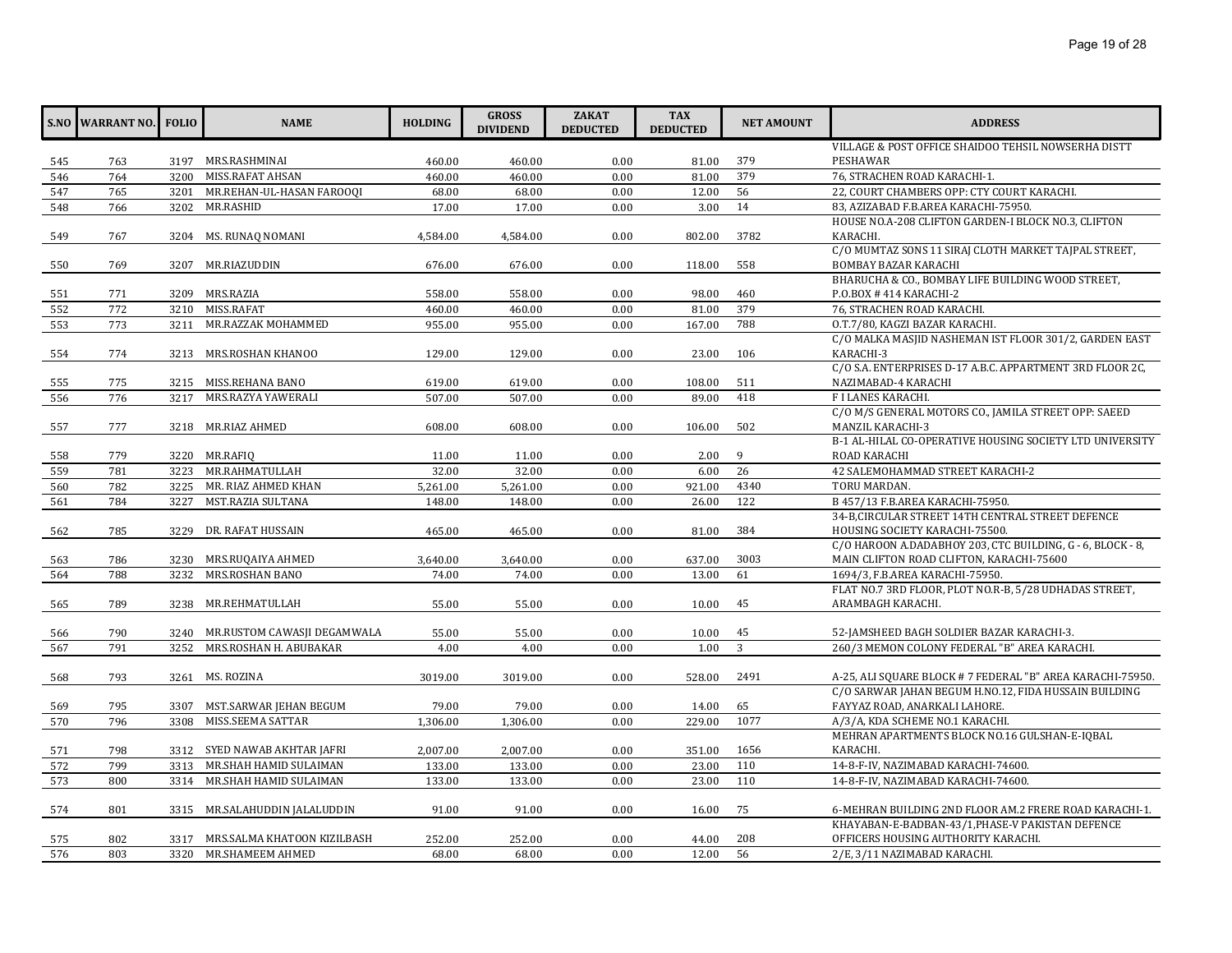| S.NO | WARRANT NO. | FOLIO | NAME | HOLDING | GROSS DIVIDEND | ZAKAT DEDUCTED | TAX DEDUCTED | NET AMOUNT | ADDRESS |
|---|---|---|---|---|---|---|---|---|---|
| 545 | 763 | 3197 | MRS.RASHMINAI | 460.00 | 460.00 | 0.00 | 81.00 | 379 | VILLAGE & POST OFFICE SHAIDOO TEHSIL NOWSERHA DISTT PESHAWAR |
| 546 | 764 | 3200 | MISS.RAFAT AHSAN | 460.00 | 460.00 | 0.00 | 81.00 | 379 | 76, STRACHEN ROAD KARACHI-1. |
| 547 | 765 | 3201 | MR.REHAN-UL-HASAN FAROOQI | 68.00 | 68.00 | 0.00 | 12.00 | 56 | 22, COURT CHAMBERS OPP: CTY COURT KARACHI. |
| 548 | 766 | 3202 | MR.RASHID | 17.00 | 17.00 | 0.00 | 3.00 | 14 | 83, AZIZABAD F.B.AREA KARACHI-75950. |
| 549 | 767 | 3204 | MS. RUNAQ NOMANI | 4,584.00 | 4,584.00 | 0.00 | 802.00 | 3782 | HOUSE NO.A-208 CLIFTON GARDEN-I BLOCK NO.3, CLIFTON KARACHI. |
| 550 | 769 | 3207 | MR.RIAZUDDIN | 676.00 | 676.00 | 0.00 | 118.00 | 558 | C/O MUMTAZ SONS 11 SIRAJ CLOTH MARKET TAJPAL STREET, BOMBAY BAZAR KARACHI |
| 551 | 771 | 3209 | MRS.RAZIA | 558.00 | 558.00 | 0.00 | 98.00 | 460 | BHARUCHA & CO., BOMBAY LIFE BUILDING WOOD STREET, P.O.BOX # 414 KARACHI-2 |
| 552 | 772 | 3210 | MISS.RAFAT | 460.00 | 460.00 | 0.00 | 81.00 | 379 | 76, STRACHEN ROAD KARACHI. |
| 553 | 773 | 3211 | MR.RAZZAK MOHAMMED | 955.00 | 955.00 | 0.00 | 167.00 | 788 | O.T.7/80, KAGZI BAZAR KARACHI. |
| 554 | 774 | 3213 | MRS.ROSHAN KHANOO | 129.00 | 129.00 | 0.00 | 23.00 | 106 | C/O MALKA MASJID NASHEMAN IST FLOOR 301/2, GARDEN EAST KARACHI-3 |
| 555 | 775 | 3215 | MISS.REHANA BANO | 619.00 | 619.00 | 0.00 | 108.00 | 511 | C/O S.A. ENTERPRISES D-17 A.B.C. APPARTMENT 3RD FLOOR 2C, NAZIMABAD-4 KARACHI |
| 556 | 776 | 3217 | MRS.RAZYA YAWERALI | 507.00 | 507.00 | 0.00 | 89.00 | 418 | F I LANES KARACHI. |
| 557 | 777 | 3218 | MR.RIAZ AHMED | 608.00 | 608.00 | 0.00 | 106.00 | 502 | C/O M/S GENERAL MOTORS CO., JAMILA STREET OPP: SAEED MANZIL KARACHI-3 |
| 558 | 779 | 3220 | MR.RAFIQ | 11.00 | 11.00 | 0.00 | 2.00 | 9 | B-1 AL-HILAL CO-OPERATIVE HOUSING SOCIETY LTD UNIVERSITY ROAD KARACHI |
| 559 | 781 | 3223 | MR.RAHMATULLAH | 32.00 | 32.00 | 0.00 | 6.00 | 26 | 42 SALEMOHAMMAD STREET KARACHI-2 |
| 560 | 782 | 3225 | MR. RIAZ AHMED KHAN | 5,261.00 | 5,261.00 | 0.00 | 921.00 | 4340 | TORU MARDAN. |
| 561 | 784 | 3227 | MST.RAZIA SULTANA | 148.00 | 148.00 | 0.00 | 26.00 | 122 | B 457/13 F.B.AREA KARACHI-75950. |
| 562 | 785 | 3229 | DR. RAFAT HUSSAIN | 465.00 | 465.00 | 0.00 | 81.00 | 384 | 34-B,CIRCULAR STREET 14TH CENTRAL STREET DEFENCE HOUSING SOCIETY KARACHI-75500. |
| 563 | 786 | 3230 | MRS.RUQAIYA AHMED | 3,640.00 | 3,640.00 | 0.00 | 637.00 | 3003 | C/O HAROON A.DADABHOY 203, CTC BUILDING, G - 6, BLOCK - 8, MAIN CLIFTON ROAD CLIFTON, KARACHI-75600 |
| 564 | 788 | 3232 | MRS.ROSHAN BANO | 74.00 | 74.00 | 0.00 | 13.00 | 61 | 1694/3, F.B.AREA KARACHI-75950. |
| 565 | 789 | 3238 | MR.REHMATULLAH | 55.00 | 55.00 | 0.00 | 10.00 | 45 | FLAT NO.7 3RD FLOOR, PLOT NO.R-B, 5/28 UDHADAS STREET, ARAMBAGH KARACHI. |
| 566 | 790 | 3240 | MR.RUSTOM CAWASJI DEGAMWALA | 55.00 | 55.00 | 0.00 | 10.00 | 45 | 52-JAMSHEED BAGH SOLDIER BAZAR KARACHI-3. |
| 567 | 791 | 3252 | MRS.ROSHAN H. ABUBAKAR | 4.00 | 4.00 | 0.00 | 1.00 | 3 | 260/3 MEMON COLONY FEDERAL "B" AREA KARACHI. |
| 568 | 793 | 3261 | MS. ROZINA | 3019.00 | 3019.00 | 0.00 | 528.00 | 2491 | A-25, ALI SQUARE BLOCK # 7 FEDERAL "B" AREA KARACHI-75950. |
| 569 | 795 | 3307 | MST.SARWAR JEHAN BEGUM | 79.00 | 79.00 | 0.00 | 14.00 | 65 | C/O SARWAR JAHAN BEGUM H.NO.12, FIDA HUSSAIN BUILDING FAYYAZ ROAD, ANARKALI LAHORE. |
| 570 | 796 | 3308 | MISS.SEEMA SATTAR | 1,306.00 | 1,306.00 | 0.00 | 229.00 | 1077 | A/3/A, KDA SCHEME NO.1 KARACHI. |
| 571 | 798 | 3312 | SYED NAWAB AKHTAR JAFRI | 2,007.00 | 2,007.00 | 0.00 | 351.00 | 1656 | MEHRAN APARTMENTS BLOCK NO.16 GULSHAN-E-IQBAL KARACHI. |
| 572 | 799 | 3313 | MR.SHAH HAMID SULAIMAN | 133.00 | 133.00 | 0.00 | 23.00 | 110 | 14-8-F-IV, NAZIMABAD KARACHI-74600. |
| 573 | 800 | 3314 | MR.SHAH HAMID SULAIMAN | 133.00 | 133.00 | 0.00 | 23.00 | 110 | 14-8-F-IV, NAZIMABAD KARACHI-74600. |
| 574 | 801 | 3315 | MR.SALAHUDDIN JALALUDDIN | 91.00 | 91.00 | 0.00 | 16.00 | 75 | 6-MEHRAN BUILDING 2ND FLOOR AM.2 FRERE ROAD KARACHI-1. |
| 575 | 802 | 3317 | MRS.SALMA KHATOON KIZILBASH | 252.00 | 252.00 | 0.00 | 44.00 | 208 | KHAYABAN-E-BADBAN-43/1,PHASE-V PAKISTAN DEFENCE OFFICERS HOUSING AUTHORITY KARACHI. |
| 576 | 803 | 3320 | MR.SHAMEEM AHMED | 68.00 | 68.00 | 0.00 | 12.00 | 56 | 2/E, 3/11 NAZIMABAD KARACHI. |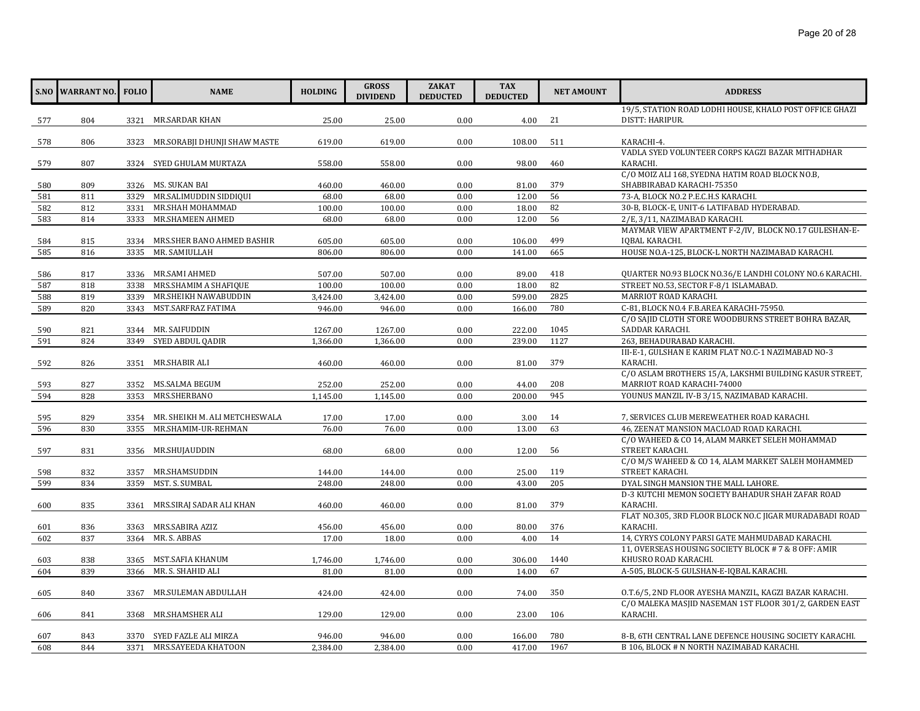| S.NO | WARRANT NO. | FOLIO | NAME | HOLDING | GROSS DIVIDEND | ZAKAT DEDUCTED | TAX DEDUCTED | NET AMOUNT | ADDRESS |
|---|---|---|---|---|---|---|---|---|---|
| 577 | 804 | 3321 | MR.SARDAR KHAN | 25.00 | 25.00 | 0.00 | 4.00 | 21 | 19/5, STATION ROAD LODHI HOUSE, KHALO POST OFFICE GHAZI DISTT: HARIPUR. |
| 578 | 806 | 3323 | MR.SORABJI DHUNJI SHAW MASTE | 619.00 | 619.00 | 0.00 | 108.00 | 511 | KARACHI-4. |
| 579 | 807 | 3324 | SYED GHULAM MURTAZA | 558.00 | 558.00 | 0.00 | 98.00 | 460 | VADLA SYED VOLUNTEER CORPS KAGZI BAZAR MITHADHAR KARACHI. |
| 580 | 809 | 3326 | MS. SUKAN BAI | 460.00 | 460.00 | 0.00 | 81.00 | 379 | C/O MOIZ ALI 168, SYEDNA HATIM ROAD BLOCK NO.B, SHABBIRABAD KARACHI-75350 |
| 581 | 811 | 3329 | MR.SALIMUDDIN SIDDIQUI | 68.00 | 68.00 | 0.00 | 12.00 | 56 | 73-A, BLOCK NO.2 P.E.C.H.S KARACHI. |
| 582 | 812 | 3331 | MR.SHAH MOHAMMAD | 100.00 | 100.00 | 0.00 | 18.00 | 82 | 30-B, BLOCK-E, UNIT-6 LATIFABAD HYDERABAD. |
| 583 | 814 | 3333 | MR.SHAMEEN AHMED | 68.00 | 68.00 | 0.00 | 12.00 | 56 | 2/E, 3/11, NAZIMABAD KARACHI. |
| 584 | 815 | 3334 | MRS.SHER BANO AHMED BASHIR | 605.00 | 605.00 | 0.00 | 106.00 | 499 | MAYMAR VIEW APARTMENT F-2/IV, BLOCK NO.17 GULESHAN-E-IQBAL KARACHI. |
| 585 | 816 | 3335 | MR. SAMIULLAH | 806.00 | 806.00 | 0.00 | 141.00 | 665 | HOUSE NO.A-125, BLOCK-L NORTH NAZIMABAD KARACHI. |
| 586 | 817 | 3336 | MR.SAMI AHMED | 507.00 | 507.00 | 0.00 | 89.00 | 418 | QUARTER NO.93 BLOCK NO.36/E LANDHI COLONY NO.6 KARACHI. |
| 587 | 818 | 3338 | MRS.SHAMIM A SHAFIQUE | 100.00 | 100.00 | 0.00 | 18.00 | 82 | STREET NO.53, SECTOR F-8/1 ISLAMABAD. |
| 588 | 819 | 3339 | MR.SHEIKH NAWABUDDIN | 3,424.00 | 3,424.00 | 0.00 | 599.00 | 2825 | MARRIOT ROAD KARACHI. |
| 589 | 820 | 3343 | MST.SARFRAZ FATIMA | 946.00 | 946.00 | 0.00 | 166.00 | 780 | C-81, BLOCK NO.4 F.B.AREA KARACHI-75950. |
| 590 | 821 | 3344 | MR. SAIFUDDIN | 1267.00 | 1267.00 | 0.00 | 222.00 | 1045 | C/O SAJID CLOTH STORE WOODBURNS STREET BOHRA BAZAR, SADDAR KARACHI. |
| 591 | 824 | 3349 | SYED ABDUL QADIR | 1,366.00 | 1,366.00 | 0.00 | 239.00 | 1127 | 263, BEHADURABAD KARACHI. |
| 592 | 826 | 3351 | MR.SHABIR ALI | 460.00 | 460.00 | 0.00 | 81.00 | 379 | III-E-1, GULSHAN E KARIM FLAT NO.C-1 NAZIMABAD NO-3 KARACHI. |
| 593 | 827 | 3352 | MS.SALMA BEGUM | 252.00 | 252.00 | 0.00 | 44.00 | 208 | C/O ASLAM BROTHERS 15/A, LAKSHMI BUILDING KASUR STREET, MARRIOT ROAD KARACHI-74000 |
| 594 | 828 | 3353 | MRS.SHERBANO | 1,145.00 | 1,145.00 | 0.00 | 200.00 | 945 | YOUNUS MANZIL IV-B 3/15, NAZIMABAD KARACHI. |
| 595 | 829 | 3354 | MR. SHEIKH M. ALI METCHESWALA | 17.00 | 17.00 | 0.00 | 3.00 | 14 | 7, SERVICES CLUB MEREWEATHER ROAD KARACHI. |
| 596 | 830 | 3355 | MR.SHAMIM-UR-REHMAN | 76.00 | 76.00 | 0.00 | 13.00 | 63 | 46, ZEENAT MANSION MACLOAD ROAD KARACHI. |
| 597 | 831 | 3356 | MR.SHUJAUDDIN | 68.00 | 68.00 | 0.00 | 12.00 | 56 | C/O WAHEED & CO 14, ALAM MARKET SELEH MOHAMMAD STREET KARACHI. |
| 598 | 832 | 3357 | MR.SHAMSUDDIN | 144.00 | 144.00 | 0.00 | 25.00 | 119 | C/O M/S WAHEED & CO 14, ALAM MARKET SALEH MOHAMMED STREET KARACHI. |
| 599 | 834 | 3359 | MST. S. SUMBAL | 248.00 | 248.00 | 0.00 | 43.00 | 205 | DYAL SINGH MANSION THE MALL LAHORE. |
| 600 | 835 | 3361 | MRS.SIRAJ SADAR ALI KHAN | 460.00 | 460.00 | 0.00 | 81.00 | 379 | D-3 KUTCHI MEMON SOCIETY BAHADUR SHAH ZAFAR ROAD KARACHI. |
| 601 | 836 | 3363 | MRS.SABIRA AZIZ | 456.00 | 456.00 | 0.00 | 80.00 | 376 | FLAT NO.305, 3RD FLOOR BLOCK NO.C JIGAR MURADABADI ROAD KARACHI. |
| 602 | 837 | 3364 | MR. S. ABBAS | 17.00 | 18.00 | 0.00 | 4.00 | 14 | 14, CYRYS COLONY PARSI GATE MAHMUDABAD KARACHI. |
| 603 | 838 | 3365 | MST.SAFIA KHANUM | 1,746.00 | 1,746.00 | 0.00 | 306.00 | 1440 | 11, OVERSEAS HOUSING SOCIETY BLOCK # 7 & 8 OFF: AMIR KHUSRO ROAD KARACHI. |
| 604 | 839 | 3366 | MR. S. SHAHID ALI | 81.00 | 81.00 | 0.00 | 14.00 | 67 | A-505, BLOCK-5 GULSHAN-E-IQBAL KARACHI. |
| 605 | 840 | 3367 | MR.SULEMAN ABDULLAH | 424.00 | 424.00 | 0.00 | 74.00 | 350 | O.T.6/5, 2ND FLOOR AYESHA MANZIL, KAGZI BAZAR KARACHI. |
| 606 | 841 | 3368 | MR.SHAMSHER ALI | 129.00 | 129.00 | 0.00 | 23.00 | 106 | C/O MALEKA MASJID NASEMAN 1ST FLOOR 301/2, GARDEN EAST KARACHI. |
| 607 | 843 | 3370 | SYED FAZLE ALI MIRZA | 946.00 | 946.00 | 0.00 | 166.00 | 780 | 8-B, 6TH CENTRAL LANE DEFENCE HOUSING SOCIETY KARACHI. |
| 608 | 844 | 3371 | MRS.SAYEEDA KHATOON | 2,384.00 | 2,384.00 | 0.00 | 417.00 | 1967 | B 106, BLOCK # N NORTH NAZIMABAD KARACHI. |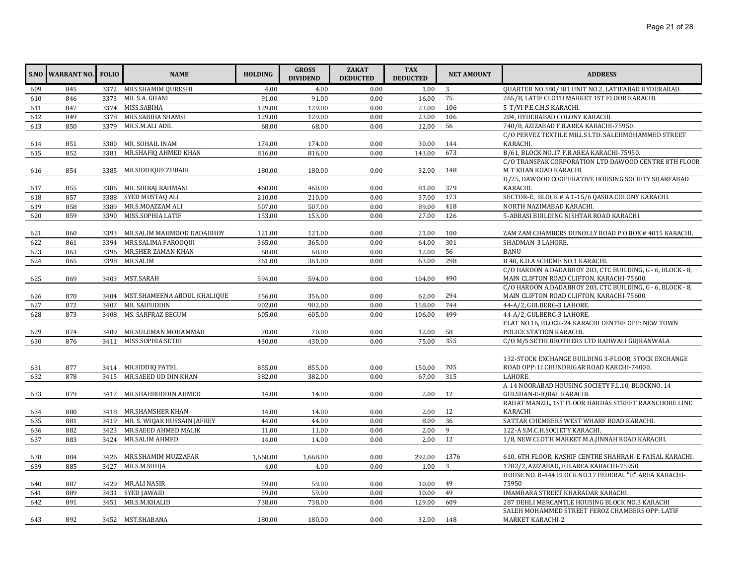| S.NO | WARRANT NO. | FOLIO | NAME | HOLDING | GROSS DIVIDEND | ZAKAT DEDUCTED | TAX DEDUCTED | NET AMOUNT | ADDRESS |
|---|---|---|---|---|---|---|---|---|---|
| 609 | 845 | 3372 | MRS.SHAMIM QURESHI | 4.00 | 4.00 | 0.00 | 1.00 | 3 | QUARTER NO.380/381 UNIT NO.2, LATIFABAD HYDERABAD. |
| 610 | 846 | 3373 | MR. S.A. GHANI | 91.00 | 91.00 | 0.00 | 16.00 | 75 | 265/B, LATIF CLOTH MARKET 1ST FLOOR KARACHI. |
| 611 | 847 | 3374 | MISS.SABIHA | 129.00 | 129.00 | 0.00 | 23.00 | 106 | 5-T/VI P.E.C.H.S KARACHI. |
| 612 | 849 | 3378 | MRS.SABIHA SHAMSI | 129.00 | 129.00 | 0.00 | 23.00 | 106 | 204, HYDERABAD COLONY KARACHI. |
| 613 | 850 | 3379 | MR.S.M.ALI ADIL | 68.00 | 68.00 | 0.00 | 12.00 | 56 | 740/8, AZIZABAD F.B.AREA KARACHI-75950. |
| 614 | 851 | 3380 | MR. SOHAIL INAM | 174.00 | 174.00 | 0.00 | 30.00 | 144 | C/O PERVEZ TEXTILE MILLS LTD. SALEHMOHAMMED STREET KARACHI. |
| 615 | 852 | 3381 | MR.SHAFIQ AHMED KHAN | 816.00 | 816.00 | 0.00 | 143.00 | 673 | B/61, BLOCK NO.17 F.B.AREA KARACHI-75950. |
| 616 | 854 | 3385 | MR.SIDDIQUE ZUBAIR | 180.00 | 180.00 | 0.00 | 32.00 | 148 | C/O TRANSPAK CORPORATION LTD DAWOOD CENTRE 8TH FLOOR M T KHAN ROAD KARACHI. |
| 617 | 855 | 3386 | MR. SHIRAJ RAHMANI | 460.00 | 460.00 | 0.00 | 81.00 | 379 | D/25, DAWOOD COOPERATIVE HOUSING SOCIETY SHARFABAD KARACHI. |
| 618 | 857 | 3388 | SYED MUSTAQ ALI | 210.00 | 210.00 | 0.00 | 37.00 | 173 | SECTOR-E, BLOCK # A 1-15/6 QASBA COLONY KARACHI. |
| 619 | 858 | 3389 | MR.S.MOAZZAM ALI | 507.00 | 507.00 | 0.00 | 89.00 | 418 | NORTH NAZIMABAD KARACHI. |
| 620 | 859 | 3390 | MISS.SOPHIA LATIF | 153.00 | 153.00 | 0.00 | 27.00 | 126 | 5-ABBASI BUILDING NISHTAR ROAD KARACHI. |
| 621 | 860 | 3393 | MR.SALIM MAHMOOD DADABHOY | 121.00 | 121.00 | 0.00 | 21.00 | 100 | ZAM ZAM CHAMBERS DUNOLLY ROAD P.O.BOX # 4015 KARACHI. |
| 622 | 861 | 3394 | MRS.SALIMA FAROOQUI | 365.00 | 365.00 | 0.00 | 64.00 | 301 | SHADMAN-3 LAHORE. |
| 623 | 863 | 3396 | MR.SHER ZAMAN KHAN | 68.00 | 68.00 | 0.00 | 12.00 | 56 | BANU |
| 624 | 865 | 3398 | MR.SALIM | 361.00 | 361.00 | 0.00 | 63.00 | 298 | B 48, K.D.A SCHEME NO.1 KARACHI. |
| 625 | 869 | 3403 | MST.SARAH | 594.00 | 594.00 | 0.00 | 104.00 | 490 | C/O HAROON A.DADABHOY 203, CTC BUILDING, G - 6, BLOCK - 8, MAIN CLIFTON ROAD CLIFTON, KARACHI-75600. |
| 626 | 870 | 3404 | MST.SHAMEENA ABDUL KHALIQUE | 356.00 | 356.00 | 0.00 | 62.00 | 294 | C/O HAROON A.DADABHOY 203, CTC BUILDING, G - 6, BLOCK - 8, MAIN CLIFTON ROAD CLIFTON, KARACHI-75600. |
| 627 | 872 | 3407 | MR. SAIFUDDIN | 902.00 | 902.00 | 0.00 | 158.00 | 744 | 44-A/2, GULBERG-3 LAHORE. |
| 628 | 873 | 3408 | MS. SARFRAZ BEGUM | 605.00 | 605.00 | 0.00 | 106.00 | 499 | 44-A/2, GULBERG-3 LAHORE. |
| 629 | 874 | 3409 | MR.SULEMAN MOHAMMAD | 70.00 | 70.00 | 0.00 | 12.00 | 58 | FLAT NO.16, BLOCK-24 KARACHI CENTRE OPP: NEW TOWN POLICE STATION KARACHI. |
| 630 | 876 | 3411 | MISS.SOPHIA SETHI | 430.00 | 430.00 | 0.00 | 75.00 | 355 | C/O M/S.SETHI BROTHERS LTD RAHWALI GUJRANWALA |
| 631 | 877 | 3414 | MR.SIDDIQ PATEL | 855.00 | 855.00 | 0.00 | 150.00 | 705 | 132-STOCK EXCHANGE BUILDING 3-FLOOR, STOCK EXCHANGE ROAD OPP: I.I.CHUNDRIGAR ROAD KARCHI-74000. |
| 632 | 878 | 3415 | MR.SAEED UD DIN KHAN | 382.00 | 382.00 | 0.00 | 67.00 | 315 | LAHORE. |
| 633 | 879 | 3417 | MR.SHAHBUDDIN AHMED | 14.00 | 14.00 | 0.00 | 2.00 | 12 | A-14 NOORABAD HOUSING SOCIETY F.L.10, BLOCKNO. 14 GULSHAN-E-IQBAL KARACHI. |
| 634 | 880 | 3418 | MR.SHAMSHER KHAN | 14.00 | 14.00 | 0.00 | 2.00 | 12 | RAHAT MANZIL, 1ST FLOOR HARDAS STREET RAANCHORE LINE KARACHI |
| 635 | 881 | 3419 | MR. S. WIQAR HUSSAIN JAFREY | 44.00 | 44.00 | 0.00 | 8.00 | 36 | SATTAR CHEMBERS WEST WHARF ROAD KARACHI. |
| 636 | 882 | 3423 | MR.SAEED AHMED MALIK | 11.00 | 11.00 | 0.00 | 2.00 | 9 | 122-A S.M.C.H.SOCIETY KARACHI. |
| 637 | 883 | 3424 | MR.SALIM AHMED | 14.00 | 14.00 | 0.00 | 2.00 | 12 | 1/8, NEW CLOTH MARKET M.A.JINNAH ROAD KARACHI. |
| 638 | 884 | 3426 | MRS.SHAMIM MUZZAFAR | 1,668.00 | 1,668.00 | 0.00 | 292.00 | 1376 | 610, 6TH FLOOR, KASHIF CENTRE SHAHRAH-E-FAISAL KARACHI. |
| 639 | 885 | 3427 | MR.S.M.SHUJA | 4.00 | 4.00 | 0.00 | 1.00 | 3 | 1782/2, AZIZABAD, F.B.AREA KARACHI-75950. |
| 640 | 887 | 3429 | MR.ALI NASIR | 59.00 | 59.00 | 0.00 | 10.00 | 49 | HOUSE NO. R-444 BLOCK NO.17 FEDERAL "B" AREA KARACHI-75950 |
| 641 | 889 | 3431 | SYED JAWAID | 59.00 | 59.00 | 0.00 | 10.00 | 49 | IMAMBARA STREET KHARADAR KARACHI. |
| 642 | 891 | 3451 | MR.S.M.KHALID | 738.00 | 738.00 | 0.00 | 129.00 | 609 | 287 DEHLI MERCANTLE HOUSING BLOCK NO.3 KARACHI |
| 643 | 892 | 3452 | MST.SHABANA | 180.00 | 180.00 | 0.00 | 32.00 | 148 | SALEH MOHAMMED STREET FEROZ CHAMBERS OPP: LATIF MARKET KARACHI-2. |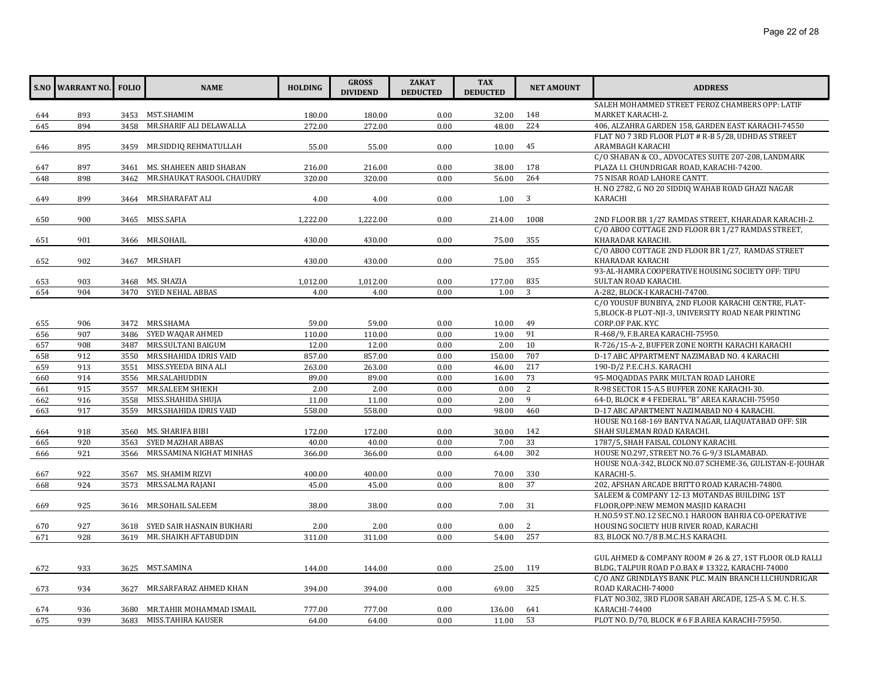| S.NO | WARRANT NO. | FOLIO | NAME | HOLDING | GROSS DIVIDEND | ZAKAT DEDUCTED | TAX DEDUCTED | NET AMOUNT | ADDRESS |
|---|---|---|---|---|---|---|---|---|---|
| 644 | 893 | 3453 | MST.SHAMIM | 180.00 | 180.00 | 0.00 | 32.00 | 148 | SALEH MOHAMMED STREET FEROZ CHAMBERS OPP: LATIF MARKET KARACHI-2. |
| 645 | 894 | 3458 | MR.SHARIF ALI DELAWALLA | 272.00 | 272.00 | 0.00 | 48.00 | 224 | 406, ALZAHRA GARDEN 158, GARDEN EAST KARACHI-74550 |
| 646 | 895 | 3459 | MR.SIDDIQ REHMATULLAH | 55.00 | 55.00 | 0.00 | 10.00 | 45 | FLAT NO 7 3RD FLOOR PLOT # R-B 5/28, UDHDAS STREET ARAMBAGH KARACHI |
| 647 | 897 | 3461 | MS. SHAHEEN ABID SHABAN | 216.00 | 216.00 | 0.00 | 38.00 | 178 | C/O SHABAN & CO., ADVOCATES SUITE 207-208, LANDMARK PLAZA I.I. CHUNDRIGAR ROAD, KARACHI-74200. |
| 648 | 898 | 3462 | MR.SHAUKAT RASOOL CHAUDRY | 320.00 | 320.00 | 0.00 | 56.00 | 264 | 75 NISAR ROAD LAHORE CANTT. |
| 649 | 899 | 3464 | MR.SHARAFAT ALI | 4.00 | 4.00 | 0.00 | 1.00 | 3 | H. NO 2782, G NO 20 SIDDIQ WAHAB ROAD GHAZI NAGAR KARACHI |
| 650 | 900 | 3465 | MISS.SAFIA | 1,222.00 | 1,222.00 | 0.00 | 214.00 | 1008 | 2ND FLOOR BR 1/27 RAMDAS STREET, KHARADAR KARACHI-2. |
| 651 | 901 | 3466 | MR.SOHAIL | 430.00 | 430.00 | 0.00 | 75.00 | 355 | C/O ABOO COTTAGE 2ND FLOOR BR 1/27 RAMDAS STREET, KHARADAR KARACHI. |
| 652 | 902 | 3467 | MR.SHAFI | 430.00 | 430.00 | 0.00 | 75.00 | 355 | C/O ABOO COTTAGE 2ND FLOOR BR 1/27, RAMDAS STREET KHARADAR KARACHI |
| 653 | 903 | 3468 | MS. SHAZIA | 1,012.00 | 1,012.00 | 0.00 | 177.00 | 835 | 93-AL-HAMRA COOPERATIVE HOUSING SOCIETY OFF: TIPU SULTAN ROAD KARACHI. |
| 654 | 904 | 3470 | SYED NEHAL ABBAS | 4.00 | 4.00 | 0.00 | 1.00 | 3 | A-282, BLOCK-I KARACHI-74700. |
| 655 | 906 | 3472 | MRS.SHAMA | 59.00 | 59.00 | 0.00 | 10.00 | 49 | C/O YOUSUF BUNBIYA, 2ND FLOOR KARACHI CENTRE, FLAT-5,BLOCK-B PLOT-NJI-3, UNIVERSITY ROAD NEAR PRINTING CORP.OF PAK. KYC |
| 656 | 907 | 3486 | SYED WAQAR AHMED | 110.00 | 110.00 | 0.00 | 19.00 | 91 | R-468/9, F.B.AREA KARACHI-75950. |
| 657 | 908 | 3487 | MRS.SULTANI BAIGUM | 12.00 | 12.00 | 0.00 | 2.00 | 10 | R-726/15-A-2, BUFFER ZONE NORTH KARACHI KARACHI |
| 658 | 912 | 3550 | MRS.SHAHIDA IDRIS VAID | 857.00 | 857.00 | 0.00 | 150.00 | 707 | D-17 ABC APPARTMENT NAZIMABAD NO. 4 KARACHI |
| 659 | 913 | 3551 | MISS.SYEEDA BINA ALI | 263.00 | 263.00 | 0.00 | 46.00 | 217 | 190-D/2 P.E.C.H.S. KARACHI |
| 660 | 914 | 3556 | MR.SALAHUDDIN | 89.00 | 89.00 | 0.00 | 16.00 | 73 | 95-MOQADDAS PARK MULTAN ROAD LAHORE |
| 661 | 915 | 3557 | MR.SALEEM SHIEKH | 2.00 | 2.00 | 0.00 | 0.00 | 2 | R-98 SECTOR 15-A.5 BUFFER ZONE KARACHI-30. |
| 662 | 916 | 3558 | MISS.SHAHIDA SHUJA | 11.00 | 11.00 | 0.00 | 2.00 | 9 | 64-D, BLOCK # 4 FEDERAL "B" AREA KARACHI-75950 |
| 663 | 917 | 3559 | MRS.SHAHIDA IDRIS VAID | 558.00 | 558.00 | 0.00 | 98.00 | 460 | D-17 ABC APARTMENT NAZIMABAD NO 4 KARACHI. |
| 664 | 918 | 3560 | MS. SHARIFA BIBI | 172.00 | 172.00 | 0.00 | 30.00 | 142 | HOUSE NO.168-169 BANTVA NAGAR, LIAQUATABAD OFF: SIR SHAH SULEMAN ROAD KARACHI. |
| 665 | 920 | 3563 | SYED MAZHAR ABBAS | 40.00 | 40.00 | 0.00 | 7.00 | 33 | 1787/5, SHAH FAISAL COLONY KARACHI. |
| 666 | 921 | 3566 | MRS.SAMINA NIGHAT MINHAS | 366.00 | 366.00 | 0.00 | 64.00 | 302 | HOUSE NO.297, STREET NO.76 G-9/3 ISLAMABAD. |
| 667 | 922 | 3567 | MS. SHAMIM RIZVI | 400.00 | 400.00 | 0.00 | 70.00 | 330 | HOUSE NO.A-342, BLOCK NO.07 SCHEME-36, GULISTAN-E-JOUHAR KARACHI-5. |
| 668 | 924 | 3573 | MRS.SALMA RAJANI | 45.00 | 45.00 | 0.00 | 8.00 | 37 | 202, AFSHAN ARCADE BRITTO ROAD KARACHI-74800. |
| 669 | 925 | 3616 | MR.SOHAIL SALEEM | 38.00 | 38.00 | 0.00 | 7.00 | 31 | SALEEM & COMPANY 12-13 MOTANDAS BUILDING 1ST FLOOR,OPP:NEW MEMON MASJID KARACHI |
| 670 | 927 | 3618 | SYED SAIR HASNAIN BUKHARI | 2.00 | 2.00 | 0.00 | 0.00 | 2 | H.NO.59 ST.NO.12 SEC.NO.1 HAROON BAHRIA CO-OPERATIVE HOUSING SOCIETY HUB RIVER ROAD, KARACHI |
| 671 | 928 | 3619 | MR. SHAIKH AFTABUDDIN | 311.00 | 311.00 | 0.00 | 54.00 | 257 | 83, BLOCK NO.7/8 B.M.C.H.S KARACHI. |
| 672 | 933 | 3625 | MST.SAMINA | 144.00 | 144.00 | 0.00 | 25.00 | 119 | GUL AHMED & COMPANY ROOM # 26 & 27, 1ST FLOOR OLD RALLI BLDG, TALPUR ROAD P.O.BAX # 13322, KARACHI-74000 |
| 673 | 934 | 3627 | MR.SARFARAZ AHMED KHAN | 394.00 | 394.00 | 0.00 | 69.00 | 325 | C/O ANZ GRINDLAYS BANK PLC. MAIN BRANCH I.I.CHUNDRIGAR ROAD KARACHI-74000 |
| 674 | 936 | 3680 | MR.TAHIR MOHAMMAD ISMAIL | 777.00 | 777.00 | 0.00 | 136.00 | 641 | FLAT NO.302, 3RD FLOOR SABAH ARCADE, 125-A S. M. C. H. S. KARACHI-74400 |
| 675 | 939 | 3683 | MISS.TAHIRA KAUSER | 64.00 | 64.00 | 0.00 | 11.00 | 53 | PLOT NO. D/70, BLOCK # 6 F.B.AREA KARACHI-75950. |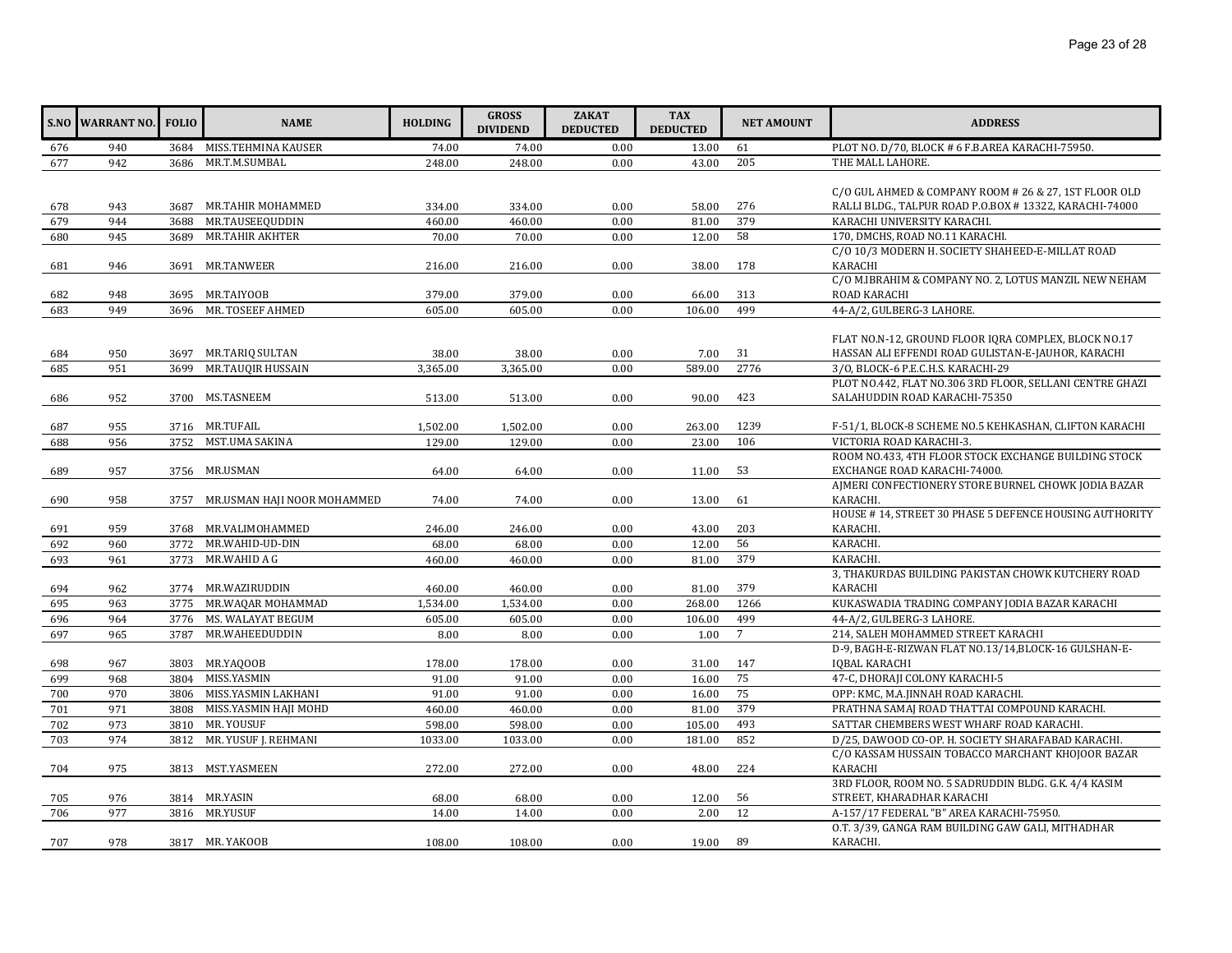| S.NO | WARRANT NO. | FOLIO | NAME | HOLDING | GROSS DIVIDEND | ZAKAT DEDUCTED | TAX DEDUCTED | NET AMOUNT | ADDRESS |
|---|---|---|---|---|---|---|---|---|---|
| 676 | 940 | 3684 | MISS.TEHMINA KAUSER | 74.00 | 74.00 | 0.00 | 13.00 | 61 | PLOT NO. D/70, BLOCK # 6 F.B.AREA KARACHI-75950. |
| 677 | 942 | 3686 | MR.T.M.SUMBAL | 248.00 | 248.00 | 0.00 | 43.00 | 205 | THE MALL LAHORE. |
| 678 | 943 | 3687 | MR.TAHIR MOHAMMED | 334.00 | 334.00 | 0.00 | 58.00 | 276 | C/O GUL AHMED & COMPANY ROOM # 26 & 27, 1ST FLOOR OLD RALLI BLDG., TALPUR ROAD P.O.BOX # 13322, KARACHI-74000 |
| 679 | 944 | 3688 | MR.TAUSEEQUDDIN | 460.00 | 460.00 | 0.00 | 81.00 | 379 | KARACHI UNIVERSITY KARACHI. |
| 680 | 945 | 3689 | MR.TAHIR AKHTER | 70.00 | 70.00 | 0.00 | 12.00 | 58 | 170, DMCHS, ROAD NO.11 KARACHI. |
| 681 | 946 | 3691 | MR.TANWEER | 216.00 | 216.00 | 0.00 | 38.00 | 178 | C/O 10/3 MODERN H. SOCIETY SHAHEED-E-MILLAT ROAD KARACHI |
| 682 | 948 | 3695 | MR.TAIYOOB | 379.00 | 379.00 | 0.00 | 66.00 | 313 | C/O M.IBRAHIM & COMPANY NO. 2, LOTUS MANZIL NEW NEHAM ROAD KARACHI |
| 683 | 949 | 3696 | MR. TOSEEF AHMED | 605.00 | 605.00 | 0.00 | 106.00 | 499 | 44-A/2, GULBERG-3 LAHORE. |
| 684 | 950 | 3697 | MR.TARIQ SULTAN | 38.00 | 38.00 | 0.00 | 7.00 | 31 | FLAT NO.N-12, GROUND FLOOR IQRA COMPLEX, BLOCK NO.17 HASSAN ALI EFFENDI ROAD GULISTAN-E-JAUHOR, KARACHI |
| 685 | 951 | 3699 | MR.TAUQIR HUSSAIN | 3,365.00 | 3,365.00 | 0.00 | 589.00 | 2776 | 3/O, BLOCK-6 P.E.C.H.S. KARACHI-29 |
| 686 | 952 | 3700 | MS.TASNEEM | 513.00 | 513.00 | 0.00 | 90.00 | 423 | PLOT NO.442, FLAT NO.306 3RD FLOOR, SELLANI CENTRE GHAZI SALAHUDDIN ROAD KARACHI-75350 |
| 687 | 955 | 3716 | MR.TUFAIL | 1,502.00 | 1,502.00 | 0.00 | 263.00 | 1239 | F-51/1, BLOCK-8 SCHEME NO.5 KEHKASHAN, CLIFTON KARACHI |
| 688 | 956 | 3752 | MST.UMA SAKINA | 129.00 | 129.00 | 0.00 | 23.00 | 106 | VICTORIA ROAD KARACHI-3. |
| 689 | 957 | 3756 | MR.USMAN | 64.00 | 64.00 | 0.00 | 11.00 | 53 | ROOM NO.433, 4TH FLOOR STOCK EXCHANGE BUILDING STOCK EXCHANGE ROAD KARACHI-74000. |
| 690 | 958 | 3757 | MR.USMAN HAJI NOOR MOHAMMED | 74.00 | 74.00 | 0.00 | 13.00 | 61 | AJMERI CONFECTIONERY STORE BURNEL CHOWK JODIA BAZAR KARACHI. |
| 691 | 959 | 3768 | MR.VALIMOHAMMED | 246.00 | 246.00 | 0.00 | 43.00 | 203 | HOUSE # 14, STREET 30 PHASE 5 DEFENCE HOUSING AUTHORITY KARACHI. |
| 692 | 960 | 3772 | MR.WAHID-UD-DIN | 68.00 | 68.00 | 0.00 | 12.00 | 56 | KARACHI. |
| 693 | 961 | 3773 | MR.WAHID A G | 460.00 | 460.00 | 0.00 | 81.00 | 379 | KARACHI. |
| 694 | 962 | 3774 | MR.WAZIRUDDIN | 460.00 | 460.00 | 0.00 | 81.00 | 379 | 3, THAKURDAS BUILDING PAKISTAN CHOWK KUTCHERY ROAD KARACHI |
| 695 | 963 | 3775 | MR.WAQAR MOHAMMAD | 1,534.00 | 1,534.00 | 0.00 | 268.00 | 1266 | KUKASWADIA TRADING COMPANY JODIA BAZAR KARACHI |
| 696 | 964 | 3776 | MS. WALAYAT BEGUM | 605.00 | 605.00 | 0.00 | 106.00 | 499 | 44-A/2, GULBERG-3 LAHORE. |
| 697 | 965 | 3787 | MR.WAHEEDUDDIN | 8.00 | 8.00 | 0.00 | 1.00 | 7 | 214, SALEH MOHAMMED STREET KARACHI |
| 698 | 967 | 3803 | MR.YAQOOB | 178.00 | 178.00 | 0.00 | 31.00 | 147 | D-9, BAGH-E-RIZWAN FLAT NO.13/14,BLOCK-16 GULSHAN-E-IQBAL KARACHI |
| 699 | 968 | 3804 | MISS.YASMIN | 91.00 | 91.00 | 0.00 | 16.00 | 75 | 47-C, DHORAJI COLONY KARACHI-5 |
| 700 | 970 | 3806 | MISS.YASMIN LAKHANI | 91.00 | 91.00 | 0.00 | 16.00 | 75 | OPP: KMC, M.A.JINNAH ROAD KARACHI. |
| 701 | 971 | 3808 | MISS.YASMIN HAJI MOHD | 460.00 | 460.00 | 0.00 | 81.00 | 379 | PRATHNA SAMAJ ROAD THATTAI COMPOUND KARACHI. |
| 702 | 973 | 3810 | MR. YOUSUF | 598.00 | 598.00 | 0.00 | 105.00 | 493 | SATTAR CHEMBERS WEST WHARF ROAD KARACHI. |
| 703 | 974 | 3812 | MR. YUSUF J. REHMANI | 1033.00 | 1033.00 | 0.00 | 181.00 | 852 | D/25, DAWOOD CO-OP. H. SOCIETY SHARAFABAD KARACHI. |
| 704 | 975 | 3813 | MST.YASMEEN | 272.00 | 272.00 | 0.00 | 48.00 | 224 | C/O KASSAM HUSSAIN TOBACCO MARCHANT KHOJOOR BAZAR KARACHI |
| 705 | 976 | 3814 | MR.YASIN | 68.00 | 68.00 | 0.00 | 12.00 | 56 | 3RD FLOOR, ROOM NO. 5 SADRUDDIN BLDG. G.K. 4/4 KASIM STREET, KHARADHAR KARACHI |
| 706 | 977 | 3816 | MR.YUSUF | 14.00 | 14.00 | 0.00 | 2.00 | 12 | A-157/17 FEDERAL "B" AREA KARACHI-75950. |
| 707 | 978 | 3817 | MR. YAKOOB | 108.00 | 108.00 | 0.00 | 19.00 | 89 | O.T. 3/39, GANGA RAM BUILDING GAW GALI, MITHADHAR KARACHI. |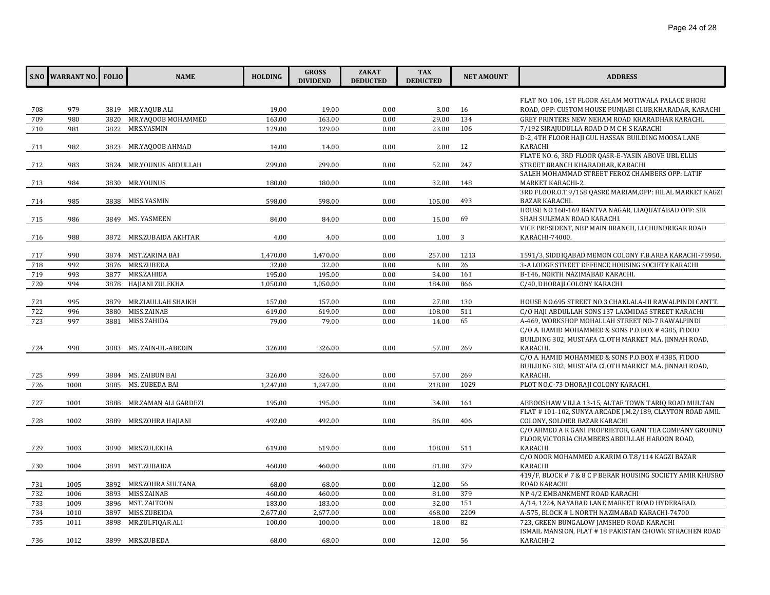| S.NO | WARRANT NO. | FOLIO | NAME | HOLDING | GROSS DIVIDEND | ZAKAT DEDUCTED | TAX DEDUCTED | NET AMOUNT | ADDRESS |
|---|---|---|---|---|---|---|---|---|---|
| 708 | 979 | 3819 | MR.YAQUB ALI | 19.00 | 19.00 | 0.00 | 3.00 | 16 | FLAT NO. 106, 1ST FLOOR ASLAM MOTIWALA PALACE BHORI ROAD, OPP: CUSTOM HOUSE PUNJABI CLUB,KHARADAR, KARACHI |
| 709 | 980 | 3820 | MR.YAQOOB MOHAMMED | 163.00 | 163.00 | 0.00 | 29.00 | 134 | GREY PRINTERS NEW NEHAM ROAD KHARADHAR KARACHI. |
| 710 | 981 | 3822 | MRS.YASMIN | 129.00 | 129.00 | 0.00 | 23.00 | 106 | 7/192 SIRAJUDULLA ROAD D M C H S KARACHI |
| 711 | 982 | 3823 | MR.YAQOOB AHMAD | 14.00 | 14.00 | 0.00 | 2.00 | 12 | D-2, 4TH FLOOR HAJI GUL HASSAN BUILDING MOOSA LANE KARACHI |
| 712 | 983 | 3824 | MR.YOUNUS ABDULLAH | 299.00 | 299.00 | 0.00 | 52.00 | 247 | FLATE NO. 6, 3RD FLOOR QASR-E-YASIN ABOVE UBL ELLIS STREET BRANCH KHARADHAR, KARACHI |
| 713 | 984 | 3830 | MR.YOUNUS | 180.00 | 180.00 | 0.00 | 32.00 | 148 | SALEH MOHAMMAD STREET FEROZ CHAMBERS OPP: LATIF MARKET KARACHI-2. |
| 714 | 985 | 3838 | MISS.YASMIN | 598.00 | 598.00 | 0.00 | 105.00 | 493 | 3RD FLOOR.O.T.9/158 QASRE MARIAM,OPP: HILAL MARKET KAGZI BAZAR KARACHI. |
| 715 | 986 | 3849 | MS. YASMEEN | 84.00 | 84.00 | 0.00 | 15.00 | 69 | HOUSE NO.168-169 BANTVA NAGAR, LIAQUATABAD OFF: SIR SHAH SULEMAN ROAD KARACHI. |
| 716 | 988 | 3872 | MRS.ZUBAIDA AKHTAR | 4.00 | 4.00 | 0.00 | 1.00 | 3 | VICE PRESIDENT, NBP MAIN BRANCH, I.I.CHUNDRIGAR ROAD KARACHI-74000. |
| 717 | 990 | 3874 | MST.ZARINA BAI | 1,470.00 | 1,470.00 | 0.00 | 257.00 | 1213 | 1591/3, SIDDIQABAD MEMON COLONY F.B.AREA KARACHI-75950. |
| 718 | 992 | 3876 | MRS.ZUBEDA | 32.00 | 32.00 | 0.00 | 6.00 | 26 | 3-A LODGE STREET DEFENCE HOUSING SOCIETY KARACHI |
| 719 | 993 | 3877 | MRS.ZAHIDA | 195.00 | 195.00 | 0.00 | 34.00 | 161 | B-146, NORTH NAZIMABAD KARACHI. |
| 720 | 994 | 3878 | HAJIANI ZULEKHA | 1,050.00 | 1,050.00 | 0.00 | 184.00 | 866 | C/40, DHORAJI COLONY KARACHI |
| 721 | 995 | 3879 | MR.ZIAULLAH SHAIKH | 157.00 | 157.00 | 0.00 | 27.00 | 130 | HOUSE NO.695 STREET NO.3 CHAKLALA-III RAWALPINDI CANTT. |
| 722 | 996 | 3880 | MISS.ZAINAB | 619.00 | 619.00 | 0.00 | 108.00 | 511 | C/O HAJI ABDULLAH SONS 137 LAXMIDAS STREET KARACHI |
| 723 | 997 | 3881 | MISS.ZAHIDA | 79.00 | 79.00 | 0.00 | 14.00 | 65 | A-469, WORKSHOP MOHALLAH STREET NO-7 RAWALPINDI |
| 724 | 998 | 3883 | MS. ZAIN-UL-ABEDIN | 326.00 | 326.00 | 0.00 | 57.00 | 269 | C/O A. HAMID MOHAMMED & SONS P.O.BOX # 4385, FIDOO BUILDING 302, MUSTAFA CLOTH MARKET M.A. JINNAH ROAD, KARACHI. |
| 725 | 999 | 3884 | MS. ZAIBUN BAI | 326.00 | 326.00 | 0.00 | 57.00 | 269 | C/O A. HAMID MOHAMMED & SONS P.O.BOX # 4385, FIDOO BUILDING 302, MUSTAFA CLOTH MARKET M.A. JINNAH ROAD, KARACHI. |
| 726 | 1000 | 3885 | MS. ZUBEDA BAI | 1,247.00 | 1,247.00 | 0.00 | 218.00 | 1029 | PLOT NO.C-73 DHORAJI COLONY KARACHI. |
| 727 | 1001 | 3888 | MR.ZAMAN ALI GARDEZI | 195.00 | 195.00 | 0.00 | 34.00 | 161 | ABBOOSHAW VILLA 13-15, ALTAF TOWN TARIQ ROAD MULTAN |
| 728 | 1002 | 3889 | MRS.ZOHRA HAJIANI | 492.00 | 492.00 | 0.00 | 86.00 | 406 | FLAT # 101-102, SUNYA ARCADE J.M.2/189, CLAYTON ROAD AMIL COLONY, SOLDIER BAZAR KARACHI |
| 729 | 1003 | 3890 | MRS.ZULEKHA | 619.00 | 619.00 | 0.00 | 108.00 | 511 | C/O AHMED A R GANI PROPRIETOR, GANI TEA COMPANY GROUND FLOOR,VICTORIA CHAMBERS ABDULLAH HAROON ROAD, KARACHI |
| 730 | 1004 | 3891 | MST.ZUBAIDA | 460.00 | 460.00 | 0.00 | 81.00 | 379 | C/O NOOR MOHAMMED A.KARIM O.T.8/114 KAGZI BAZAR KARACHI |
| 731 | 1005 | 3892 | MRS.ZOHRA SULTANA | 68.00 | 68.00 | 0.00 | 12.00 | 56 | 419/F, BLOCK # 7 & 8 C P BERAR HOUSING SOCIETY AMIR KHUSRO ROAD KARACHI |
| 732 | 1006 | 3893 | MISS.ZAINAB | 460.00 | 460.00 | 0.00 | 81.00 | 379 | NP 4/2 EMBANKMENT ROAD KARACHI |
| 733 | 1009 | 3896 | MST. ZAITOON | 183.00 | 183.00 | 0.00 | 32.00 | 151 | A/14, 1224, NAYABAD LANE MARKET ROAD HYDERABAD. |
| 734 | 1010 | 3897 | MISS.ZUBEIDA | 2,677.00 | 2,677.00 | 0.00 | 468.00 | 2209 | A-575, BLOCK # L NORTH NAZIMABAD KARACHI-74700 |
| 735 | 1011 | 3898 | MR.ZULFIQAR ALI | 100.00 | 100.00 | 0.00 | 18.00 | 82 | 723, GREEN BUNGALOW JAMSHED ROAD KARACHI |
| 736 | 1012 | 3899 | MRS.ZUBEDA | 68.00 | 68.00 | 0.00 | 12.00 | 56 | ISMAIL MANSION, FLAT # 18 PAKISTAN CHOWK STRACHEN ROAD KARACHI-2 |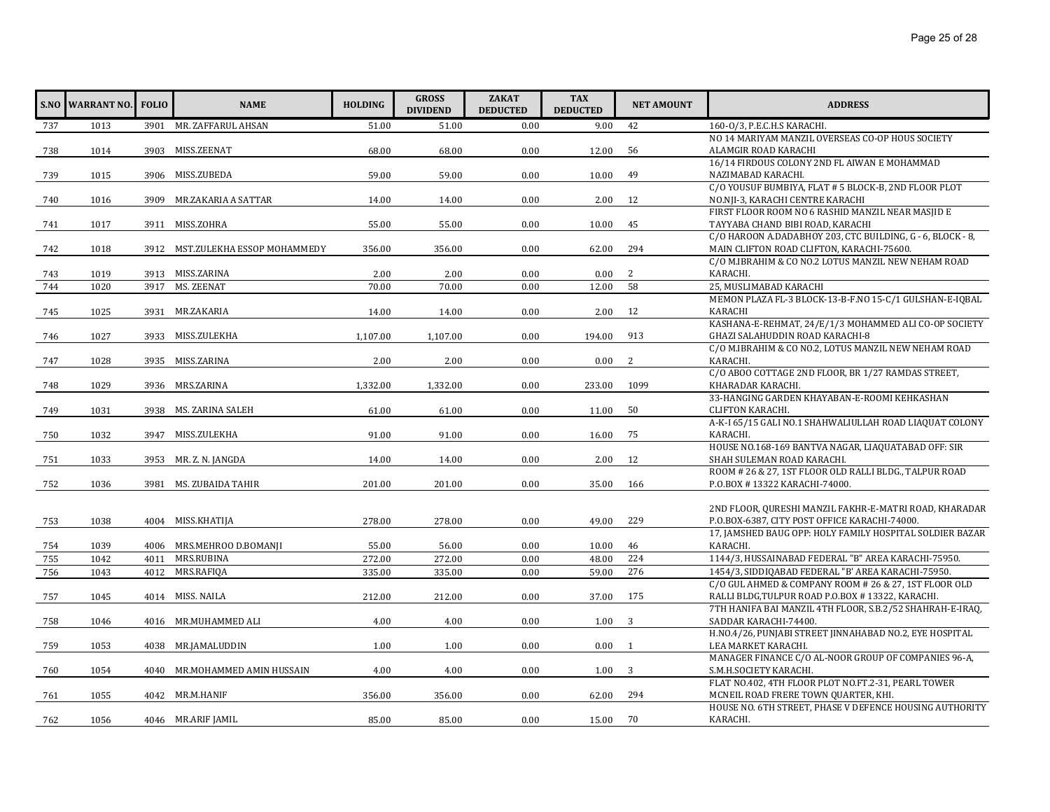| S.NO | WARRANT NO. | FOLIO | NAME | HOLDING | GROSS DIVIDEND | ZAKAT DEDUCTED | TAX DEDUCTED | NET AMOUNT | ADDRESS |
|---|---|---|---|---|---|---|---|---|---|
| 737 | 1013 | 3901 | MR. ZAFFARUL AHSAN | 51.00 | 51.00 | 0.00 | 9.00 | 42 | 160-O/3, P.E.C.H.S KARACHI. |
| 738 | 1014 | 3903 | MISS.ZEENAT | 68.00 | 68.00 | 0.00 | 12.00 | 56 | NO 14 MARIYAM MANZIL OVERSEAS CO-OP HOUS SOCIETY ALAMGIR ROAD KARACHI |
| 739 | 1015 | 3906 | MISS.ZUBEDA | 59.00 | 59.00 | 0.00 | 10.00 | 49 | 16/14 FIRDOUS COLONY 2ND FL AIWAN E MOHAMMAD NAZIMABAD KARACHI. |
| 740 | 1016 | 3909 | MR.ZAKARIA A SATTAR | 14.00 | 14.00 | 0.00 | 2.00 | 12 | C/O YOUSUF BUMBIYA, FLAT # 5 BLOCK-B, 2ND FLOOR PLOT NO.NJI-3, KARACHI CENTRE KARACHI |
| 741 | 1017 | 3911 | MISS.ZOHRA | 55.00 | 55.00 | 0.00 | 10.00 | 45 | FIRST FLOOR ROOM NO 6 RASHID MANZIL NEAR MASJID E TAYYABA CHAND BIBI ROAD, KARACHI |
| 742 | 1018 | 3912 | MST.ZULEKHA ESSOP MOHAMMEDY | 356.00 | 356.00 | 0.00 | 62.00 | 294 | C/O HAROON A.DADABHOY 203, CTC BUILDING, G - 6, BLOCK - 8, MAIN CLIFTON ROAD CLIFTON, KARACHI-75600. |
| 743 | 1019 | 3913 | MISS.ZARINA | 2.00 | 2.00 | 0.00 | 0.00 | 2 | C/O M.IBRAHIM & CO NO.2 LOTUS MANZIL NEW NEHAM ROAD KARACHI. |
| 744 | 1020 | 3917 | MS. ZEENAT | 70.00 | 70.00 | 0.00 | 12.00 | 58 | 25, MUSLIMABAD KARACHI |
| 745 | 1025 | 3931 | MR.ZAKARIA | 14.00 | 14.00 | 0.00 | 2.00 | 12 | MEMON PLAZA FL-3 BLOCK-13-B-F.NO 15-C/1 GULSHAN-E-IQBAL KARACHI |
| 746 | 1027 | 3933 | MISS.ZULEKHA | 1,107.00 | 1,107.00 | 0.00 | 194.00 | 913 | KASHANA-E-REHMAT, 24/E/1/3 MOHAMMED ALI CO-OP SOCIETY GHAZI SALAHUDDIN ROAD KARACHI-8 |
| 747 | 1028 | 3935 | MISS.ZARINA | 2.00 | 2.00 | 0.00 | 0.00 | 2 | C/O M.IBRAHIM & CO NO.2, LOTUS MANZIL NEW NEHAM ROAD KARACHI. |
| 748 | 1029 | 3936 | MRS.ZARINA | 1,332.00 | 1,332.00 | 0.00 | 233.00 | 1099 | C/O ABOO COTTAGE 2ND FLOOR, BR 1/27 RAMDAS STREET, KHARADAR KARACHI. |
| 749 | 1031 | 3938 | MS. ZARINA SALEH | 61.00 | 61.00 | 0.00 | 11.00 | 50 | 33-HANGING GARDEN KHAYABAN-E-ROOMI KEHKASHAN CLIFTON KARACHI. |
| 750 | 1032 | 3947 | MISS.ZULEKHA | 91.00 | 91.00 | 0.00 | 16.00 | 75 | A-K-I 65/15 GALI NO.1 SHAHWALIULLAH ROAD LIAQUAT COLONY KARACHI. |
| 751 | 1033 | 3953 | MR. Z. N. JANGDA | 14.00 | 14.00 | 0.00 | 2.00 | 12 | HOUSE NO.168-169 BANTVA NAGAR, LIAQUATABAD OFF: SIR SHAH SULEMAN ROAD KARACHI. |
| 752 | 1036 | 3981 | MS. ZUBAIDA TAHIR | 201.00 | 201.00 | 0.00 | 35.00 | 166 | ROOM # 26 & 27, 1ST FLOOR OLD RALLI BLDG., TALPUR ROAD P.O.BOX # 13322 KARACHI-74000. |
| 753 | 1038 | 4004 | MISS.KHATIJA | 278.00 | 278.00 | 0.00 | 49.00 | 229 | 2ND FLOOR, QURESHI MANZIL FAKHR-E-MATRI ROAD, KHARADAR P.O.BOX-6387, CITY POST OFFICE KARACHI-74000. |
| 754 | 1039 | 4006 | MRS.MEHROO D.BOMANJI | 55.00 | 56.00 | 0.00 | 10.00 | 46 | 17, JAMSHED BAUG OPP: HOLY FAMILY HOSPITAL SOLDIER BAZAR KARACHI. |
| 755 | 1042 | 4011 | MRS.RUBINA | 272.00 | 272.00 | 0.00 | 48.00 | 224 | 1144/3, HUSSAINABAD FEDERAL "B" AREA KARACHI-75950. |
| 756 | 1043 | 4012 | MRS.RAFIQA | 335.00 | 335.00 | 0.00 | 59.00 | 276 | 1454/3, SIDDIQABAD FEDERAL "B' AREA KARACHI-75950. |
| 757 | 1045 | 4014 | MISS. NAILA | 212.00 | 212.00 | 0.00 | 37.00 | 175 | C/O GUL AHMED & COMPANY ROOM # 26 & 27, 1ST FLOOR OLD RALLI BLDG,TULPUR ROAD P.O.BOX # 13322, KARACHI. |
| 758 | 1046 | 4016 | MR.MUHAMMED ALI | 4.00 | 4.00 | 0.00 | 1.00 | 3 | 7TH HANIFA BAI MANZIL 4TH FLOOR, S.B.2/52 SHAHRAH-E-IRAQ, SADDAR KARACHI-74400. |
| 759 | 1053 | 4038 | MR.JAMALUDDIN | 1.00 | 1.00 | 0.00 | 0.00 | 1 | H.NO.4/26, PUNJABI STREET JINNAHABAD NO.2, EYE HOSPITAL LEA MARKET KARACHI. |
| 760 | 1054 | 4040 | MR.MOHAMMED AMIN HUSSAIN | 4.00 | 4.00 | 0.00 | 1.00 | 3 | MANAGER FINANCE C/O AL-NOOR GROUP OF COMPANIES 96-A, S.M.H.SOCIETY KARACHI. |
| 761 | 1055 | 4042 | MR.M.HANIF | 356.00 | 356.00 | 0.00 | 62.00 | 294 | FLAT NO.402, 4TH FLOOR PLOT NO.FT.2-31, PEARL TOWER MCNEIL ROAD FRERE TOWN QUARTER, KHI. |
| 762 | 1056 | 4046 | MR.ARIF JAMIL | 85.00 | 85.00 | 0.00 | 15.00 | 70 | HOUSE NO. 6TH STREET, PHASE V DEFENCE HOUSING AUTHORITY KARACHI. |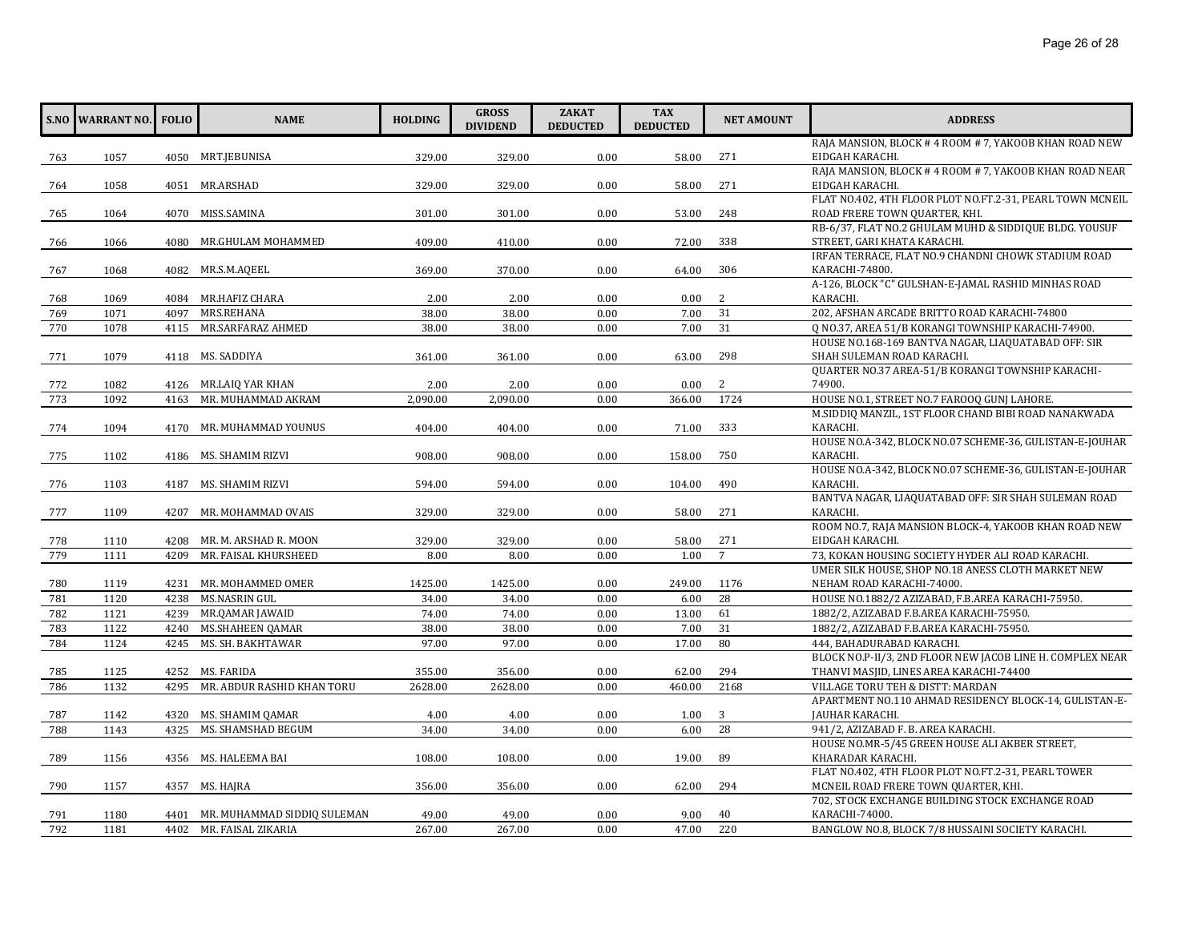| S.NO | WARRANT NO. | FOLIO | NAME | HOLDING | GROSS DIVIDEND | ZAKAT DEDUCTED | TAX DEDUCTED | NET AMOUNT | ADDRESS |
|---|---|---|---|---|---|---|---|---|---|
| 763 | 1057 | 4050 | MRT.JEBUNISA | 329.00 | 329.00 | 0.00 | 58.00 | 271 | RAJA MANSION, BLOCK # 4 ROOM # 7, YAKOOB KHAN ROAD NEW EIDGAH KARACHI. |
| 764 | 1058 | 4051 | MR.ARSHAD | 329.00 | 329.00 | 0.00 | 58.00 | 271 | RAJA MANSION, BLOCK # 4 ROOM # 7, YAKOOB KHAN ROAD NEAR EIDGAH KARACHI. |
| 765 | 1064 | 4070 | MISS.SAMINA | 301.00 | 301.00 | 0.00 | 53.00 | 248 | FLAT NO.402, 4TH FLOOR PLOT NO.FT.2-31, PEARL TOWN MCNEIL ROAD FRERE TOWN QUARTER, KHI. |
| 766 | 1066 | 4080 | MR.GHULAM MOHAMMED | 409.00 | 410.00 | 0.00 | 72.00 | 338 | RB-6/37, FLAT NO.2 GHULAM MUHD & SIDDIQUE BLDG. YOUSUF STREET, GARI KHATA KARACHI. |
| 767 | 1068 | 4082 | MR.S.M.AQEEL | 369.00 | 370.00 | 0.00 | 64.00 | 306 | IRFAN TERRACE, FLAT NO.9 CHANDNI CHOWK STADIUM ROAD KARACHI-74800. |
| 768 | 1069 | 4084 | MR.HAFIZ CHARA | 2.00 | 2.00 | 0.00 | 0.00 | 2 | A-126, BLOCK "C" GULSHAN-E-JAMAL RASHID MINHAS ROAD KARACHI. |
| 769 | 1071 | 4097 | MRS.REHANA | 38.00 | 38.00 | 0.00 | 7.00 | 31 | 202, AFSHAN ARCADE BRITTO ROAD KARACHI-74800 |
| 770 | 1078 | 4115 | MR.SARFARAZ AHMED | 38.00 | 38.00 | 0.00 | 7.00 | 31 | Q NO.37, AREA 51/B KORANGI TOWNSHIP KARACHI-74900. |
| 771 | 1079 | 4118 | MS. SADDIYA | 361.00 | 361.00 | 0.00 | 63.00 | 298 | HOUSE NO.168-169 BANTVA NAGAR, LIAQUATABAD OFF: SIR SHAH SULEMAN ROAD KARACHI. |
| 772 | 1082 | 4126 | MR.LAIQ YAR KHAN | 2.00 | 2.00 | 0.00 | 0.00 | 2 | QUARTER NO.37 AREA-51/B KORANGI TOWNSHIP KARACHI-74900. |
| 773 | 1092 | 4163 | MR. MUHAMMAD AKRAM | 2,090.00 | 2,090.00 | 0.00 | 366.00 | 1724 | HOUSE NO.1, STREET NO.7 FAROOQ GUNJ LAHORE. |
| 774 | 1094 | 4170 | MR. MUHAMMAD YOUNUS | 404.00 | 404.00 | 0.00 | 71.00 | 333 | M.SIDDIQ MANZIL, 1ST FLOOR CHAND BIBI ROAD NANAKWADA KARACHI. |
| 775 | 1102 | 4186 | MS. SHAMIM RIZVI | 908.00 | 908.00 | 0.00 | 158.00 | 750 | HOUSE NO.A-342, BLOCK NO.07 SCHEME-36, GULISTAN-E-JOUHAR KARACHI. |
| 776 | 1103 | 4187 | MS. SHAMIM RIZVI | 594.00 | 594.00 | 0.00 | 104.00 | 490 | HOUSE NO.A-342, BLOCK NO.07 SCHEME-36, GULISTAN-E-JOUHAR KARACHI. |
| 777 | 1109 | 4207 | MR. MOHAMMAD OVAIS | 329.00 | 329.00 | 0.00 | 58.00 | 271 | BANTVA NAGAR, LIAQUATABAD OFF: SIR SHAH SULEMAN ROAD KARACHI. |
| 778 | 1110 | 4208 | MR. M. ARSHAD R. MOON | 329.00 | 329.00 | 0.00 | 58.00 | 271 | ROOM NO.7, RAJA MANSION BLOCK-4, YAKOOB KHAN ROAD NEW EIDGAH KARACHI. |
| 779 | 1111 | 4209 | MR. FAISAL KHURSHEED | 8.00 | 8.00 | 0.00 | 1.00 | 7 | 73, KOKAN HOUSING SOCIETY HYDER ALI ROAD KARACHI. |
| 780 | 1119 | 4231 | MR. MOHAMMED OMER | 1425.00 | 1425.00 | 0.00 | 249.00 | 1176 | UMER SILK HOUSE, SHOP NO.18 ANESS CLOTH MARKET NEW NEHAM ROAD KARACHI-74000. |
| 781 | 1120 | 4238 | MS.NASRIN GUL | 34.00 | 34.00 | 0.00 | 6.00 | 28 | HOUSE NO.1882/2 AZIZABAD, F.B.AREA KARACHI-75950. |
| 782 | 1121 | 4239 | MR.QAMAR JAWAID | 74.00 | 74.00 | 0.00 | 13.00 | 61 | 1882/2, AZIZABAD F.B.AREA KARACHI-75950. |
| 783 | 1122 | 4240 | MS.SHAHEEN QAMAR | 38.00 | 38.00 | 0.00 | 7.00 | 31 | 1882/2, AZIZABAD F.B.AREA KARACHI-75950. |
| 784 | 1124 | 4245 | MS. SH. BAKHTAWAR | 97.00 | 97.00 | 0.00 | 17.00 | 80 | 444, BAHADURABAD KARACHI. |
| 785 | 1125 | 4252 | MS. FARIDA | 355.00 | 356.00 | 0.00 | 62.00 | 294 | BLOCK NO.P-II/3, 2ND FLOOR NEW JACOB LINE H. COMPLEX NEAR THANVI MASJID, LINES AREA KARACHI-74400 |
| 786 | 1132 | 4295 | MR. ABDUR RASHID KHAN TORU | 2628.00 | 2628.00 | 0.00 | 460.00 | 2168 | VILLAGE TORU TEH & DISTT: MARDAN |
| 787 | 1142 | 4320 | MS. SHAMIM QAMAR | 4.00 | 4.00 | 0.00 | 1.00 | 3 | APARTMENT NO.110 AHMAD RESIDENCY BLOCK-14, GULISTAN-E-JAUHAR KARACHI. |
| 788 | 1143 | 4325 | MS. SHAMSHAD BEGUM | 34.00 | 34.00 | 0.00 | 6.00 | 28 | 941/2, AZIZABAD F. B. AREA KARACHI. |
| 789 | 1156 | 4356 | MS. HALEEMA BAI | 108.00 | 108.00 | 0.00 | 19.00 | 89 | HOUSE NO.MR-5/45 GREEN HOUSE ALI AKBER STREET, KHARADAR KARACHI. |
| 790 | 1157 | 4357 | MS. HAJRA | 356.00 | 356.00 | 0.00 | 62.00 | 294 | FLAT NO.402, 4TH FLOOR PLOT NO.FT.2-31, PEARL TOWER MCNEIL ROAD FRERE TOWN QUARTER, KHI. |
| 791 | 1180 | 4401 | MR. MUHAMMAD SIDDIQ SULEMAN | 49.00 | 49.00 | 0.00 | 9.00 | 40 | 702, STOCK EXCHANGE BUILDING STOCK EXCHANGE ROAD KARACHI-74000. |
| 792 | 1181 | 4402 | MR. FAISAL ZIKARIA | 267.00 | 267.00 | 0.00 | 47.00 | 220 | BANGLOW NO.8, BLOCK 7/8 HUSSAINI SOCIETY KARACHI. |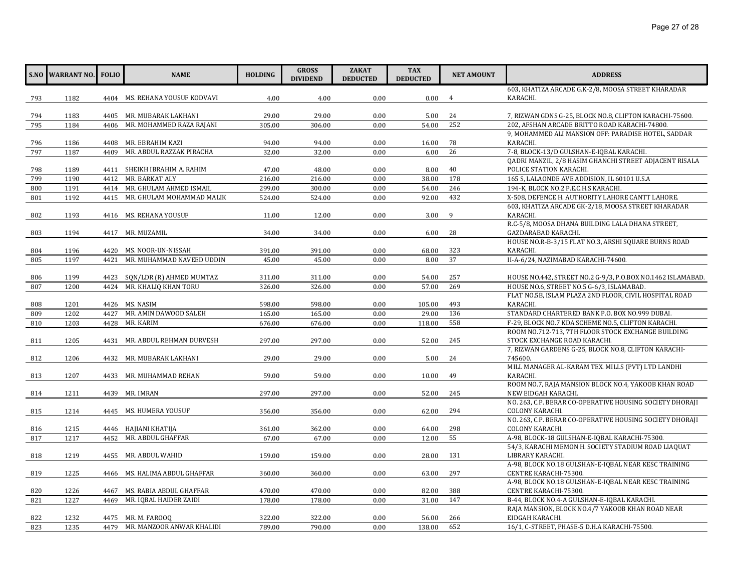| S.NO | WARRANT NO. | FOLIO | NAME | HOLDING | GROSS DIVIDEND | ZAKAT DEDUCTED | TAX DEDUCTED | NET AMOUNT | ADDRESS |
|---|---|---|---|---|---|---|---|---|---|
| 793 | 1182 | 4404 | MS. REHANA YOUSUF KODVAVI | 4.00 | 4.00 | 0.00 | 0.00 | 4 | 603, KHATIZA ARCADE G.K-2/8, MOOSA STREET KHARADAR KARACHI. |
| 794 | 1183 | 4405 | MR. MUBARAK LAKHANI | 29.00 | 29.00 | 0.00 | 5.00 | 24 | 7, RIZWAN GDNS G-25, BLOCK NO.8, CLIFTON KARACHI-75600. |
| 795 | 1184 | 4406 | MR. MOHAMMED RAZA RAJANI | 305.00 | 306.00 | 0.00 | 54.00 | 252 | 202, AFSHAN ARCADE BRITTO ROAD KARACHI-74800. |
| 796 | 1186 | 4408 | MR. EBRAHIM KAZI | 94.00 | 94.00 | 0.00 | 16.00 | 78 | 9, MOHAMMED ALI MANSION OFF: PARADISE HOTEL, SADDAR KARACHI. |
| 797 | 1187 | 4409 | MR. ABDUL RAZZAK PIRACHA | 32.00 | 32.00 | 0.00 | 6.00 | 26 | 7-8, BLOCK-13/D GULSHAN-E-IQBAL KARACHI. |
| 798 | 1189 | 4411 | SHEIKH IBRAHIM A. RAHIM | 47.00 | 48.00 | 0.00 | 8.00 | 40 | QADRI MANZIL, 2/8 HASIM GHANCHI STREET ADJACENT RISALA POLICE STATION KARACHI. |
| 799 | 1190 | 4412 | MR. BARKAT ALY | 216.00 | 216.00 | 0.00 | 38.00 | 178 | 165 S, LALAONDE AVE ADDISION, IL 60101 U.S.A |
| 800 | 1191 | 4414 | MR. GHULAM AHMED ISMAIL | 299.00 | 300.00 | 0.00 | 54.00 | 246 | 194-K, BLOCK NO.2 P.E.C.H.S KARACHI. |
| 801 | 1192 | 4415 | MR. GHULAM MOHAMMAD MALIK | 524.00 | 524.00 | 0.00 | 92.00 | 432 | X-508, DEFENCE H. AUTHORITY LAHORE CANTT LAHORE. |
| 802 | 1193 | 4416 | MS. REHANA YOUSUF | 11.00 | 12.00 | 0.00 | 3.00 | 9 | 603, KHATIZA ARCADE GK-2/18, MOOSA STREET KHARADAR KARACHI. |
| 803 | 1194 | 4417 | MR. MUZAMIL | 34.00 | 34.00 | 0.00 | 6.00 | 28 | R.C-5/8, MOOSA DHANA BUILDING LALA DHANA STREET, GAZDARABAD KARACHI. |
| 804 | 1196 | 4420 | MS. NOOR-UN-NISSAH | 391.00 | 391.00 | 0.00 | 68.00 | 323 | HOUSE NO.R-B-3/15 FLAT NO.3, ARSHI SQUARE BURNS ROAD KARACHI. |
| 805 | 1197 | 4421 | MR. MUHAMMAD NAVEED UDDIN | 45.00 | 45.00 | 0.00 | 8.00 | 37 | II-A-6/24, NAZIMABAD KARACHI-74600. |
| 806 | 1199 | 4423 | SQN/LDR (R) AHMED MUMTAZ | 311.00 | 311.00 | 0.00 | 54.00 | 257 | HOUSE NO.442, STREET NO.2 G-9/3, P.O.BOX NO.1462 ISLAMABAD. |
| 807 | 1200 | 4424 | MR. KHALIQ KHAN TORU | 326.00 | 326.00 | 0.00 | 57.00 | 269 | HOUSE NO.6, STREET NO.5 G-6/3, ISLAMABAD. |
| 808 | 1201 | 4426 | MS. NASIM | 598.00 | 598.00 | 0.00 | 105.00 | 493 | FLAT NO.5B, ISLAM PLAZA 2ND FLOOR, CIVIL HOSPITAL ROAD KARACHI. |
| 809 | 1202 | 4427 | MR. AMIN DAWOOD SALEH | 165.00 | 165.00 | 0.00 | 29.00 | 136 | STANDARD CHARTERED BANK P.O. BOX NO.999 DUBAI. |
| 810 | 1203 | 4428 | MR. KARIM | 676.00 | 676.00 | 0.00 | 118.00 | 558 | F-29, BLOCK NO.7 KDA SCHEME NO.5, CLIFTON KARACHI. |
| 811 | 1205 | 4431 | MR. ABDUL REHMAN DURVESH | 297.00 | 297.00 | 0.00 | 52.00 | 245 | ROOM NO.712-713, 7TH FLOOR STOCK EXCHANGE BUILDING STOCK EXCHANGE ROAD KARACHI. |
| 812 | 1206 | 4432 | MR. MUBARAK LAKHANI | 29.00 | 29.00 | 0.00 | 5.00 | 24 | 7, RIZWAN GARDENS G-25, BLOCK NO.8, CLIFTON KARACHI-745600. |
| 813 | 1207 | 4433 | MR. MUHAMMAD REHAN | 59.00 | 59.00 | 0.00 | 10.00 | 49 | MILL MANAGER AL-KARAM TEX. MILLS (PVT) LTD LANDHI KARACHI. |
| 814 | 1211 | 4439 | MR. IMRAN | 297.00 | 297.00 | 0.00 | 52.00 | 245 | ROOM NO.7, RAJA MANSION BLOCK NO.4, YAKOOB KHAN ROAD NEW EIDGAH KARACHI. |
| 815 | 1214 | 4445 | MS. HUMERA YOUSUF | 356.00 | 356.00 | 0.00 | 62.00 | 294 | NO. 263, C.P. BERAR CO-OPERATIVE HOUSING SOCIETY DHORAJI COLONY KARACHI. |
| 816 | 1215 | 4446 | HAJIANI KHATIJA | 361.00 | 362.00 | 0.00 | 64.00 | 298 | NO. 263, C.P. BERAR CO-OPERATIVE HOUSING SOCIETY DHORAJI COLONY KARACHI. |
| 817 | 1217 | 4452 | MR. ABDUL GHAFFAR | 67.00 | 67.00 | 0.00 | 12.00 | 55 | A-98, BLOCK-18 GULSHAN-E-IQBAL KARACHI-75300. |
| 818 | 1219 | 4455 | MR. ABDUL WAHID | 159.00 | 159.00 | 0.00 | 28.00 | 131 | 54/3, KARACHI MEMON H. SOCIETY STADIUM ROAD LIAQUAT LIBRARY KARACHI. |
| 819 | 1225 | 4466 | MS. HALIMA ABDUL GHAFFAR | 360.00 | 360.00 | 0.00 | 63.00 | 297 | A-98, BLOCK NO.18 GULSHAN-E-IQBAL NEAR KESC TRAINING CENTRE KARACHI-75300. |
| 820 | 1226 | 4467 | MS. RABIA ABDUL GHAFFAR | 470.00 | 470.00 | 0.00 | 82.00 | 388 | A-98, BLOCK NO.18 GULSHAN-E-IQBAL NEAR KESC TRAINING CENTRE KARACHI-75300. |
| 821 | 1227 | 4469 | MR. IQBAL HAIDER ZAIDI | 178.00 | 178.00 | 0.00 | 31.00 | 147 | B-44, BLOCK NO.4-A GULSHAN-E-IQBAL KARACHI. |
| 822 | 1232 | 4475 | MR. M. FAROOQ | 322.00 | 322.00 | 0.00 | 56.00 | 266 | RAJA MANSION, BLOCK NO.4/7 YAKOOB KHAN ROAD NEAR EIDGAH KARACHI. |
| 823 | 1235 | 4479 | MR. MANZOOR ANWAR KHALIDI | 789.00 | 790.00 | 0.00 | 138.00 | 652 | 16/1, C-STREET, PHASE-5 D.H.A KARACHI-75500. |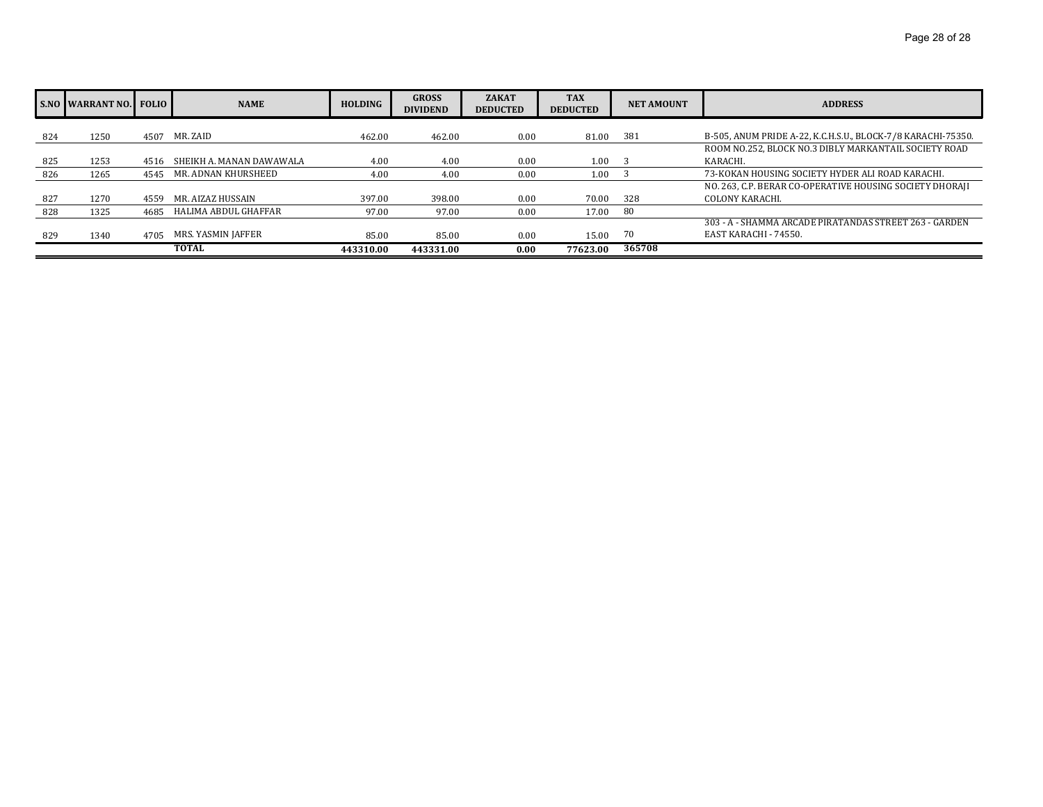| S.NO | WARRANT NO. | FOLIO | NAME | HOLDING | GROSS DIVIDEND | ZAKAT DEDUCTED | TAX DEDUCTED | NET AMOUNT | ADDRESS |
|---|---|---|---|---|---|---|---|---|---|
| 824 | 1250 | 4507 | MR. ZAID | 462.00 | 462.00 | 0.00 | 81.00 | 381 | B-505, ANUM PRIDE A-22, K.C.H.S.U., BLOCK-7/8 KARACHI-75350. |
| 825 | 1253 | 4516 | SHEIKH A. MANAN DAWAWALA | 4.00 | 4.00 | 0.00 | 1.00 | 3 | ROOM NO.252, BLOCK NO.3 DIBLY MARKANTAIL SOCIETY ROAD KARACHI. |
| 826 | 1265 | 4545 | MR. ADNAN KHURSHEED | 4.00 | 4.00 | 0.00 | 1.00 | 3 | 73-KOKAN HOUSING SOCIETY HYDER ALI ROAD KARACHI. |
| 827 | 1270 | 4559 | MR. AIZAZ HUSSAIN | 397.00 | 398.00 | 0.00 | 70.00 | 328 | NO. 263, C.P. BERAR CO-OPERATIVE HOUSING SOCIETY DHORAJI COLONY KARACHI. |
| 828 | 1325 | 4685 | HALIMA ABDUL GHAFFAR | 97.00 | 97.00 | 0.00 | 17.00 | 80 | |
| 829 | 1340 | 4705 | MRS. YASMIN JAFFER | 85.00 | 85.00 | 0.00 | 15.00 | 70 | 303 - A - SHAMMA ARCADE PIRATANDAS STREET 263 - GARDEN EAST KARACHI - 74550. |
| | | | **TOTAL** | **443310.00** | **443331.00** | **0.00** | **77623.00** | **365708** | |